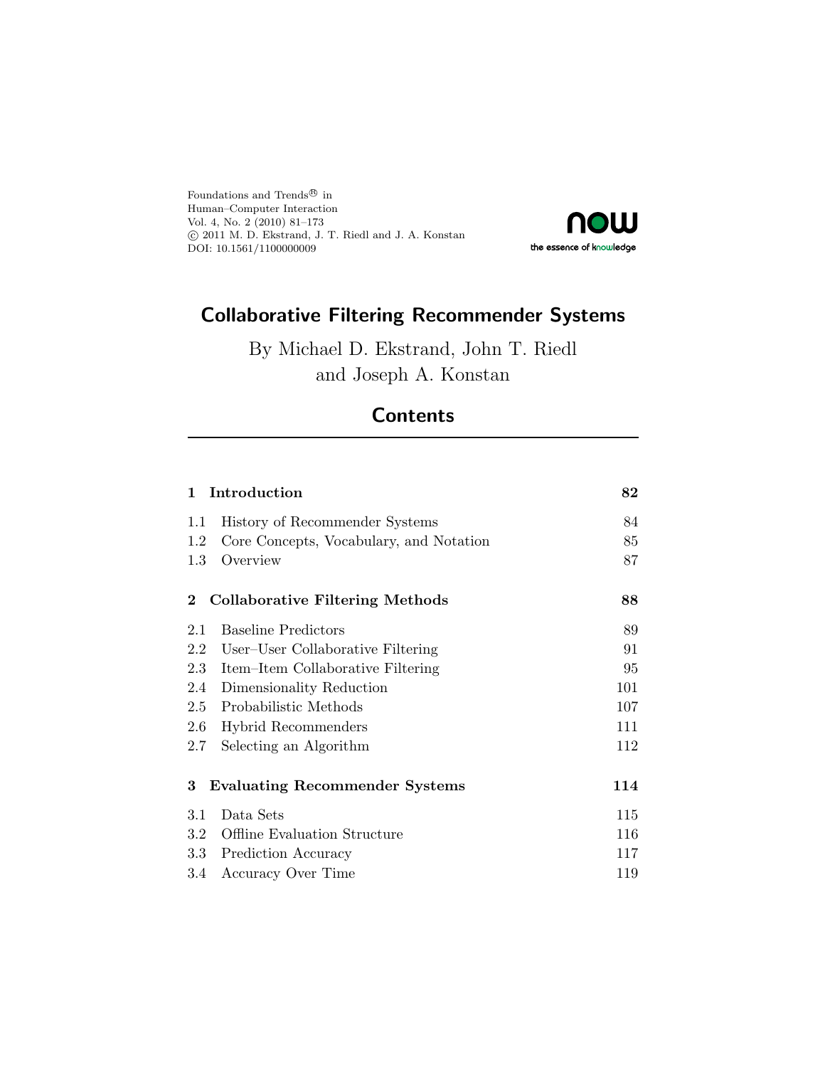Foundations and Trends® in
Human–Computer Interaction
Vol. 4, No. 2 (2010) 81–173
© 2011 M. D. Ekstrand, J. T. Riedl and J. A. Konstan
DOI: 10.1561/1100000009

# Collaborative Filtering Recommender Systems

By Michael D. Ekstrand, John T. Riedl and Joseph A. Konstan

## Contents

**1 Introduction** **82**

1.1 History of Recommender Systems 84
1.2 Core Concepts, Vocabulary, and Notation 85
1.3 Overview 87

**2 Collaborative Filtering Methods** **88**

2.1 Baseline Predictors 89
2.2 User–User Collaborative Filtering 91
2.3 Item–Item Collaborative Filtering 95
2.4 Dimensionality Reduction 101
2.5 Probabilistic Methods 107
2.6 Hybrid Recommenders 111
2.7 Selecting an Algorithm 112

**3 Evaluating Recommender Systems** **114**

3.1 Data Sets 115
3.2 Offline Evaluation Structure 116
3.3 Prediction Accuracy 117
3.4 Accuracy Over Time 119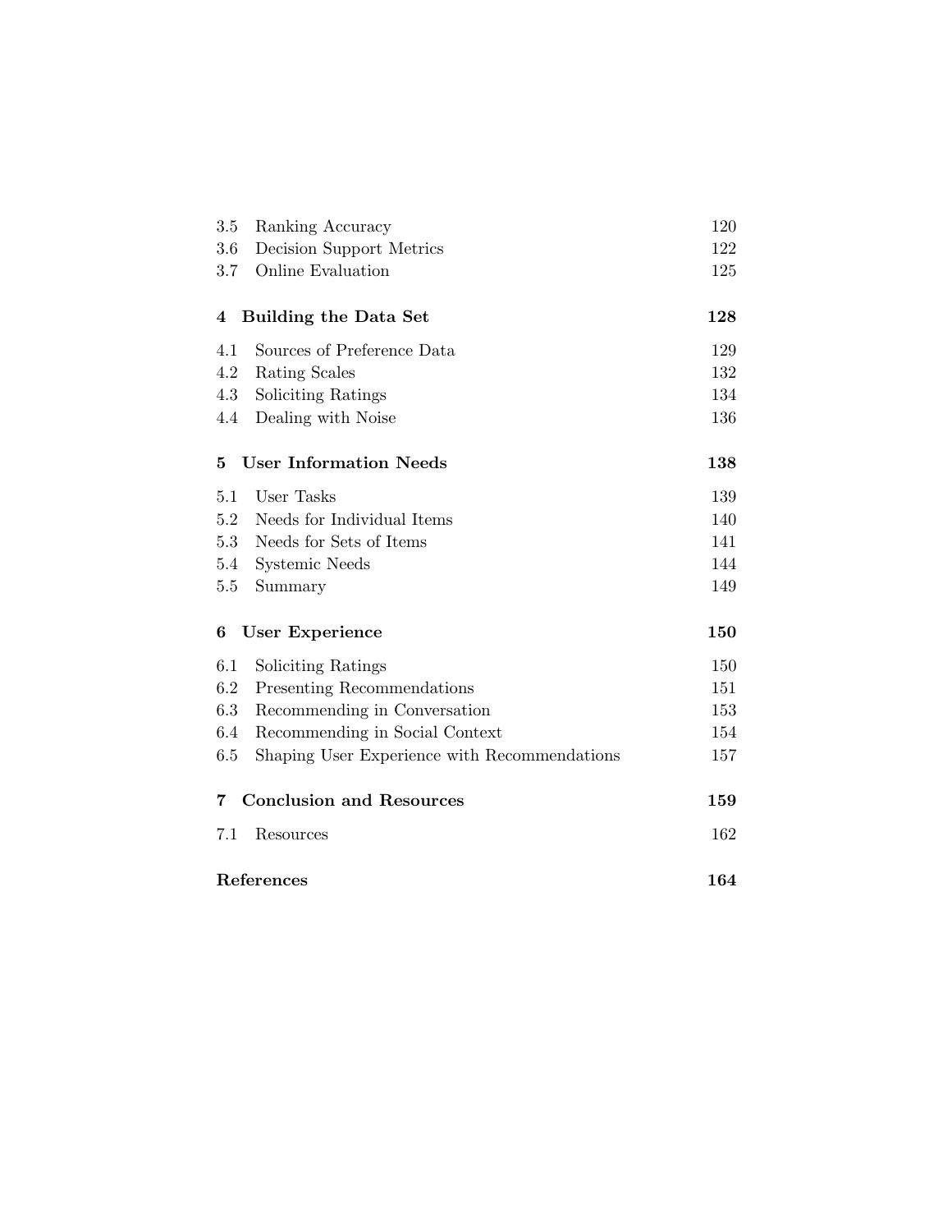| | | |
|---|---|---|
| 3.5 | Ranking Accuracy | 120 |
| 3.6 | Decision Support Metrics | 122 |
| 3.7 | Online Evaluation | 125 |
| **4** | **Building the Data Set** | **128** |
| 4.1 | Sources of Preference Data | 129 |
| 4.2 | Rating Scales | 132 |
| 4.3 | Soliciting Ratings | 134 |
| 4.4 | Dealing with Noise | 136 |
| **5** | **User Information Needs** | **138** |
| 5.1 | User Tasks | 139 |
| 5.2 | Needs for Individual Items | 140 |
| 5.3 | Needs for Sets of Items | 141 |
| 5.4 | Systemic Needs | 144 |
| 5.5 | Summary | 149 |
| **6** | **User Experience** | **150** |
| 6.1 | Soliciting Ratings | 150 |
| 6.2 | Presenting Recommendations | 151 |
| 6.3 | Recommending in Conversation | 153 |
| 6.4 | Recommending in Social Context | 154 |
| 6.5 | Shaping User Experience with Recommendations | 157 |
| **7** | **Conclusion and Resources** | **159** |
| 7.1 | Resources | 162 |
| | **References** | **164** |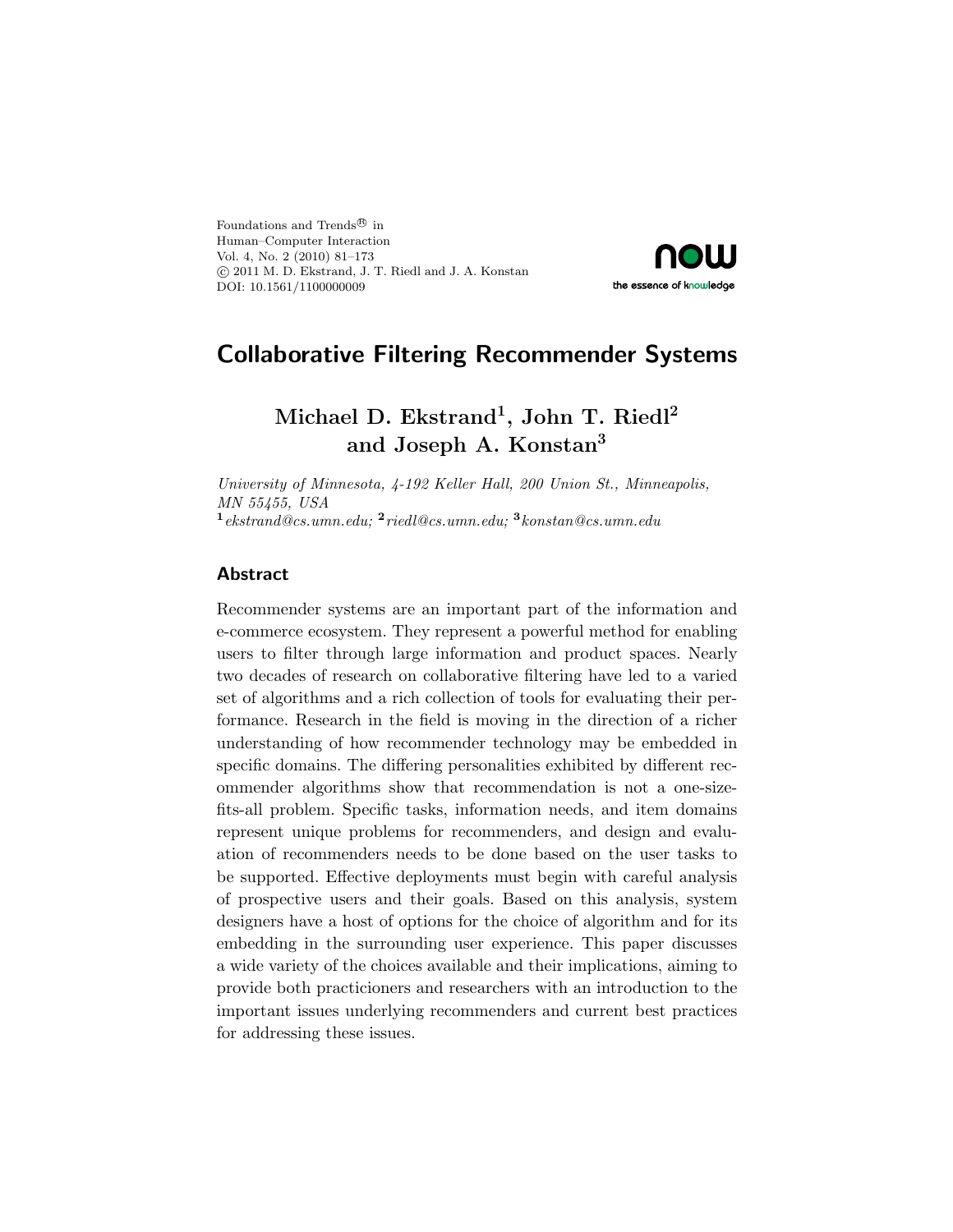Foundations and Trends® in
Human–Computer Interaction
Vol. 4, No. 2 (2010) 81–173
© 2011 M. D. Ekstrand, J. T. Riedl and J. A. Konstan
DOI: 10.1561/1100000009

# Collaborative Filtering Recommender Systems

**Michael D. Ekstrand[1], John T. Riedl[2] and Joseph A. Konstan[3]**

*University of Minnesota, 4-192 Keller Hall, 200 Union St., Minneapolis, MN 55455, USA*
[1] *ekstrand@cs.umn.edu;* [2] *riedl@cs.umn.edu;* [3] *konstan@cs.umn.edu*

## Abstract

Recommender systems are an important part of the information and e-commerce ecosystem. They represent a powerful method for enabling users to filter through large information and product spaces. Nearly two decades of research on collaborative filtering have led to a varied set of algorithms and a rich collection of tools for evaluating their performance. Research in the field is moving in the direction of a richer understanding of how recommender technology may be embedded in specific domains. The differing personalities exhibited by different recommender algorithms show that recommendation is not a one-size-fits-all problem. Specific tasks, information needs, and item domains represent unique problems for recommenders, and design and evaluation of recommenders needs to be done based on the user tasks to be supported. Effective deployments must begin with careful analysis of prospective users and their goals. Based on this analysis, system designers have a host of options for the choice of algorithm and for its embedding in the surrounding user experience. This paper discusses a wide variety of the choices available and their implications, aiming to provide both practicioners and researchers with an introduction to the important issues underlying recommenders and current best practices for addressing these issues.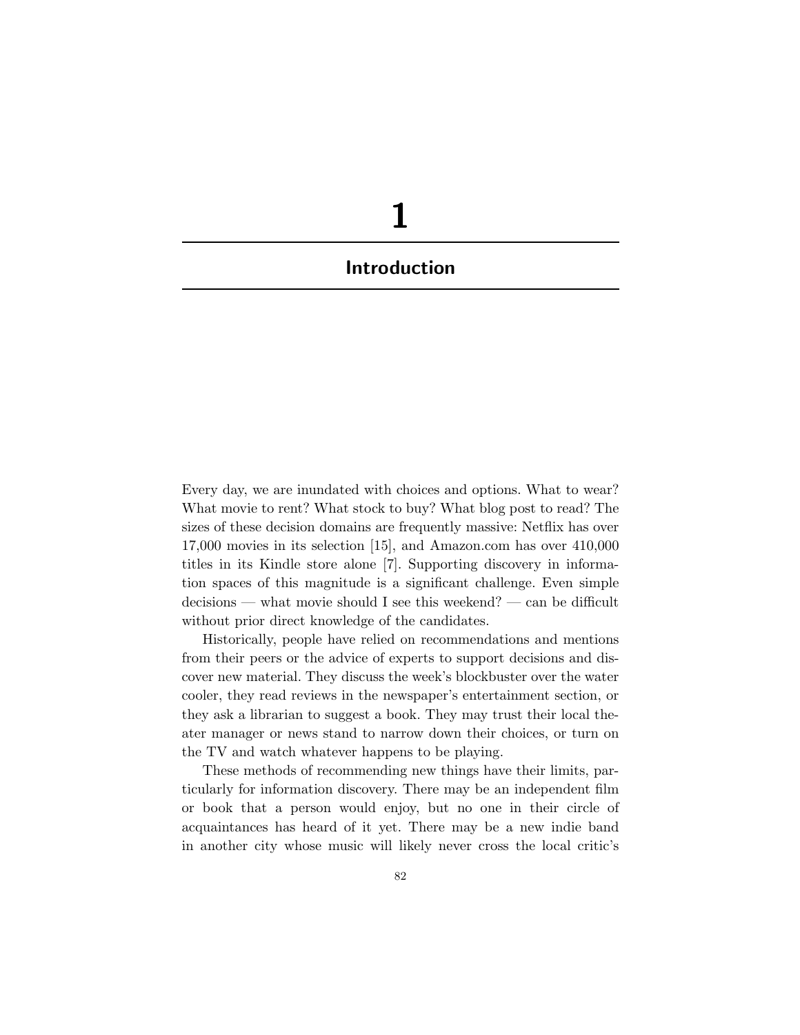# 1

# Introduction

Every day, we are inundated with choices and options. What to wear? What movie to rent? What stock to buy? What blog post to read? The sizes of these decision domains are frequently massive: Netflix has over 17,000 movies in its selection [15], and Amazon.com has over 410,000 titles in its Kindle store alone [7]. Supporting discovery in information spaces of this magnitude is a significant challenge. Even simple decisions — what movie should I see this weekend? — can be difficult without prior direct knowledge of the candidates.

Historically, people have relied on recommendations and mentions from their peers or the advice of experts to support decisions and discover new material. They discuss the week's blockbuster over the water cooler, they read reviews in the newspaper's entertainment section, or they ask a librarian to suggest a book. They may trust their local theater manager or news stand to narrow down their choices, or turn on the TV and watch whatever happens to be playing.

These methods of recommending new things have their limits, particularly for information discovery. There may be an independent film or book that a person would enjoy, but no one in their circle of acquaintances has heard of it yet. There may be a new indie band in another city whose music will likely never cross the local critic's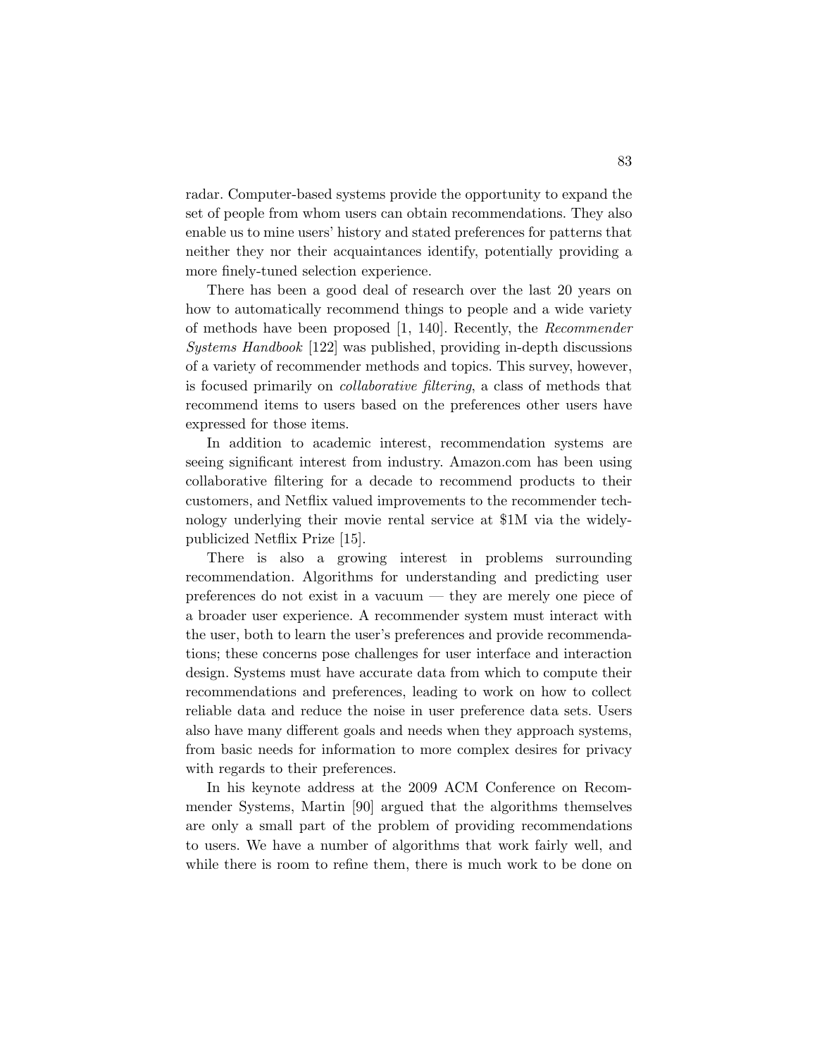radar. Computer-based systems provide the opportunity to expand the set of people from whom users can obtain recommendations. They also enable us to mine users' history and stated preferences for patterns that neither they nor their acquaintances identify, potentially providing a more finely-tuned selection experience.

There has been a good deal of research over the last 20 years on how to automatically recommend things to people and a wide variety of methods have been proposed [1, 140]. Recently, the *Recommender Systems Handbook* [122] was published, providing in-depth discussions of a variety of recommender methods and topics. This survey, however, is focused primarily on *collaborative filtering*, a class of methods that recommend items to users based on the preferences other users have expressed for those items.

In addition to academic interest, recommendation systems are seeing significant interest from industry. Amazon.com has been using collaborative filtering for a decade to recommend products to their customers, and Netflix valued improvements to the recommender technology underlying their movie rental service at $1M via the widely-publicized Netflix Prize [15].

There is also a growing interest in problems surrounding recommendation. Algorithms for understanding and predicting user preferences do not exist in a vacuum — they are merely one piece of a broader user experience. A recommender system must interact with the user, both to learn the user's preferences and provide recommendations; these concerns pose challenges for user interface and interaction design. Systems must have accurate data from which to compute their recommendations and preferences, leading to work on how to collect reliable data and reduce the noise in user preference data sets. Users also have many different goals and needs when they approach systems, from basic needs for information to more complex desires for privacy with regards to their preferences.

In his keynote address at the 2009 ACM Conference on Recommender Systems, Martin [90] argued that the algorithms themselves are only a small part of the problem of providing recommendations to users. We have a number of algorithms that work fairly well, and while there is room to refine them, there is much work to be done on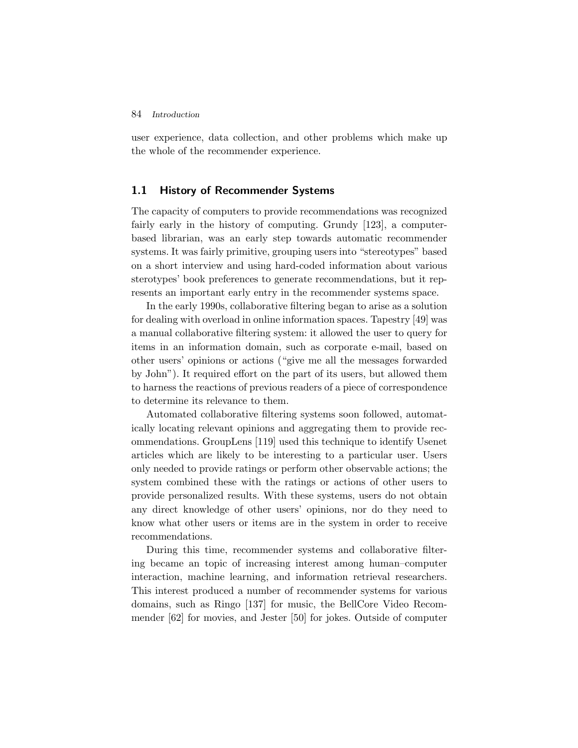user experience, data collection, and other problems which make up the whole of the recommender experience.

## 1.1 History of Recommender Systems

The capacity of computers to provide recommendations was recognized fairly early in the history of computing. Grundy [123], a computer-based librarian, was an early step towards automatic recommender systems. It was fairly primitive, grouping users into "stereotypes" based on a short interview and using hard-coded information about various sterotypes' book preferences to generate recommendations, but it represents an important early entry in the recommender systems space.

In the early 1990s, collaborative filtering began to arise as a solution for dealing with overload in online information spaces. Tapestry [49] was a manual collaborative filtering system: it allowed the user to query for items in an information domain, such as corporate e-mail, based on other users' opinions or actions ("give me all the messages forwarded by John"). It required effort on the part of its users, but allowed them to harness the reactions of previous readers of a piece of correspondence to determine its relevance to them.

Automated collaborative filtering systems soon followed, automatically locating relevant opinions and aggregating them to provide recommendations. GroupLens [119] used this technique to identify Usenet articles which are likely to be interesting to a particular user. Users only needed to provide ratings or perform other observable actions; the system combined these with the ratings or actions of other users to provide personalized results. With these systems, users do not obtain any direct knowledge of other users' opinions, nor do they need to know what other users or items are in the system in order to receive recommendations.

During this time, recommender systems and collaborative filtering became an topic of increasing interest among human–computer interaction, machine learning, and information retrieval researchers. This interest produced a number of recommender systems for various domains, such as Ringo [137] for music, the BellCore Video Recommender [62] for movies, and Jester [50] for jokes. Outside of computer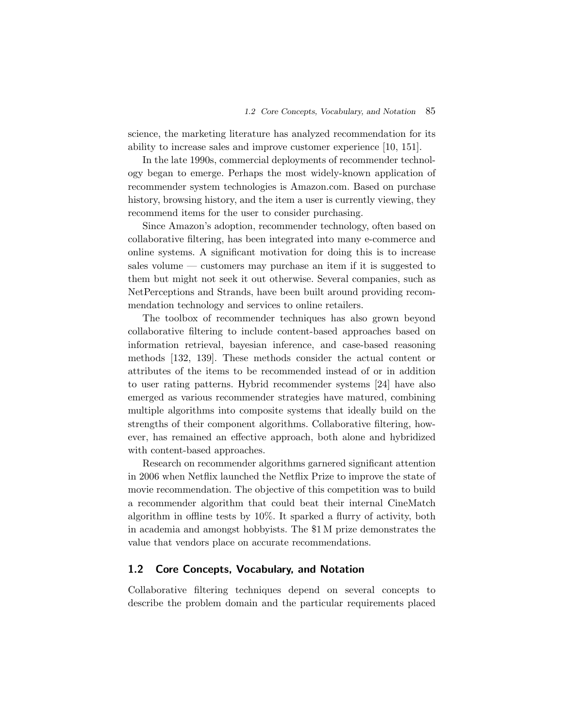science, the marketing literature has analyzed recommendation for its ability to increase sales and improve customer experience [10, 151].

In the late 1990s, commercial deployments of recommender technology began to emerge. Perhaps the most widely-known application of recommender system technologies is Amazon.com. Based on purchase history, browsing history, and the item a user is currently viewing, they recommend items for the user to consider purchasing.

Since Amazon's adoption, recommender technology, often based on collaborative filtering, has been integrated into many e-commerce and online systems. A significant motivation for doing this is to increase sales volume — customers may purchase an item if it is suggested to them but might not seek it out otherwise. Several companies, such as NetPerceptions and Strands, have been built around providing recommendation technology and services to online retailers.

The toolbox of recommender techniques has also grown beyond collaborative filtering to include content-based approaches based on information retrieval, bayesian inference, and case-based reasoning methods [132, 139]. These methods consider the actual content or attributes of the items to be recommended instead of or in addition to user rating patterns. Hybrid recommender systems [24] have also emerged as various recommender strategies have matured, combining multiple algorithms into composite systems that ideally build on the strengths of their component algorithms. Collaborative filtering, however, has remained an effective approach, both alone and hybridized with content-based approaches.

Research on recommender algorithms garnered significant attention in 2006 when Netflix launched the Netflix Prize to improve the state of movie recommendation. The objective of this competition was to build a recommender algorithm that could beat their internal CineMatch algorithm in offline tests by 10%. It sparked a flurry of activity, both in academia and amongst hobbyists. The $1 M prize demonstrates the value that vendors place on accurate recommendations.

## 1.2 Core Concepts, Vocabulary, and Notation

Collaborative filtering techniques depend on several concepts to describe the problem domain and the particular requirements placed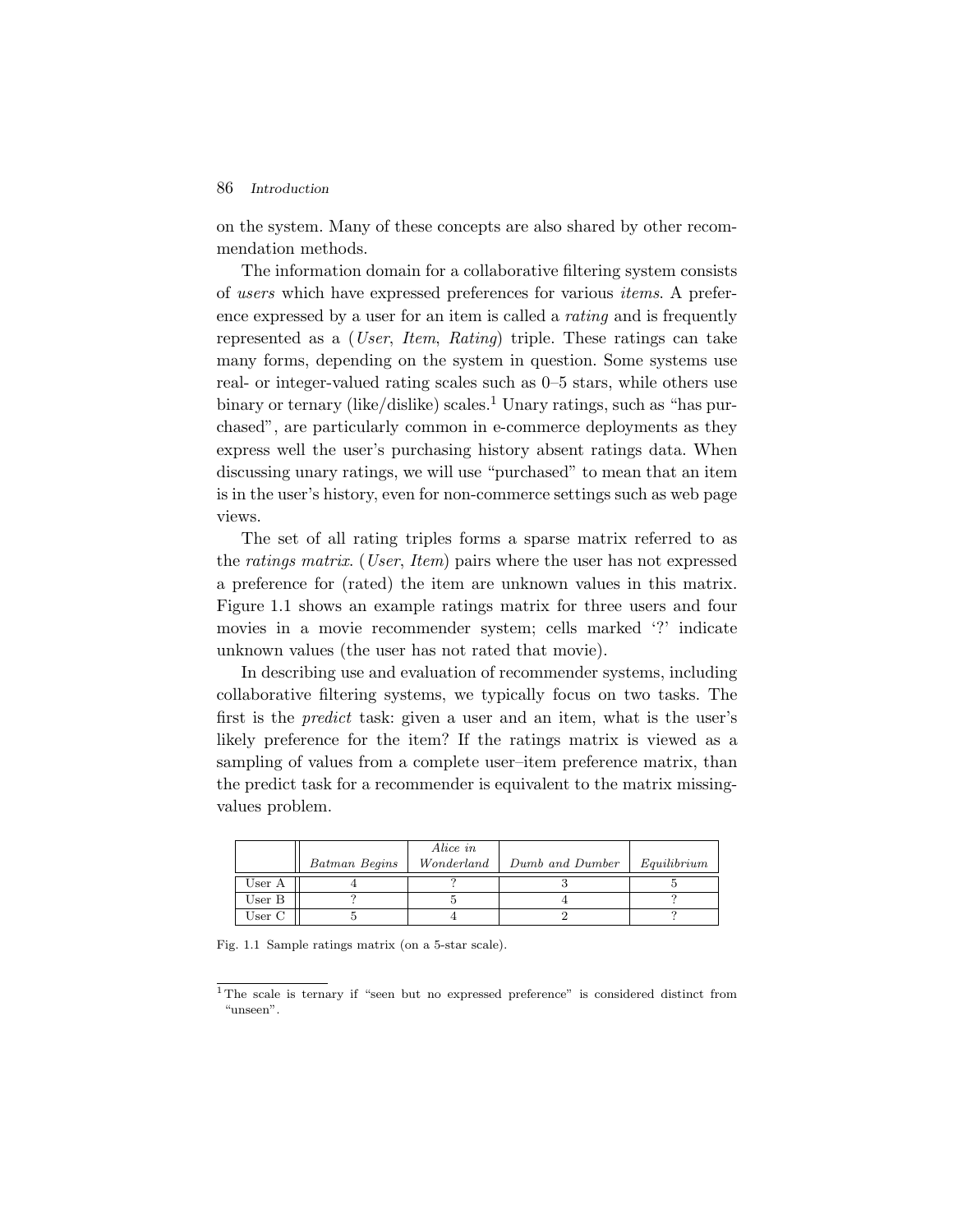on the system. Many of these concepts are also shared by other recommendation methods.

The information domain for a collaborative filtering system consists of *users* which have expressed preferences for various *items*. A preference expressed by a user for an item is called a *rating* and is frequently represented as a (*User*, *Item*, *Rating*) triple. These ratings can take many forms, depending on the system in question. Some systems use real- or integer-valued rating scales such as 0–5 stars, while others use binary or ternary (like/dislike) scales.[1] Unary ratings, such as "has purchased", are particularly common in e-commerce deployments as they express well the user's purchasing history absent ratings data. When discussing unary ratings, we will use "purchased" to mean that an item is in the user's history, even for non-commerce settings such as web page views.

The set of all rating triples forms a sparse matrix referred to as the *ratings matrix*. (*User*, *Item*) pairs where the user has not expressed a preference for (rated) the item are unknown values in this matrix. Figure 1.1 shows an example ratings matrix for three users and four movies in a movie recommender system; cells marked '?' indicate unknown values (the user has not rated that movie).

In describing use and evaluation of recommender systems, including collaborative filtering systems, we typically focus on two tasks. The first is the *predict* task: given a user and an item, what is the user's likely preference for the item? If the ratings matrix is viewed as a sampling of values from a complete user–item preference matrix, than the predict task for a recommender is equivalent to the matrix missing-values problem.

| | *Batman Begins* | *Alice in Wonderland* | *Dumb and Dumber* | *Equilibrium* |
|---|---|---|---|---|
| User A | 4 | ? | 3 | 5 |
| User B | ? | 5 | 4 | ? |
| User C | 5 | 4 | 2 | ? |

Fig. 1.1 Sample ratings matrix (on a 5-star scale).

[1] The scale is ternary if "seen but no expressed preference" is considered distinct from "unseen".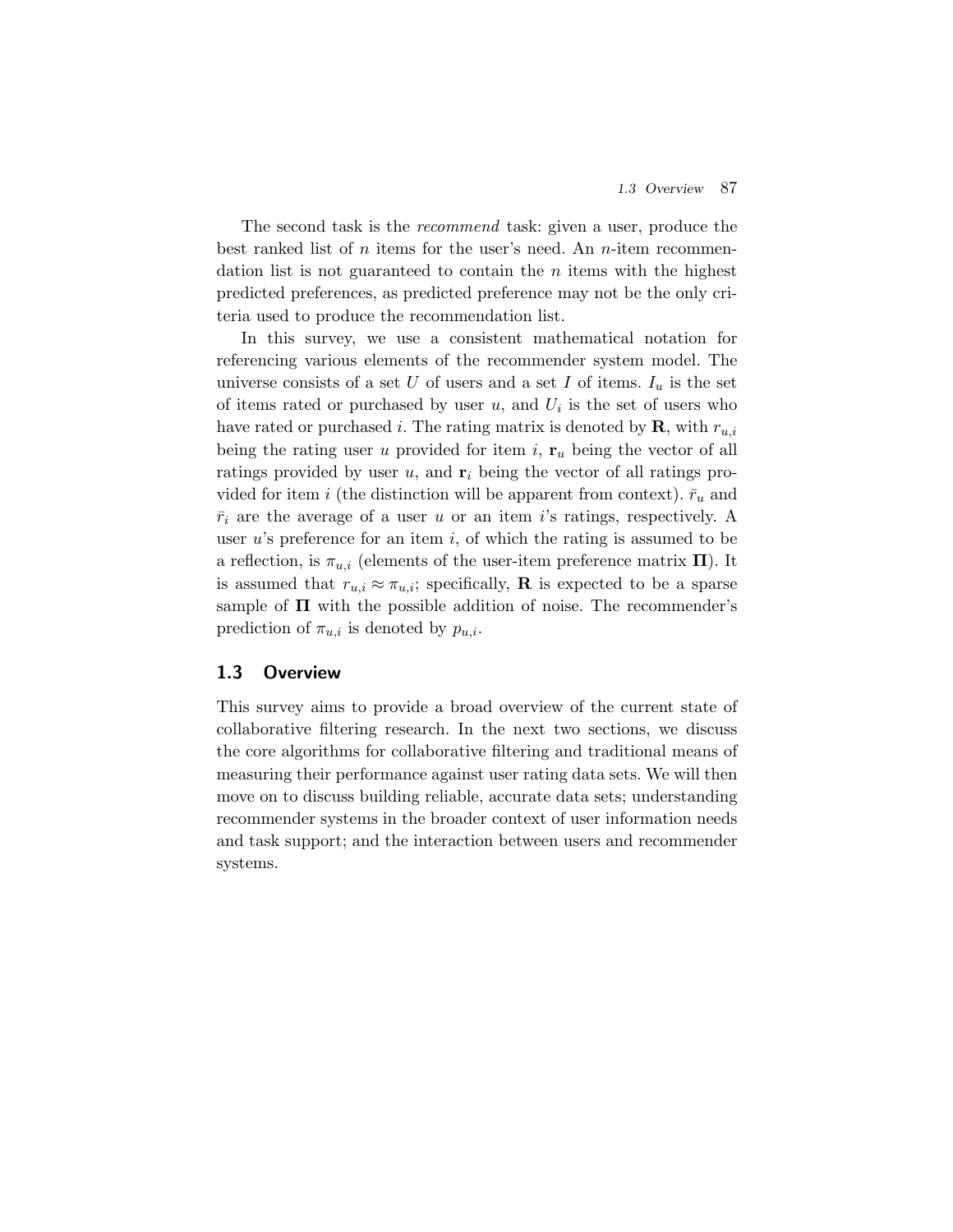The second task is the *recommend* task: given a user, produce the best ranked list of $n$ items for the user's need. An $n$-item recommendation list is not guaranteed to contain the $n$ items with the highest predicted preferences, as predicted preference may not be the only criteria used to produce the recommendation list.

In this survey, we use a consistent mathematical notation for referencing various elements of the recommender system model. The universe consists of a set $U$ of users and a set $I$ of items. $I_u$ is the set of items rated or purchased by user $u$, and $U_i$ is the set of users who have rated or purchased $i$. The rating matrix is denoted by $\mathbf{R}$, with $r_{u,i}$ being the rating user $u$ provided for item $i$, $\mathbf{r}_u$ being the vector of all ratings provided by user $u$, and $\mathbf{r}_i$ being the vector of all ratings provided for item $i$ (the distinction will be apparent from context). $\bar{r}_u$ and $\bar{r}_i$ are the average of a user $u$ or an item $i$'s ratings, respectively. A user $u$'s preference for an item $i$, of which the rating is assumed to be a reflection, is $\pi_{u,i}$ (elements of the user-item preference matrix $\mathbf{\Pi}$). It is assumed that $r_{u,i} \approx \pi_{u,i}$; specifically, $\mathbf{R}$ is expected to be a sparse sample of $\mathbf{\Pi}$ with the possible addition of noise. The recommender's prediction of $\pi_{u,i}$ is denoted by $p_{u,i}$.

## 1.3 Overview

This survey aims to provide a broad overview of the current state of collaborative filtering research. In the next two sections, we discuss the core algorithms for collaborative filtering and traditional means of measuring their performance against user rating data sets. We will then move on to discuss building reliable, accurate data sets; understanding recommender systems in the broader context of user information needs and task support; and the interaction between users and recommender systems.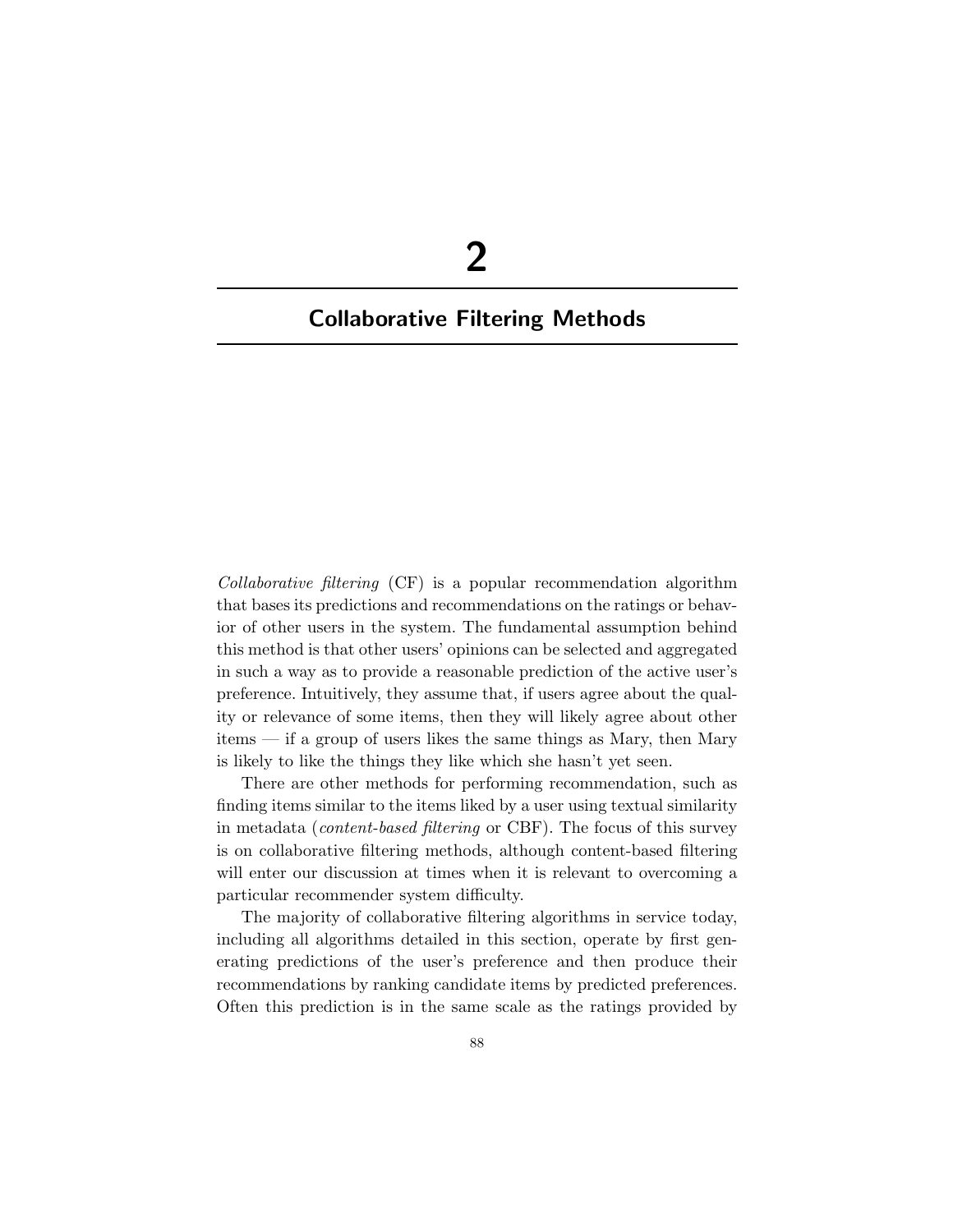# 2

# Collaborative Filtering Methods

*Collaborative filtering* (CF) is a popular recommendation algorithm that bases its predictions and recommendations on the ratings or behavior of other users in the system. The fundamental assumption behind this method is that other users' opinions can be selected and aggregated in such a way as to provide a reasonable prediction of the active user's preference. Intuitively, they assume that, if users agree about the quality or relevance of some items, then they will likely agree about other items — if a group of users likes the same things as Mary, then Mary is likely to like the things they like which she hasn't yet seen.

There are other methods for performing recommendation, such as finding items similar to the items liked by a user using textual similarity in metadata (*content-based filtering* or CBF). The focus of this survey is on collaborative filtering methods, although content-based filtering will enter our discussion at times when it is relevant to overcoming a particular recommender system difficulty.

The majority of collaborative filtering algorithms in service today, including all algorithms detailed in this section, operate by first generating predictions of the user's preference and then produce their recommendations by ranking candidate items by predicted preferences. Often this prediction is in the same scale as the ratings provided by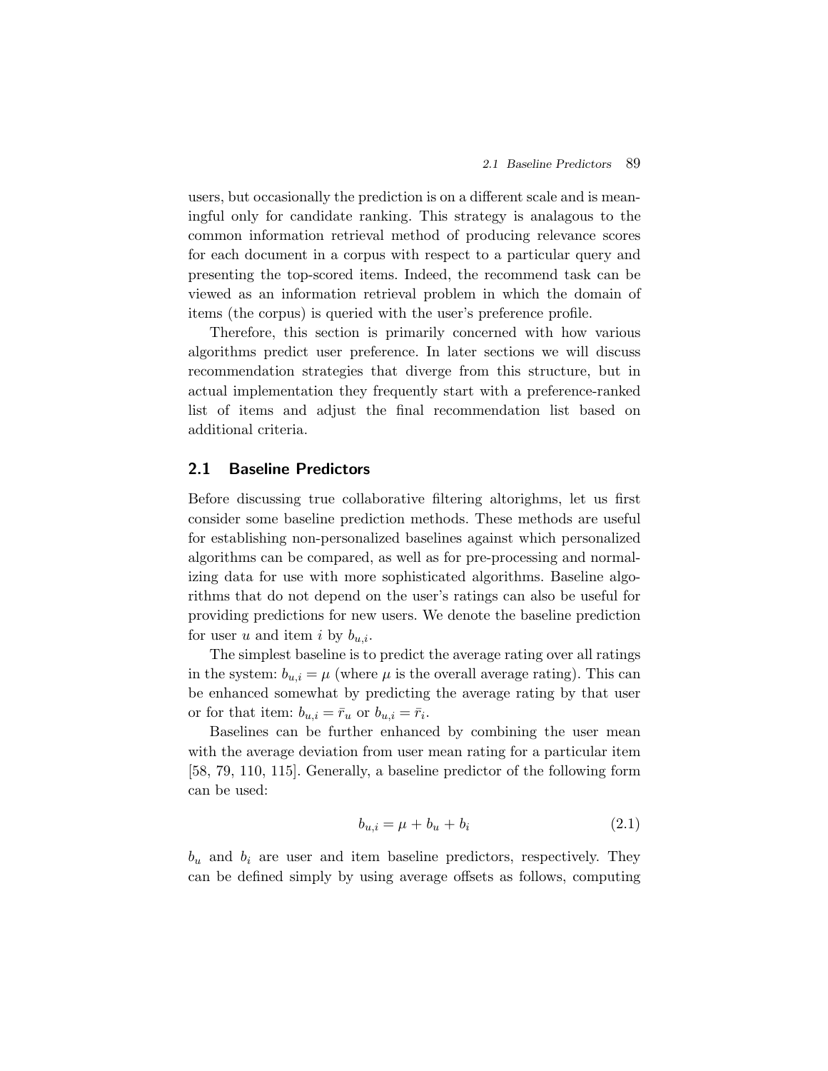users, but occasionally the prediction is on a different scale and is meaningful only for candidate ranking. This strategy is analagous to the common information retrieval method of producing relevance scores for each document in a corpus with respect to a particular query and presenting the top-scored items. Indeed, the recommend task can be viewed as an information retrieval problem in which the domain of items (the corpus) is queried with the user's preference profile.

Therefore, this section is primarily concerned with how various algorithms predict user preference. In later sections we will discuss recommendation strategies that diverge from this structure, but in actual implementation they frequently start with a preference-ranked list of items and adjust the final recommendation list based on additional criteria.

## 2.1 Baseline Predictors

Before discussing true collaborative filtering altorighms, let us first consider some baseline prediction methods. These methods are useful for establishing non-personalized baselines against which personalized algorithms can be compared, as well as for pre-processing and normalizing data for use with more sophisticated algorithms. Baseline algorithms that do not depend on the user's ratings can also be useful for providing predictions for new users. We denote the baseline prediction for user $u$ and item $i$ by $b_{u,i}$.

The simplest baseline is to predict the average rating over all ratings in the system: $b_{u,i} = \mu$ (where $\mu$ is the overall average rating). This can be enhanced somewhat by predicting the average rating by that user or for that item: $b_{u,i} = \bar{r}_u$ or $b_{u,i} = \bar{r}_i$.

Baselines can be further enhanced by combining the user mean with the average deviation from user mean rating for a particular item [58, 79, 110, 115]. Generally, a baseline predictor of the following form can be used:

$$b_{u,i} = \mu + b_u + b_i \tag{2.1}$$

$b_u$ and $b_i$ are user and item baseline predictors, respectively. They can be defined simply by using average offsets as follows, computing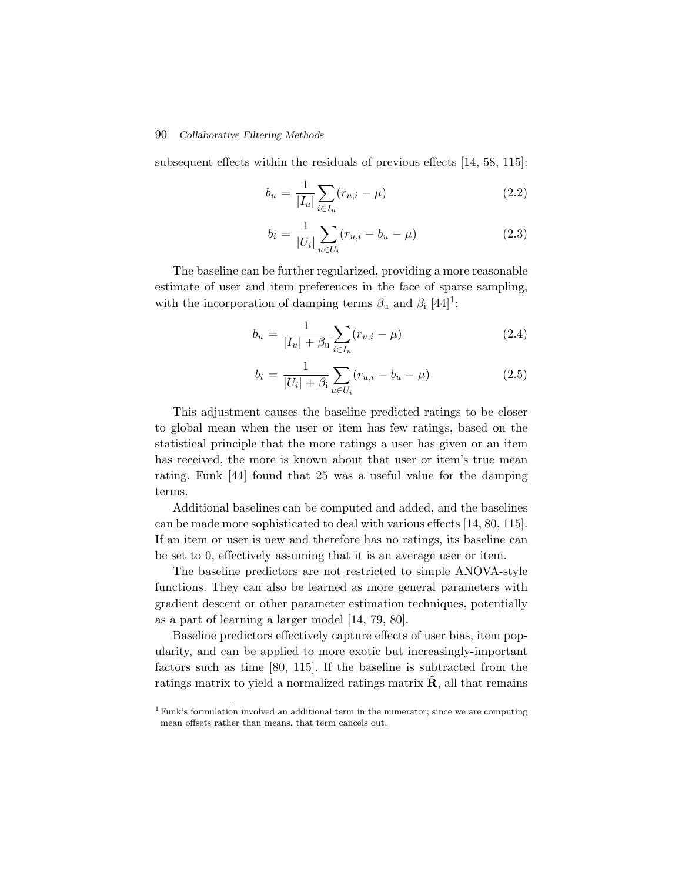subsequent effects within the residuals of previous effects [14, 58, 115]:

$$b_u = \frac{1}{|I_u|} \sum_{i \in I_u} (r_{u,i} - \mu) \tag{2.2}$$

$$b_i = \frac{1}{|U_i|} \sum_{u \in U_i} (r_{u,i} - b_u - \mu) \tag{2.3}$$

The baseline can be further regularized, providing a more reasonable estimate of user and item preferences in the face of sparse sampling, with the incorporation of damping terms $\beta_{\text{u}}$ and $\beta_{\text{i}}$ [44][1]:

$$b_u = \frac{1}{|I_u| + \beta_{\text{u}}} \sum_{i \in I_u} (r_{u,i} - \mu) \tag{2.4}$$

$$b_i = \frac{1}{|U_i| + \beta_{\text{i}}} \sum_{u \in U_i} (r_{u,i} - b_u - \mu) \tag{2.5}$$

This adjustment causes the baseline predicted ratings to be closer to global mean when the user or item has few ratings, based on the statistical principle that the more ratings a user has given or an item has received, the more is known about that user or item's true mean rating. Funk [44] found that 25 was a useful value for the damping terms.

Additional baselines can be computed and added, and the baselines can be made more sophisticated to deal with various effects [14, 80, 115]. If an item or user is new and therefore has no ratings, its baseline can be set to 0, effectively assuming that it is an average user or item.

The baseline predictors are not restricted to simple ANOVA-style functions. They can also be learned as more general parameters with gradient descent or other parameter estimation techniques, potentially as a part of learning a larger model [14, 79, 80].

Baseline predictors effectively capture effects of user bias, item popularity, and can be applied to more exotic but increasingly-important factors such as time [80, 115]. If the baseline is subtracted from the ratings matrix to yield a normalized ratings matrix $\hat{\mathbf{R}}$, all that remains

[1] Funk's formulation involved an additional term in the numerator; since we are computing mean offsets rather than means, that term cancels out.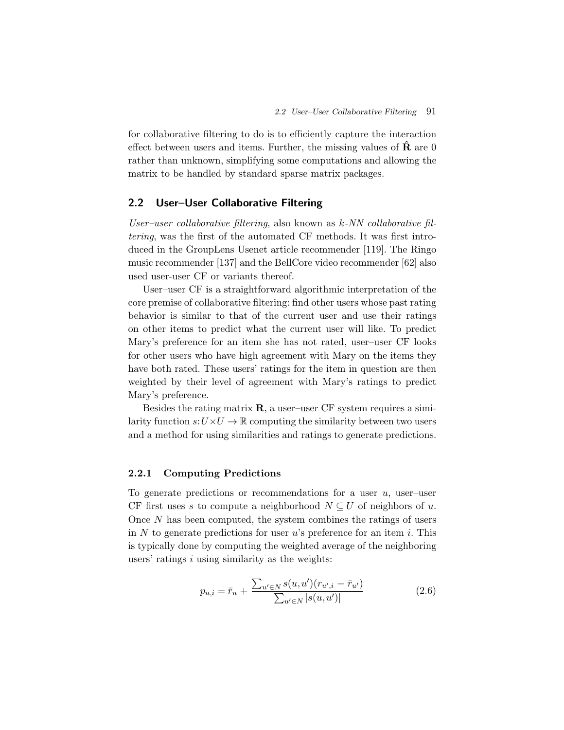for collaborative filtering to do is to efficiently capture the interaction effect between users and items. Further, the missing values of $\hat{\mathbf{R}}$ are 0 rather than unknown, simplifying some computations and allowing the matrix to be handled by standard sparse matrix packages.

## 2.2 User–User Collaborative Filtering

*User–user collaborative filtering*, also known as *k-NN collaborative filtering*, was the first of the automated CF methods. It was first introduced in the GroupLens Usenet article recommender [119]. The Ringo music recommender [137] and the BellCore video recommender [62] also used user-user CF or variants thereof.

User–user CF is a straightforward algorithmic interpretation of the core premise of collaborative filtering: find other users whose past rating behavior is similar to that of the current user and use their ratings on other items to predict what the current user will like. To predict Mary's preference for an item she has not rated, user–user CF looks for other users who have high agreement with Mary on the items they have both rated. These users' ratings for the item in question are then weighted by their level of agreement with Mary's ratings to predict Mary's preference.

Besides the rating matrix $\mathbf{R}$, a user–user CF system requires a similarity function $s: U \times U \rightarrow \mathbb{R}$ computing the similarity between two users and a method for using similarities and ratings to generate predictions.

### 2.2.1 Computing Predictions

To generate predictions or recommendations for a user $u$, user–user CF first uses $s$ to compute a neighborhood $N \subseteq U$ of neighbors of $u$. Once $N$ has been computed, the system combines the ratings of users in $N$ to generate predictions for user $u$'s preference for an item $i$. This is typically done by computing the weighted average of the neighboring users' ratings $i$ using similarity as the weights:

$$p_{u,i} = \bar{r}_u + \frac{\sum_{u' \in N} s(u,u')(r_{u',i} - \bar{r}_{u'})}{\sum_{u' \in N} |s(u,u')|} \tag{2.6}$$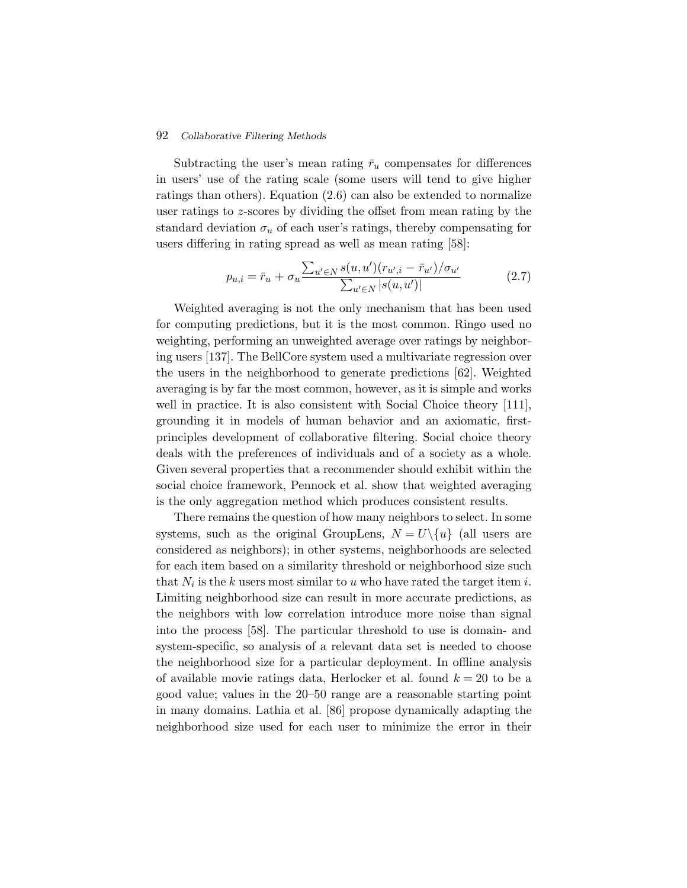Subtracting the user's mean rating $\bar{r}_u$ compensates for differences in users' use of the rating scale (some users will tend to give higher ratings than others). Equation (2.6) can also be extended to normalize user ratings to $z$-scores by dividing the offset from mean rating by the standard deviation $\sigma_u$ of each user's ratings, thereby compensating for users differing in rating spread as well as mean rating [58]:

$$p_{u,i} = \bar{r}_u + \sigma_u \frac{\sum_{u' \in N} s(u,u')(r_{u',i} - \bar{r}_{u'})/\sigma_{u'}}{\sum_{u' \in N} |s(u,u')|} \tag{2.7}$$

Weighted averaging is not the only mechanism that has been used for computing predictions, but it is the most common. Ringo used no weighting, performing an unweighted average over ratings by neighboring users [137]. The BellCore system used a multivariate regression over the users in the neighborhood to generate predictions [62]. Weighted averaging is by far the most common, however, as it is simple and works well in practice. It is also consistent with Social Choice theory [111], grounding it in models of human behavior and an axiomatic, first-principles development of collaborative filtering. Social choice theory deals with the preferences of individuals and of a society as a whole. Given several properties that a recommender should exhibit within the social choice framework, Pennock et al. show that weighted averaging is the only aggregation method which produces consistent results.

There remains the question of how many neighbors to select. In some systems, such as the original GroupLens, $N = U \backslash \{u\}$ (all users are considered as neighbors); in other systems, neighborhoods are selected for each item based on a similarity threshold or neighborhood size such that $N_i$ is the $k$ users most similar to $u$ who have rated the target item $i$. Limiting neighborhood size can result in more accurate predictions, as the neighbors with low correlation introduce more noise than signal into the process [58]. The particular threshold to use is domain- and system-specific, so analysis of a relevant data set is needed to choose the neighborhood size for a particular deployment. In offline analysis of available movie ratings data, Herlocker et al. found $k = 20$ to be a good value; values in the 20–50 range are a reasonable starting point in many domains. Lathia et al. [86] propose dynamically adapting the neighborhood size used for each user to minimize the error in their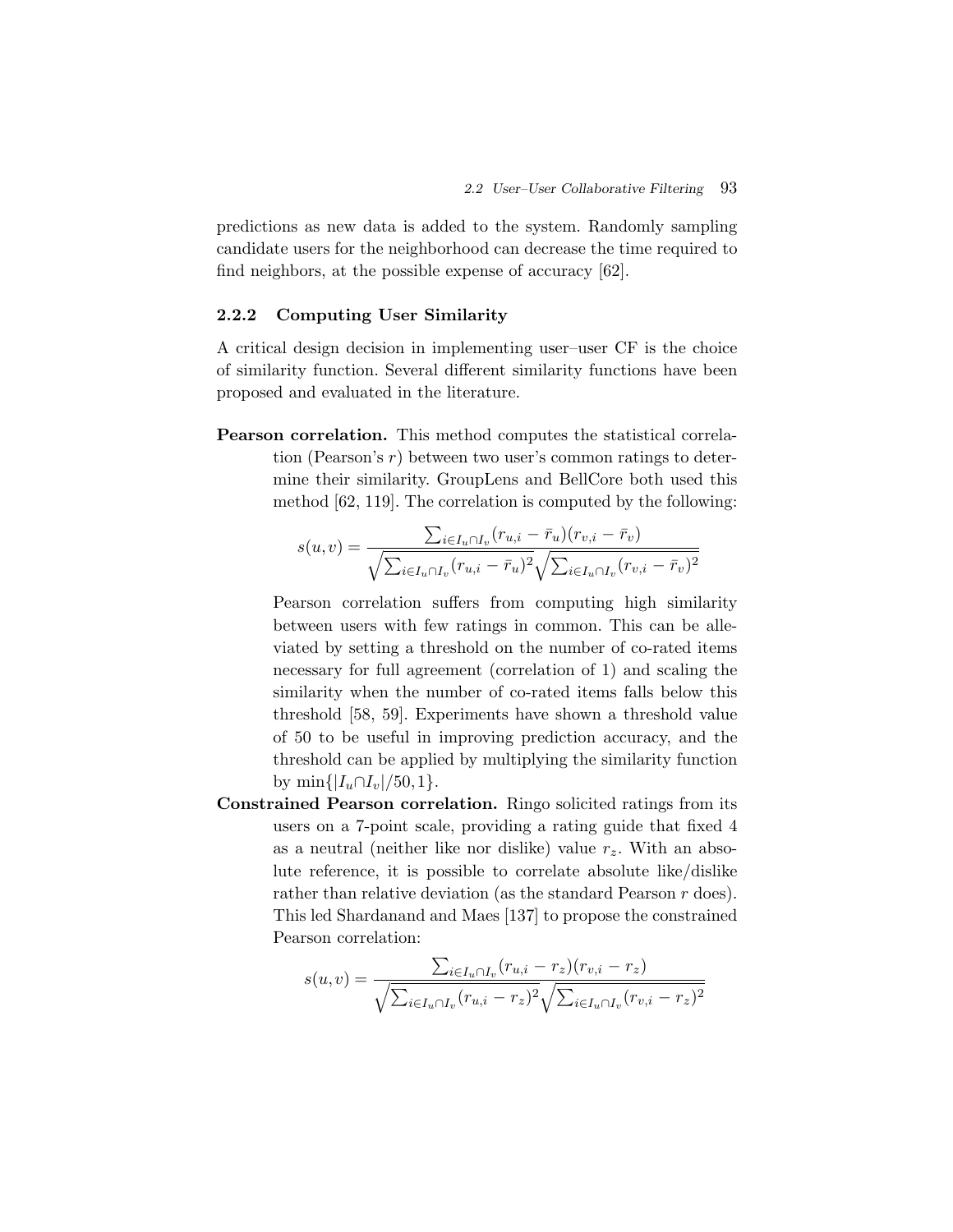predictions as new data is added to the system. Randomly sampling candidate users for the neighborhood can decrease the time required to find neighbors, at the possible expense of accuracy [62].

### 2.2.2 Computing User Similarity

A critical design decision in implementing user–user CF is the choice of similarity function. Several different similarity functions have been proposed and evaluated in the literature.

**Pearson correlation.** This method computes the statistical correlation (Pearson's $r$) between two user's common ratings to determine their similarity. GroupLens and BellCore both used this method [62, 119]. The correlation is computed by the following:

$$s(u,v) = \frac{\sum_{i \in I_u \cap I_v} (r_{u,i} - \bar{r}_u)(r_{v,i} - \bar{r}_v)}{\sqrt{\sum_{i \in I_u \cap I_v} (r_{u,i} - \bar{r}_u)^2} \sqrt{\sum_{i \in I_u \cap I_v} (r_{v,i} - \bar{r}_v)^2}}$$

Pearson correlation suffers from computing high similarity between users with few ratings in common. This can be alleviated by setting a threshold on the number of co-rated items necessary for full agreement (correlation of 1) and scaling the similarity when the number of co-rated items falls below this threshold [58, 59]. Experiments have shown a threshold value of 50 to be useful in improving prediction accuracy, and the threshold can be applied by multiplying the similarity function by $\min\{|I_u \cap I_v|/50, 1\}$.

**Constrained Pearson correlation.** Ringo solicited ratings from its users on a 7-point scale, providing a rating guide that fixed 4 as a neutral (neither like nor dislike) value $r_z$. With an absolute reference, it is possible to correlate absolute like/dislike rather than relative deviation (as the standard Pearson $r$ does). This led Shardanand and Maes [137] to propose the constrained Pearson correlation:

$$s(u,v) = \frac{\sum_{i \in I_u \cap I_v} (r_{u,i} - r_z)(r_{v,i} - r_z)}{\sqrt{\sum_{i \in I_u \cap I_v} (r_{u,i} - r_z)^2} \sqrt{\sum_{i \in I_u \cap I_v} (r_{v,i} - r_z)^2}}$$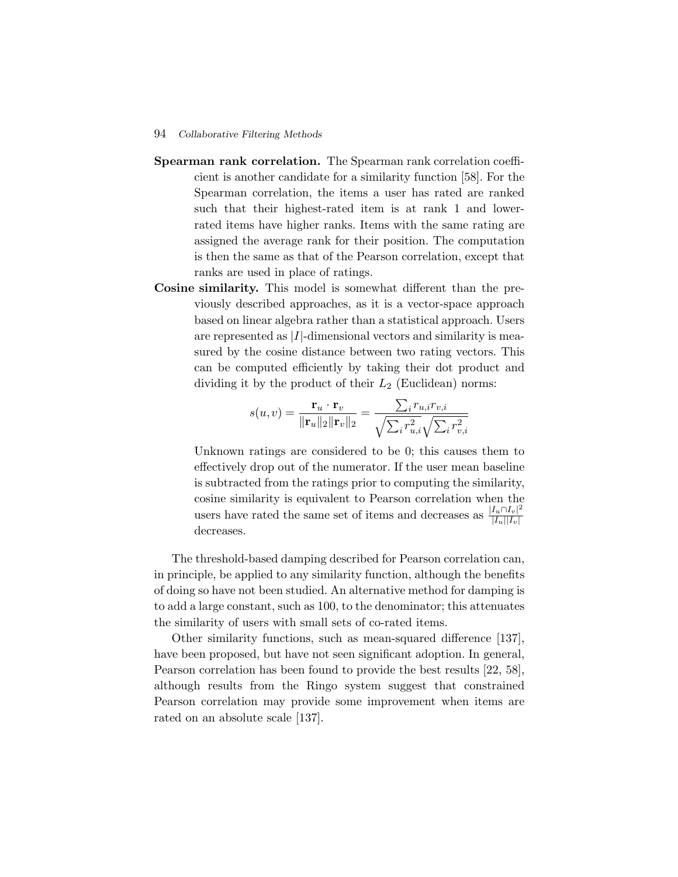**Spearman rank correlation.** The Spearman rank correlation coefficient is another candidate for a similarity function [58]. For the Spearman correlation, the items a user has rated are ranked such that their highest-rated item is at rank 1 and lower-rated items have higher ranks. Items with the same rating are assigned the average rank for their position. The computation is then the same as that of the Pearson correlation, except that ranks are used in place of ratings.

**Cosine similarity.** This model is somewhat different than the previously described approaches, as it is a vector-space approach based on linear algebra rather than a statistical approach. Users are represented as $|I|$-dimensional vectors and similarity is measured by the cosine distance between two rating vectors. This can be computed efficiently by taking their dot product and dividing it by the product of their $L_2$ (Euclidean) norms:

$$s(u,v) = \frac{\mathbf{r}_u \cdot \mathbf{r}_v}{\|\mathbf{r}_u\|_2 \|\mathbf{r}_v\|_2} = \frac{\sum_i r_{u,i} r_{v,i}}{\sqrt{\sum_i r_{u,i}^2}\sqrt{\sum_i r_{v,i}^2}}$$

Unknown ratings are considered to be 0; this causes them to effectively drop out of the numerator. If the user mean baseline is subtracted from the ratings prior to computing the similarity, cosine similarity is equivalent to Pearson correlation when the users have rated the same set of items and decreases as $\frac{|I_u \cap I_v|^2}{|I_u||I_v|}$ decreases.

The threshold-based damping described for Pearson correlation can, in principle, be applied to any similarity function, although the benefits of doing so have not been studied. An alternative method for damping is to add a large constant, such as 100, to the denominator; this attenuates the similarity of users with small sets of co-rated items.

Other similarity functions, such as mean-squared difference [137], have been proposed, but have not seen significant adoption. In general, Pearson correlation has been found to provide the best results [22, 58], although results from the Ringo system suggest that constrained Pearson correlation may provide some improvement when items are rated on an absolute scale [137].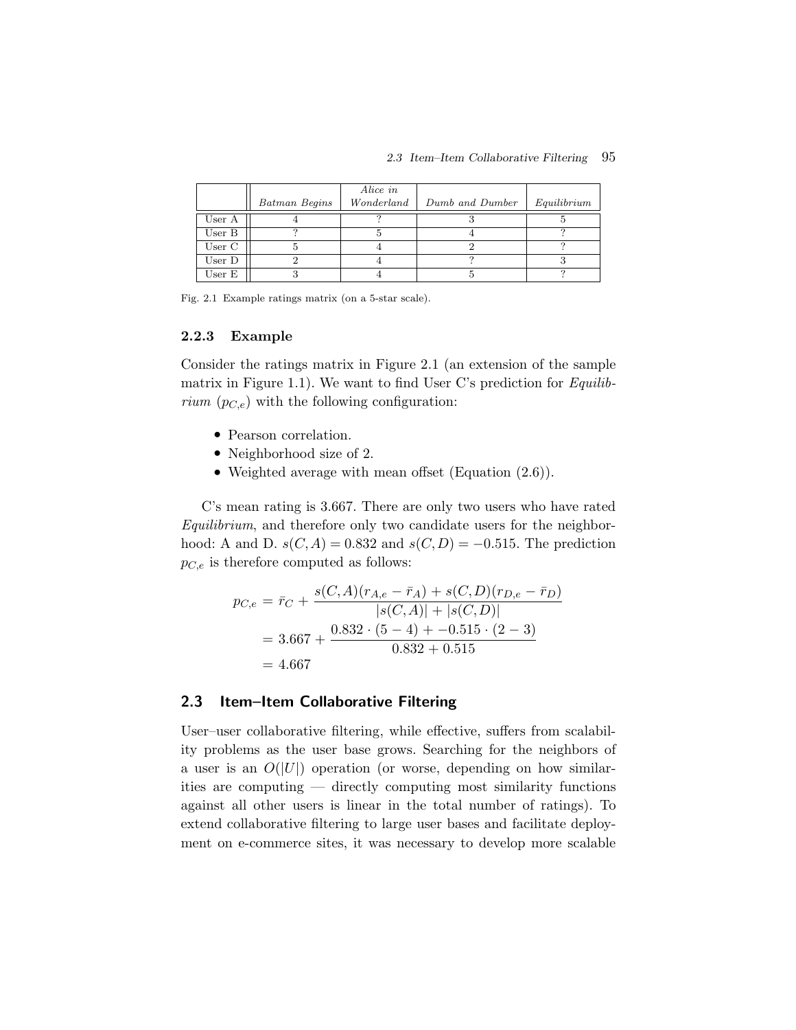|  | *Batman Begins* | *Alice in Wonderland* | *Dumb and Dumber* | *Equilibrium* |
| --- | --- | --- | --- | --- |
| User A | 4 | ? | 3 | 5 |
| User B | ? | 5 | 4 | ? |
| User C | 5 | 4 | 2 | ? |
| User D | 2 | 4 | ? | 3 |
| User E | 3 | 4 | 5 | ? |

Fig. 2.1 Example ratings matrix (on a 5-star scale).

### 2.2.3 Example

Consider the ratings matrix in Figure 2.1 (an extension of the sample matrix in Figure 1.1). We want to find User C's prediction for *Equilibrium* ($p_{C,e}$) with the following configuration:

- Pearson correlation.
- Neighborhood size of 2.
- Weighted average with mean offset (Equation (2.6)).

C's mean rating is 3.667. There are only two users who have rated *Equilibrium*, and therefore only two candidate users for the neighborhood: A and D. $s(C,A) = 0.832$ and $s(C,D) = -0.515$. The prediction $p_{C,e}$ is therefore computed as follows:

$$
\begin{aligned}
p_{C,e} &= \bar{r}_C + \frac{s(C,A)(r_{A,e} - \bar{r}_A) + s(C,D)(r_{D,e} - \bar{r}_D)}{|s(C,A)| + |s(C,D)|} \\
&= 3.667 + \frac{0.832 \cdot (5 - 4) + -0.515 \cdot (2 - 3)}{0.832 + 0.515} \\
&= 4.667
\end{aligned}
$$

## 2.3 Item–Item Collaborative Filtering

User–user collaborative filtering, while effective, suffers from scalability problems as the user base grows. Searching for the neighbors of a user is an $O(|U|)$ operation (or worse, depending on how similarities are computing — directly computing most similarity functions against all other users is linear in the total number of ratings). To extend collaborative filtering to large user bases and facilitate deployment on e-commerce sites, it was necessary to develop more scalable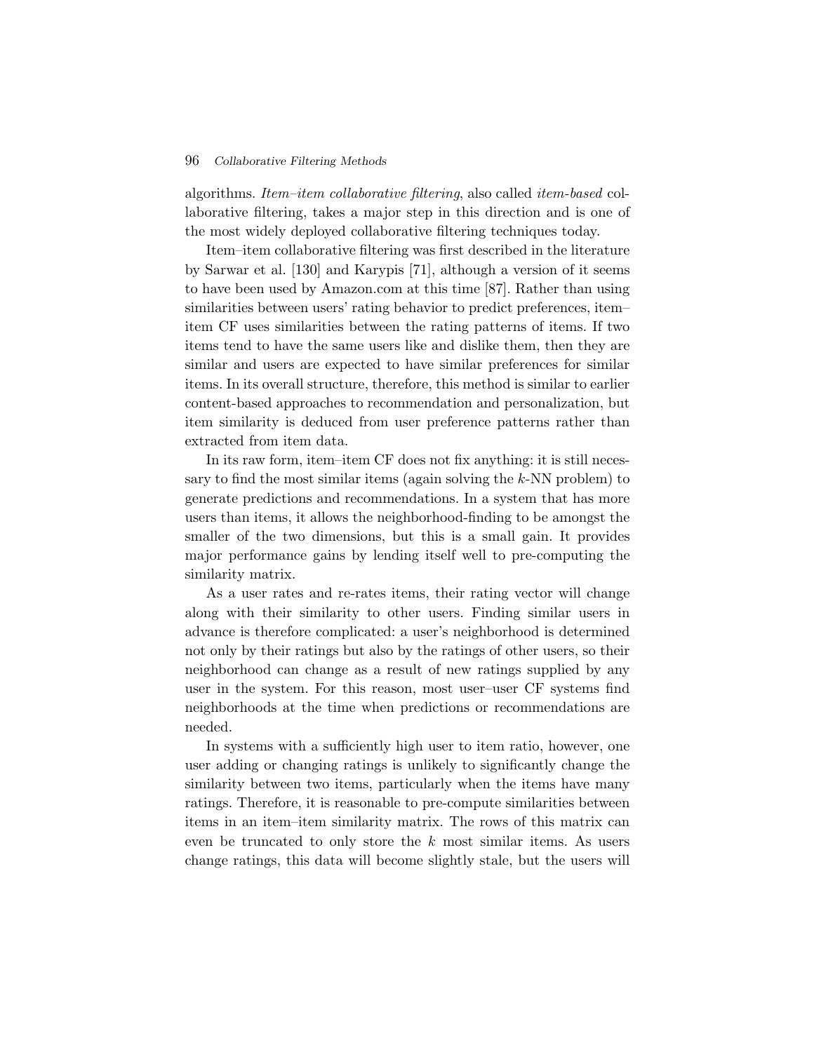algorithms. *Item–item collaborative filtering*, also called *item-based* collaborative filtering, takes a major step in this direction and is one of the most widely deployed collaborative filtering techniques today.

Item–item collaborative filtering was first described in the literature by Sarwar et al. [130] and Karypis [71], although a version of it seems to have been used by Amazon.com at this time [87]. Rather than using similarities between users' rating behavior to predict preferences, item–item CF uses similarities between the rating patterns of items. If two items tend to have the same users like and dislike them, then they are similar and users are expected to have similar preferences for similar items. In its overall structure, therefore, this method is similar to earlier content-based approaches to recommendation and personalization, but item similarity is deduced from user preference patterns rather than extracted from item data.

In its raw form, item–item CF does not fix anything: it is still necessary to find the most similar items (again solving the $k$-NN problem) to generate predictions and recommendations. In a system that has more users than items, it allows the neighborhood-finding to be amongst the smaller of the two dimensions, but this is a small gain. It provides major performance gains by lending itself well to pre-computing the similarity matrix.

As a user rates and re-rates items, their rating vector will change along with their similarity to other users. Finding similar users in advance is therefore complicated: a user's neighborhood is determined not only by their ratings but also by the ratings of other users, so their neighborhood can change as a result of new ratings supplied by any user in the system. For this reason, most user–user CF systems find neighborhoods at the time when predictions or recommendations are needed.

In systems with a sufficiently high user to item ratio, however, one user adding or changing ratings is unlikely to significantly change the similarity between two items, particularly when the items have many ratings. Therefore, it is reasonable to pre-compute similarities between items in an item–item similarity matrix. The rows of this matrix can even be truncated to only store the $k$ most similar items. As users change ratings, this data will become slightly stale, but the users will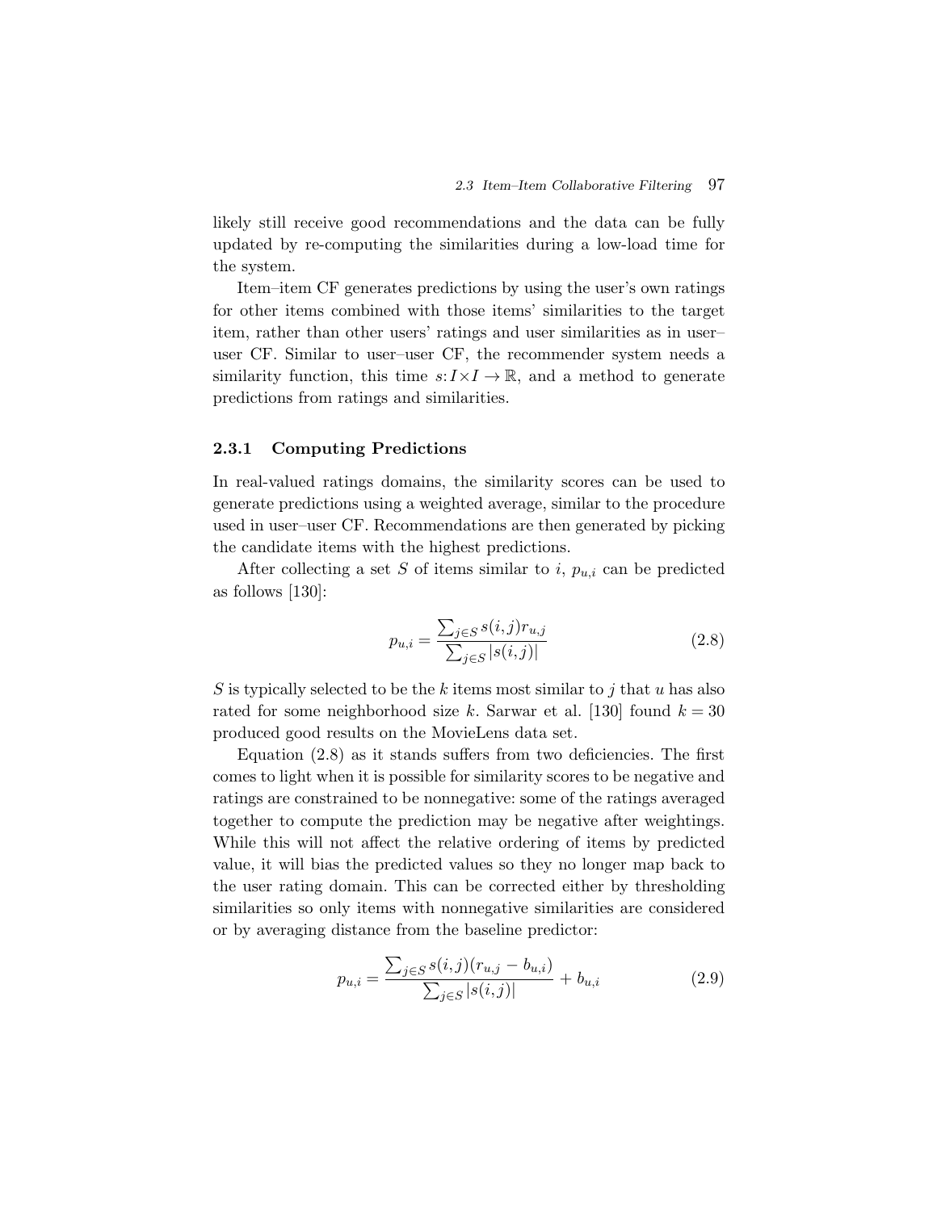likely still receive good recommendations and the data can be fully updated by re-computing the similarities during a low-load time for the system.

Item–item CF generates predictions by using the user's own ratings for other items combined with those items' similarities to the target item, rather than other users' ratings and user similarities as in user–user CF. Similar to user–user CF, the recommender system needs a similarity function, this time $s\colon I \times I \to \mathbb{R}$, and a method to generate predictions from ratings and similarities.

### 2.3.1 Computing Predictions

In real-valued ratings domains, the similarity scores can be used to generate predictions using a weighted average, similar to the procedure used in user–user CF. Recommendations are then generated by picking the candidate items with the highest predictions.

After collecting a set $S$ of items similar to $i$, $p_{u,i}$ can be predicted as follows [130]:

$$p_{u,i} = \frac{\sum_{j \in S} s(i,j) r_{u,j}}{\sum_{j \in S} |s(i,j)|} \tag{2.8}$$

$S$ is typically selected to be the $k$ items most similar to $j$ that $u$ has also rated for some neighborhood size $k$. Sarwar et al. [130] found $k = 30$ produced good results on the MovieLens data set.

Equation (2.8) as it stands suffers from two deficiencies. The first comes to light when it is possible for similarity scores to be negative and ratings are constrained to be nonnegative: some of the ratings averaged together to compute the prediction may be negative after weightings. While this will not affect the relative ordering of items by predicted value, it will bias the predicted values so they no longer map back to the user rating domain. This can be corrected either by thresholding similarities so only items with nonnegative similarities are considered or by averaging distance from the baseline predictor:

$$p_{u,i} = \frac{\sum_{j \in S} s(i,j)(r_{u,j} - b_{u,i})}{\sum_{j \in S} |s(i,j)|} + b_{u,i} \tag{2.9}$$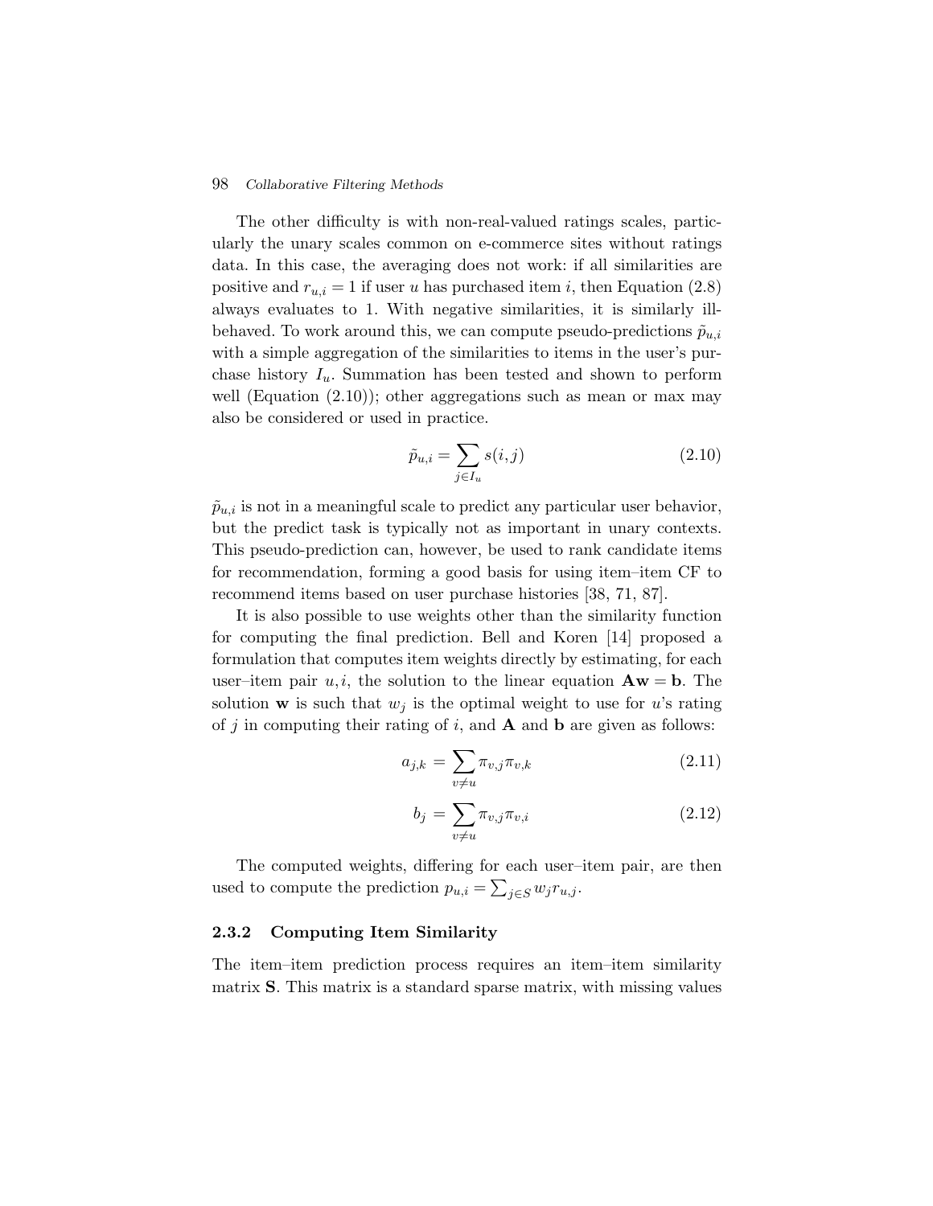The other difficulty is with non-real-valued ratings scales, particularly the unary scales common on e-commerce sites without ratings data. In this case, the averaging does not work: if all similarities are positive and $r_{u,i} = 1$ if user $u$ has purchased item $i$, then Equation (2.8) always evaluates to 1. With negative similarities, it is similarly ill-behaved. To work around this, we can compute pseudo-predictions $\tilde{p}_{u,i}$ with a simple aggregation of the similarities to items in the user's purchase history $I_u$. Summation has been tested and shown to perform well (Equation (2.10)); other aggregations such as mean or max may also be considered or used in practice.

$$\tilde{p}_{u,i} = \sum_{j \in I_u} s(i,j) \tag{2.10}$$

$\tilde{p}_{u,i}$ is not in a meaningful scale to predict any particular user behavior, but the predict task is typically not as important in unary contexts. This pseudo-prediction can, however, be used to rank candidate items for recommendation, forming a good basis for using item–item CF to recommend items based on user purchase histories [38, 71, 87].

It is also possible to use weights other than the similarity function for computing the final prediction. Bell and Koren [14] proposed a formulation that computes item weights directly by estimating, for each user–item pair $u, i$, the solution to the linear equation $\mathbf{A}\mathbf{w} = \mathbf{b}$. The solution $\mathbf{w}$ is such that $w_j$ is the optimal weight to use for $u$'s rating of $j$ in computing their rating of $i$, and $\mathbf{A}$ and $\mathbf{b}$ are given as follows:

$$a_{j,k} = \sum_{v \neq u} \pi_{v,j} \pi_{v,k} \tag{2.11}$$

$$b_j = \sum_{v \neq u} \pi_{v,j} \pi_{v,i} \tag{2.12}$$

The computed weights, differing for each user–item pair, are then used to compute the prediction $p_{u,i} = \sum_{j \in S} w_j r_{u,j}$.

### 2.3.2 Computing Item Similarity

The item–item prediction process requires an item–item similarity matrix $\mathbf{S}$. This matrix is a standard sparse matrix, with missing values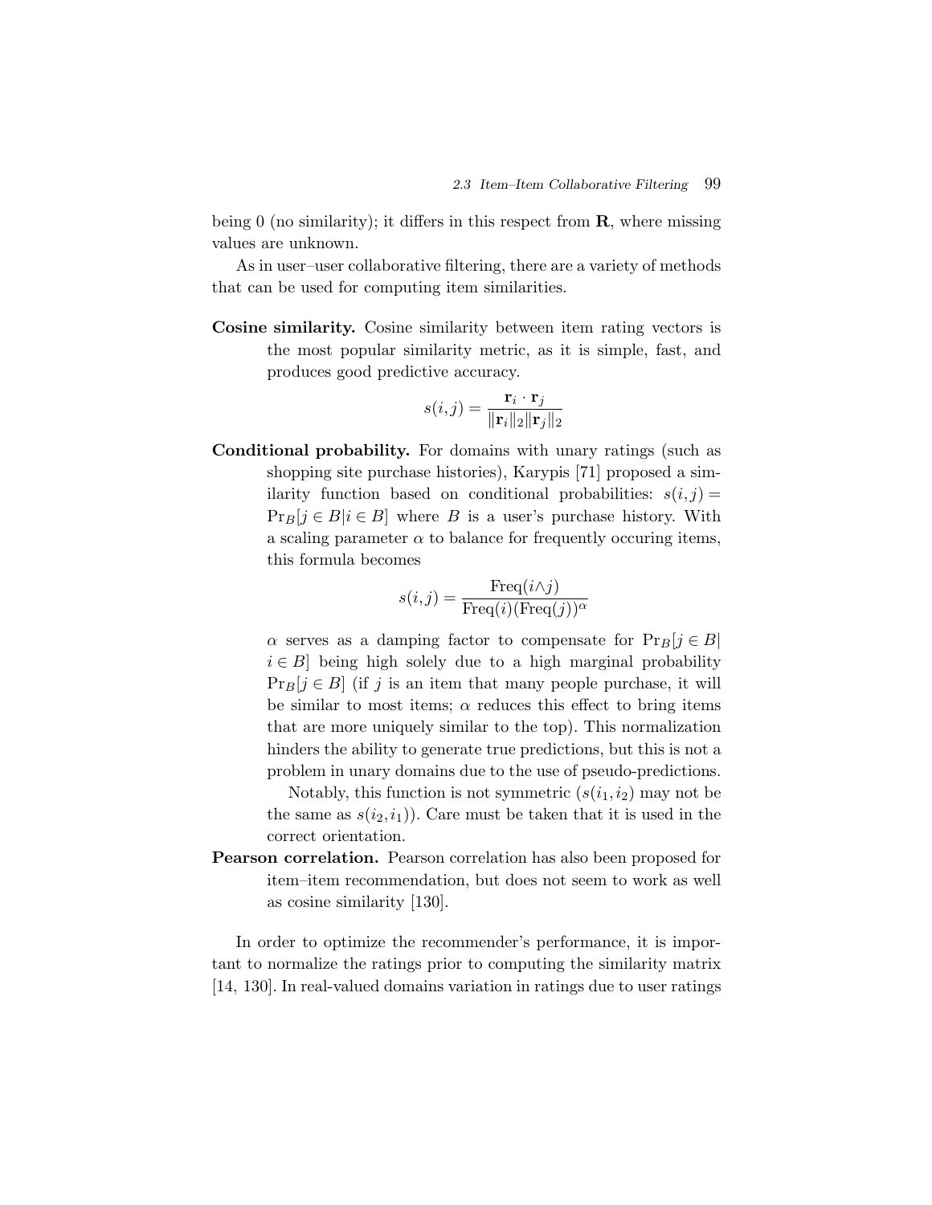being 0 (no similarity); it differs in this respect from $\mathbf{R}$, where missing values are unknown.

As in user–user collaborative filtering, there are a variety of methods that can be used for computing item similarities.

**Cosine similarity.** Cosine similarity between item rating vectors is the most popular similarity metric, as it is simple, fast, and produces good predictive accuracy.

$$s(i,j) = \frac{\mathbf{r}_i \cdot \mathbf{r}_j}{\|\mathbf{r}_i\|_2 \|\mathbf{r}_j\|_2}$$

**Conditional probability.** For domains with unary ratings (such as shopping site purchase histories), Karypis [71] proposed a similarity function based on conditional probabilities: $s(i,j) = \Pr_B[j \in B | i \in B]$ where $B$ is a user's purchase history. With a scaling parameter $\alpha$ to balance for frequently occuring items, this formula becomes

$$s(i,j) = \frac{\mathrm{Freq}(i \wedge j)}{\mathrm{Freq}(i)(\mathrm{Freq}(j))^{\alpha}}$$

$\alpha$ serves as a damping factor to compensate for $\Pr_B[j \in B | i \in B]$ being high solely due to a high marginal probability $\Pr_B[j \in B]$ (if $j$ is an item that many people purchase, it will be similar to most items; $\alpha$ reduces this effect to bring items that are more uniquely similar to the top). This normalization hinders the ability to generate true predictions, but this is not a problem in unary domains due to the use of pseudo-predictions.

Notably, this function is not symmetric ($s(i_1, i_2)$ may not be the same as $s(i_2, i_1)$). Care must be taken that it is used in the correct orientation.

**Pearson correlation.** Pearson correlation has also been proposed for item–item recommendation, but does not seem to work as well as cosine similarity [130].

In order to optimize the recommender's performance, it is important to normalize the ratings prior to computing the similarity matrix [14, 130]. In real-valued domains variation in ratings due to user ratings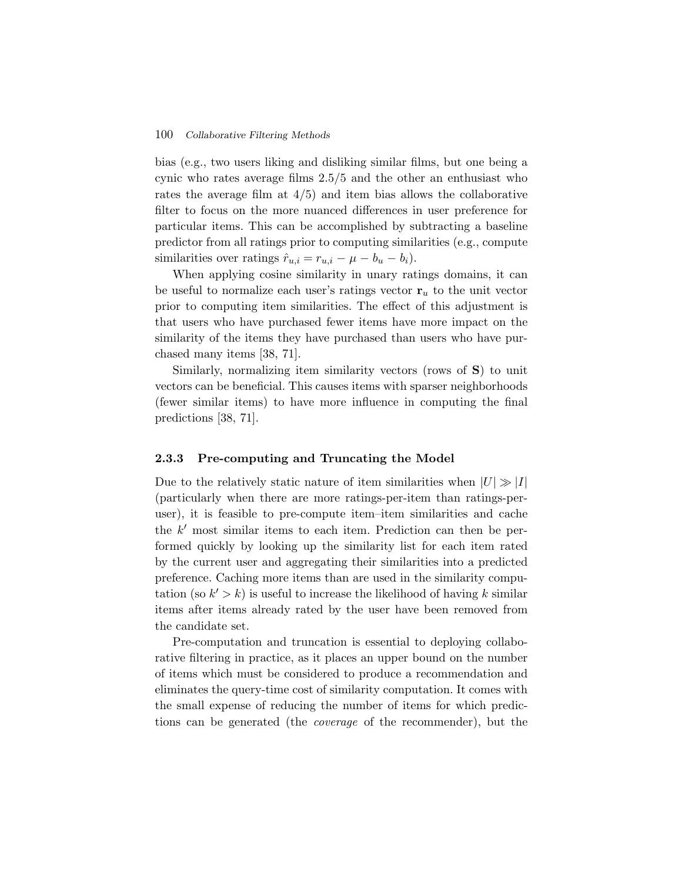bias (e.g., two users liking and disliking similar films, but one being a cynic who rates average films 2.5/5 and the other an enthusiast who rates the average film at 4/5) and item bias allows the collaborative filter to focus on the more nuanced differences in user preference for particular items. This can be accomplished by subtracting a baseline predictor from all ratings prior to computing similarities (e.g., compute similarities over ratings $\hat{r}_{u,i} = r_{u,i} - \mu - b_u - b_i$).

When applying cosine similarity in unary ratings domains, it can be useful to normalize each user's ratings vector $\mathbf{r}_u$ to the unit vector prior to computing item similarities. The effect of this adjustment is that users who have purchased fewer items have more impact on the similarity of the items they have purchased than users who have purchased many items [38, 71].

Similarly, normalizing item similarity vectors (rows of $\mathbf{S}$) to unit vectors can be beneficial. This causes items with sparser neighborhoods (fewer similar items) to have more influence in computing the final predictions [38, 71].

### 2.3.3 Pre-computing and Truncating the Model

Due to the relatively static nature of item similarities when $|U| \gg |I|$ (particularly when there are more ratings-per-item than ratings-per-user), it is feasible to pre-compute item–item similarities and cache the $k'$ most similar items to each item. Prediction can then be performed quickly by looking up the similarity list for each item rated by the current user and aggregating their similarities into a predicted preference. Caching more items than are used in the similarity computation (so $k' > k$) is useful to increase the likelihood of having $k$ similar items after items already rated by the user have been removed from the candidate set.

Pre-computation and truncation is essential to deploying collaborative filtering in practice, as it places an upper bound on the number of items which must be considered to produce a recommendation and eliminates the query-time cost of similarity computation. It comes with the small expense of reducing the number of items for which predictions can be generated (the *coverage* of the recommender), but the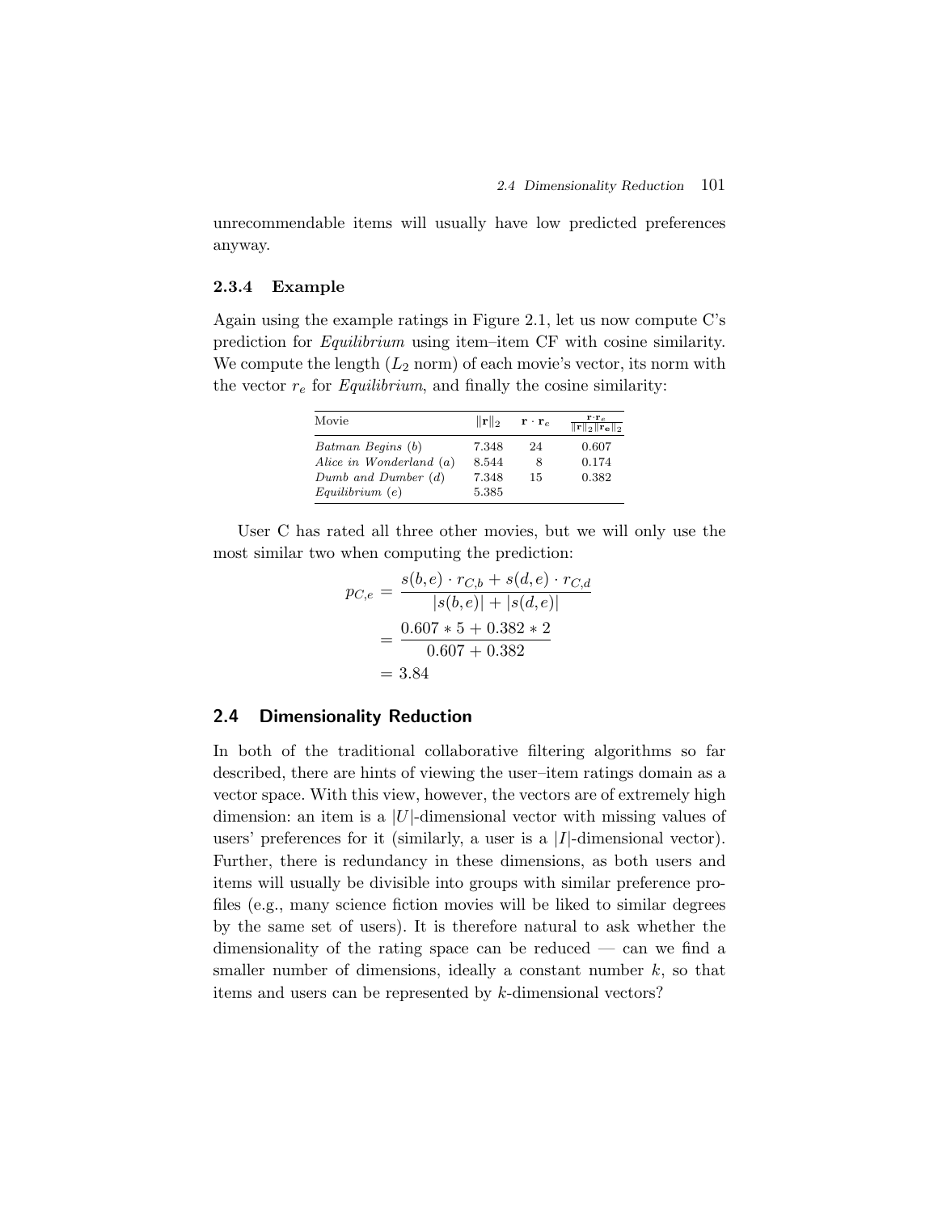unrecommendable items will usually have low predicted preferences anyway.

### 2.3.4 Example

Again using the example ratings in Figure 2.1, let us now compute C's prediction for *Equilibrium* using item–item CF with cosine similarity. We compute the length ($L_2$ norm) of each movie's vector, its norm with the vector $r_e$ for *Equilibrium*, and finally the cosine similarity:

| Movie | $\|\mathbf{r}\|_2$ | $\mathbf{r} \cdot \mathbf{r}_e$ | $\frac{\mathbf{r} \cdot \mathbf{r}_e}{\|\mathbf{r}\|_2 \|\mathbf{r_e}\|_2}$ |
|---|---|---|---|
| *Batman Begins* (*b*) | 7.348 | 24 | 0.607 |
| *Alice in Wonderland* (*a*) | 8.544 | 8 | 0.174 |
| *Dumb and Dumber* (*d*) | 7.348 | 15 | 0.382 |
| *Equilibrium* (*e*) | 5.385 | | |

User C has rated all three other movies, but we will only use the most similar two when computing the prediction:

$$
\begin{aligned}
p_{C,e} &= \frac{s(b,e) \cdot r_{C,b} + s(d,e) \cdot r_{C,d}}{|s(b,e)| + |s(d,e)|} \\
&= \frac{0.607 * 5 + 0.382 * 2}{0.607 + 0.382} \\
&= 3.84
\end{aligned}
$$

## 2.4 Dimensionality Reduction

In both of the traditional collaborative filtering algorithms so far described, there are hints of viewing the user–item ratings domain as a vector space. With this view, however, the vectors are of extremely high dimension: an item is a $|U|$-dimensional vector with missing values of users' preferences for it (similarly, a user is a $|I|$-dimensional vector). Further, there is redundancy in these dimensions, as both users and items will usually be divisible into groups with similar preference profiles (e.g., many science fiction movies will be liked to similar degrees by the same set of users). It is therefore natural to ask whether the dimensionality of the rating space can be reduced — can we find a smaller number of dimensions, ideally a constant number $k$, so that items and users can be represented by $k$-dimensional vectors?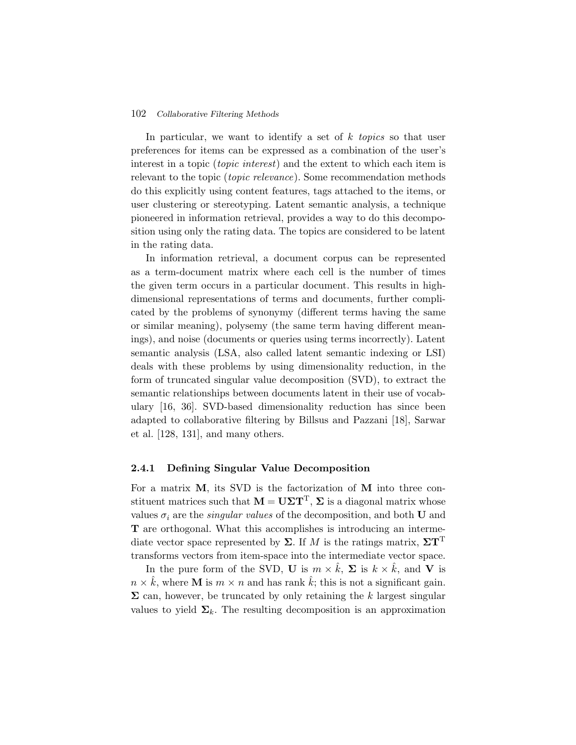In particular, we want to identify a set of $k$ *topics* so that user preferences for items can be expressed as a combination of the user's interest in a topic (*topic interest*) and the extent to which each item is relevant to the topic (*topic relevance*). Some recommendation methods do this explicitly using content features, tags attached to the items, or user clustering or stereotyping. Latent semantic analysis, a technique pioneered in information retrieval, provides a way to do this decomposition using only the rating data. The topics are considered to be latent in the rating data.

In information retrieval, a document corpus can be represented as a term-document matrix where each cell is the number of times the given term occurs in a particular document. This results in high-dimensional representations of terms and documents, further complicated by the problems of synonymy (different terms having the same or similar meaning), polysemy (the same term having different meanings), and noise (documents or queries using terms incorrectly). Latent semantic analysis (LSA, also called latent semantic indexing or LSI) deals with these problems by using dimensionality reduction, in the form of truncated singular value decomposition (SVD), to extract the semantic relationships between documents latent in their use of vocabulary [16, 36]. SVD-based dimensionality reduction has since been adapted to collaborative filtering by Billsus and Pazzani [18], Sarwar et al. [128, 131], and many others.

### 2.4.1 Defining Singular Value Decomposition

For a matrix $\mathbf{M}$, its SVD is the factorization of $\mathbf{M}$ into three constituent matrices such that $\mathbf{M} = \mathbf{U}\mathbf{\Sigma}\mathbf{T}^{\mathrm{T}}$, $\mathbf{\Sigma}$ is a diagonal matrix whose values $\sigma_i$ are the *singular values* of the decomposition, and both $\mathbf{U}$ and $\mathbf{T}$ are orthogonal. What this accomplishes is introducing an intermediate vector space represented by $\mathbf{\Sigma}$. If $M$ is the ratings matrix, $\mathbf{\Sigma}\mathbf{T}^{\mathrm{T}}$ transforms vectors from item-space into the intermediate vector space.

In the pure form of the SVD, $\mathbf{U}$ is $m \times \hat{k}$, $\mathbf{\Sigma}$ is $k \times \hat{k}$, and $\mathbf{V}$ is $n \times \hat{k}$, where $\mathbf{M}$ is $m \times n$ and has rank $\hat{k}$; this is not a significant gain. $\mathbf{\Sigma}$ can, however, be truncated by only retaining the $k$ largest singular values to yield $\mathbf{\Sigma}_k$. The resulting decomposition is an approximation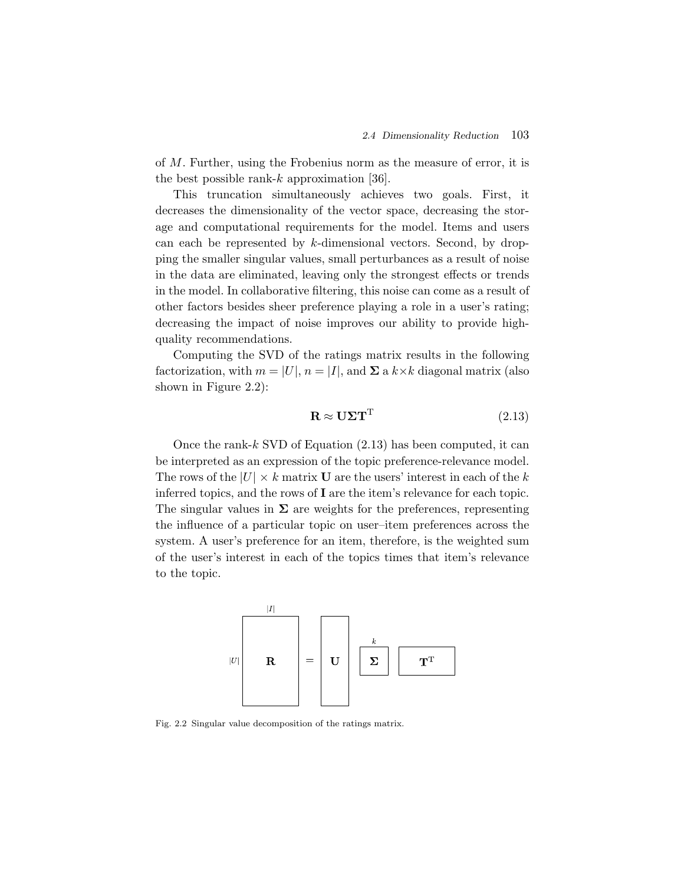of $M$. Further, using the Frobenius norm as the measure of error, it is the best possible rank-$k$ approximation [36].

This truncation simultaneously achieves two goals. First, it decreases the dimensionality of the vector space, decreasing the storage and computational requirements for the model. Items and users can each be represented by $k$-dimensional vectors. Second, by dropping the smaller singular values, small perturbances as a result of noise in the data are eliminated, leaving only the strongest effects or trends in the model. In collaborative filtering, this noise can come as a result of other factors besides sheer preference playing a role in a user's rating; decreasing the impact of noise improves our ability to provide high-quality recommendations.

Computing the SVD of the ratings matrix results in the following factorization, with $m = |U|$, $n = |I|$, and $\mathbf{\Sigma}$ a $k \times k$ diagonal matrix (also shown in Figure 2.2):

$$\mathbf{R} \approx \mathbf{U}\mathbf{\Sigma}\mathbf{T}^{\mathrm{T}} \tag{2.13}$$

Once the rank-$k$ SVD of Equation (2.13) has been computed, it can be interpreted as an expression of the topic preference-relevance model. The rows of the $|U| \times k$ matrix $\mathbf{U}$ are the users' interest in each of the $k$ inferred topics, and the rows of $\mathbf{I}$ are the item's relevance for each topic. The singular values in $\mathbf{\Sigma}$ are weights for the preferences, representing the influence of a particular topic on user–item preferences across the system. A user's preference for an item, therefore, is the weighted sum of the user's interest in each of the topics times that item's relevance to the topic.

Fig. 2.2 Singular value decomposition of the ratings matrix.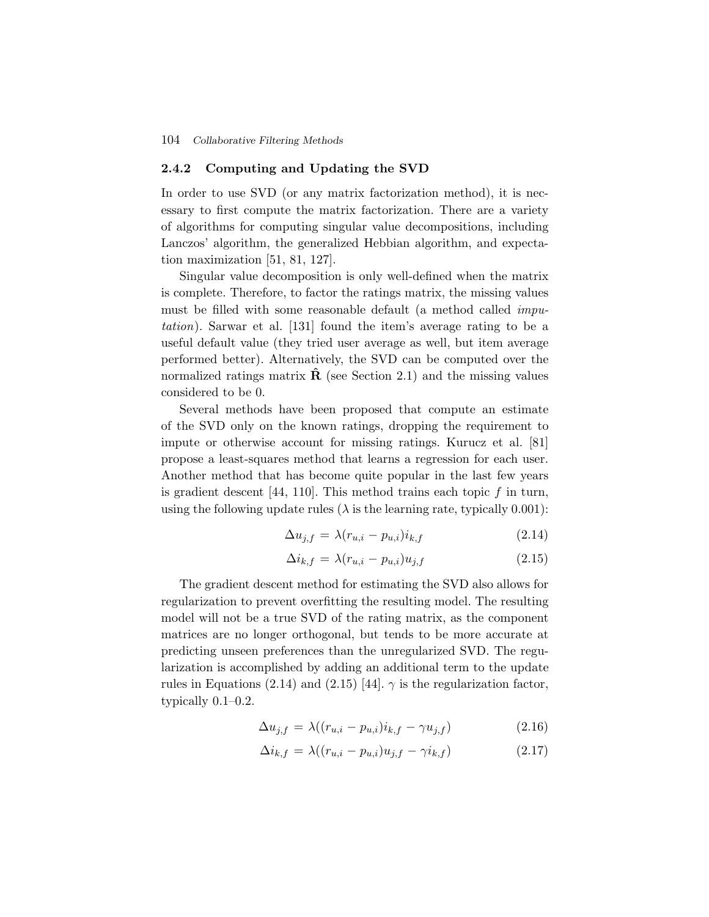### 2.4.2 Computing and Updating the SVD

In order to use SVD (or any matrix factorization method), it is necessary to first compute the matrix factorization. There are a variety of algorithms for computing singular value decompositions, including Lanczos' algorithm, the generalized Hebbian algorithm, and expectation maximization [51, 81, 127].

Singular value decomposition is only well-defined when the matrix is complete. Therefore, to factor the ratings matrix, the missing values must be filled with some reasonable default (a method called *imputation*). Sarwar et al. [131] found the item's average rating to be a useful default value (they tried user average as well, but item average performed better). Alternatively, the SVD can be computed over the normalized ratings matrix $\hat{\mathbf{R}}$ (see Section 2.1) and the missing values considered to be 0.

Several methods have been proposed that compute an estimate of the SVD only on the known ratings, dropping the requirement to impute or otherwise account for missing ratings. Kurucz et al. [81] propose a least-squares method that learns a regression for each user. Another method that has become quite popular in the last few years is gradient descent [44, 110]. This method trains each topic $f$ in turn, using the following update rules ($\lambda$ is the learning rate, typically 0.001):

$$\Delta u_{j,f} = \lambda(r_{u,i} - p_{u,i})i_{k,f} \tag{2.14}$$

$$\Delta i_{k,f} = \lambda(r_{u,i} - p_{u,i})u_{j,f} \tag{2.15}$$

The gradient descent method for estimating the SVD also allows for regularization to prevent overfitting the resulting model. The resulting model will not be a true SVD of the rating matrix, as the component matrices are no longer orthogonal, but tends to be more accurate at predicting unseen preferences than the unregularized SVD. The regularization is accomplished by adding an additional term to the update rules in Equations (2.14) and (2.15) [44]. $\gamma$ is the regularization factor, typically 0.1–0.2.

$$\Delta u_{j,f} = \lambda((r_{u,i} - p_{u,i})i_{k,f} - \gamma u_{j,f}) \tag{2.16}$$

$$\Delta i_{k,f} = \lambda((r_{u,i} - p_{u,i})u_{j,f} - \gamma i_{k,f}) \tag{2.17}$$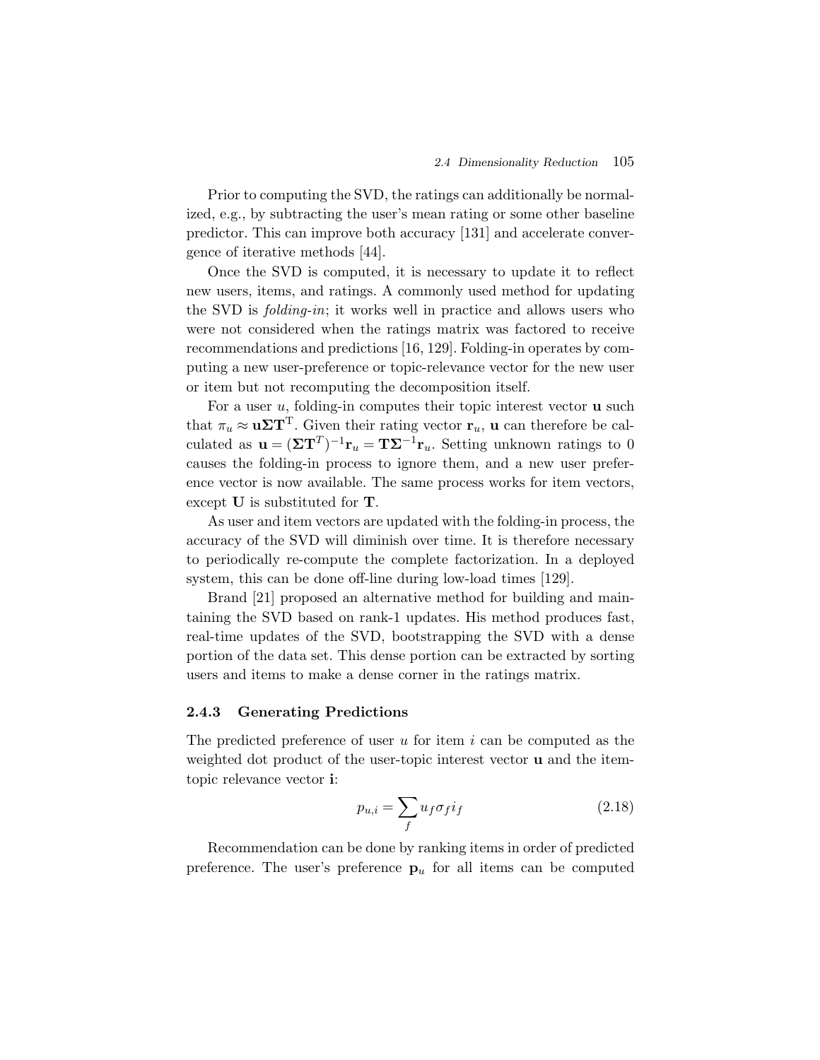Prior to computing the SVD, the ratings can additionally be normalized, e.g., by subtracting the user's mean rating or some other baseline predictor. This can improve both accuracy [131] and accelerate convergence of iterative methods [44].

Once the SVD is computed, it is necessary to update it to reflect new users, items, and ratings. A commonly used method for updating the SVD is *folding-in*; it works well in practice and allows users who were not considered when the ratings matrix was factored to receive recommendations and predictions [16, 129]. Folding-in operates by computing a new user-preference or topic-relevance vector for the new user or item but not recomputing the decomposition itself.

For a user $u$, folding-in computes their topic interest vector $\mathbf{u}$ such that $\pi_u \approx \mathbf{u}\mathbf{\Sigma}\mathbf{T}^{\mathrm{T}}$. Given their rating vector $\mathbf{r}_u$, $\mathbf{u}$ can therefore be calculated as $\mathbf{u} = (\mathbf{\Sigma}\mathbf{T}^{T})^{-1}\mathbf{r}_u = \mathbf{T}\mathbf{\Sigma}^{-1}\mathbf{r}_u$. Setting unknown ratings to 0 causes the folding-in process to ignore them, and a new user preference vector is now available. The same process works for item vectors, except $\mathbf{U}$ is substituted for $\mathbf{T}$.

As user and item vectors are updated with the folding-in process, the accuracy of the SVD will diminish over time. It is therefore necessary to periodically re-compute the complete factorization. In a deployed system, this can be done off-line during low-load times [129].

Brand [21] proposed an alternative method for building and maintaining the SVD based on rank-1 updates. His method produces fast, real-time updates of the SVD, bootstrapping the SVD with a dense portion of the data set. This dense portion can be extracted by sorting users and items to make a dense corner in the ratings matrix.

### 2.4.3 Generating Predictions

The predicted preference of user $u$ for item $i$ can be computed as the weighted dot product of the user-topic interest vector $\mathbf{u}$ and the item-topic relevance vector $\mathbf{i}$:

$$p_{u,i} = \sum_f u_f \sigma_f i_f \tag{2.18}$$

Recommendation can be done by ranking items in order of predicted preference. The user's preference $\mathbf{p}_u$ for all items can be computed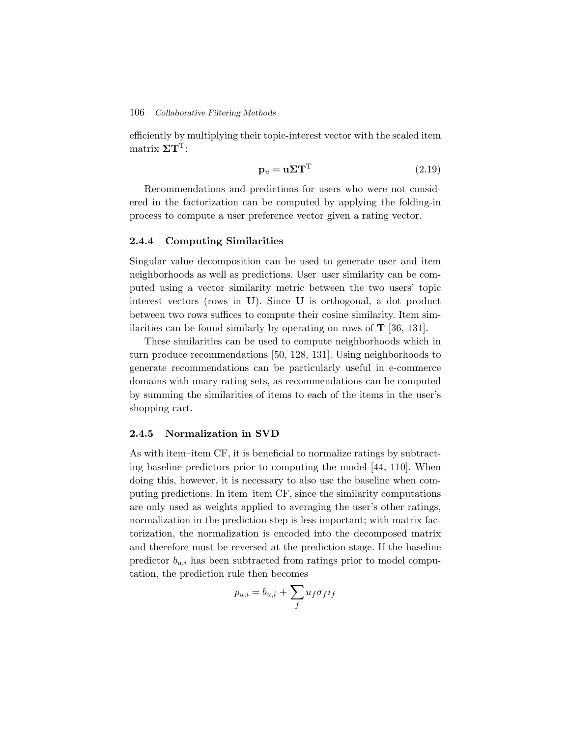efficiently by multiplying their topic-interest vector with the scaled item matrix $\mathbf{\Sigma T}^{\mathrm{T}}$:

$$\mathbf{p}_u = \mathbf{u}\mathbf{\Sigma}\mathbf{T}^{\mathrm{T}} \tag{2.19}$$

Recommendations and predictions for users who were not considered in the factorization can be computed by applying the folding-in process to compute a user preference vector given a rating vector.

### 2.4.4 Computing Similarities

Singular value decomposition can be used to generate user and item neighborhoods as well as predictions. User–user similarity can be computed using a vector similarity metric between the two users' topic interest vectors (rows in $\mathbf{U}$). Since $\mathbf{U}$ is orthogonal, a dot product between two rows suffices to compute their cosine similarity. Item similarities can be found similarly by operating on rows of $\mathbf{T}$ [36, 131].

These similarities can be used to compute neighborhoods which in turn produce recommendations [50, 128, 131]. Using neighborhoods to generate recommendations can be particularly useful in e-commerce domains with unary rating sets, as recommendations can be computed by summing the similarities of items to each of the items in the user's shopping cart.

### 2.4.5 Normalization in SVD

As with item–item CF, it is beneficial to normalize ratings by subtracting baseline predictors prior to computing the model [44, 110]. When doing this, however, it is necessary to also use the baseline when computing predictions. In item–item CF, since the similarity computations are only used as weights applied to averaging the user's other ratings, normalization in the prediction step is less important; with matrix factorization, the normalization is encoded into the decomposed matrix and therefore must be reversed at the prediction stage. If the baseline predictor $b_{u,i}$ has been subtracted from ratings prior to model computation, the prediction rule then becomes

$$p_{u,i} = b_{u,i} + \sum_f u_f \sigma_f i_f$$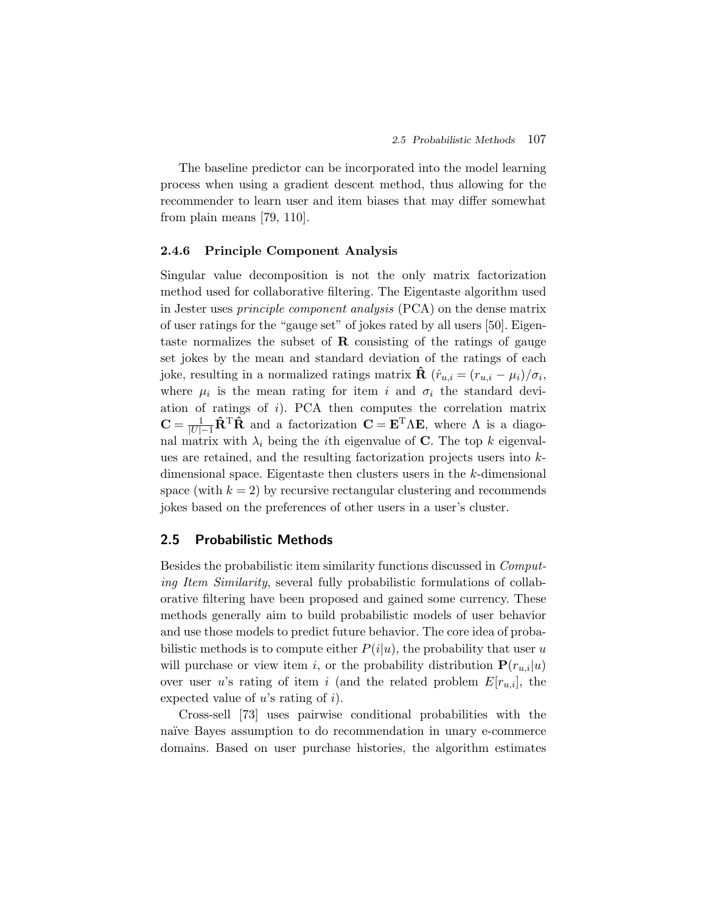The baseline predictor can be incorporated into the model learning process when using a gradient descent method, thus allowing for the recommender to learn user and item biases that may differ somewhat from plain means [79, 110].

### 2.4.6 Principle Component Analysis

Singular value decomposition is not the only matrix factorization method used for collaborative filtering. The Eigentaste algorithm used in Jester uses *principle component analysis* (PCA) on the dense matrix of user ratings for the "gauge set" of jokes rated by all users [50]. Eigentaste normalizes the subset of $\mathbf{R}$ consisting of the ratings of gauge set jokes by the mean and standard deviation of the ratings of each joke, resulting in a normalized ratings matrix $\hat{\mathbf{R}}$ ($\hat{r}_{u,i} = (r_{u,i} - \mu_i)/\sigma_i$, where $\mu_i$ is the mean rating for item $i$ and $\sigma_i$ the standard deviation of ratings of $i$). PCA then computes the correlation matrix $\mathbf{C} = \frac{1}{|U|-1}\hat{\mathbf{R}}^{\mathrm{T}}\hat{\mathbf{R}}$ and a factorization $\mathbf{C} = \mathbf{E}^{\mathrm{T}}\Lambda\mathbf{E}$, where $\Lambda$ is a diagonal matrix with $\lambda_i$ being the $i$th eigenvalue of $\mathbf{C}$. The top $k$ eigenvalues are retained, and the resulting factorization projects users into $k$-dimensional space. Eigentaste then clusters users in the $k$-dimensional space (with $k = 2$) by recursive rectangular clustering and recommends jokes based on the preferences of other users in a user's cluster.

## 2.5 Probabilistic Methods

Besides the probabilistic item similarity functions discussed in *Computing Item Similarity*, several fully probabilistic formulations of collaborative filtering have been proposed and gained some currency. These methods generally aim to build probabilistic models of user behavior and use those models to predict future behavior. The core idea of probabilistic methods is to compute either $P(i|u)$, the probability that user $u$ will purchase or view item $i$, or the probability distribution $\mathbf{P}(r_{u,i}|u)$ over user $u$'s rating of item $i$ (and the related problem $E[r_{u,i}]$, the expected value of $u$'s rating of $i$).

Cross-sell [73] uses pairwise conditional probabilities with the naïve Bayes assumption to do recommendation in unary e-commerce domains. Based on user purchase histories, the algorithm estimates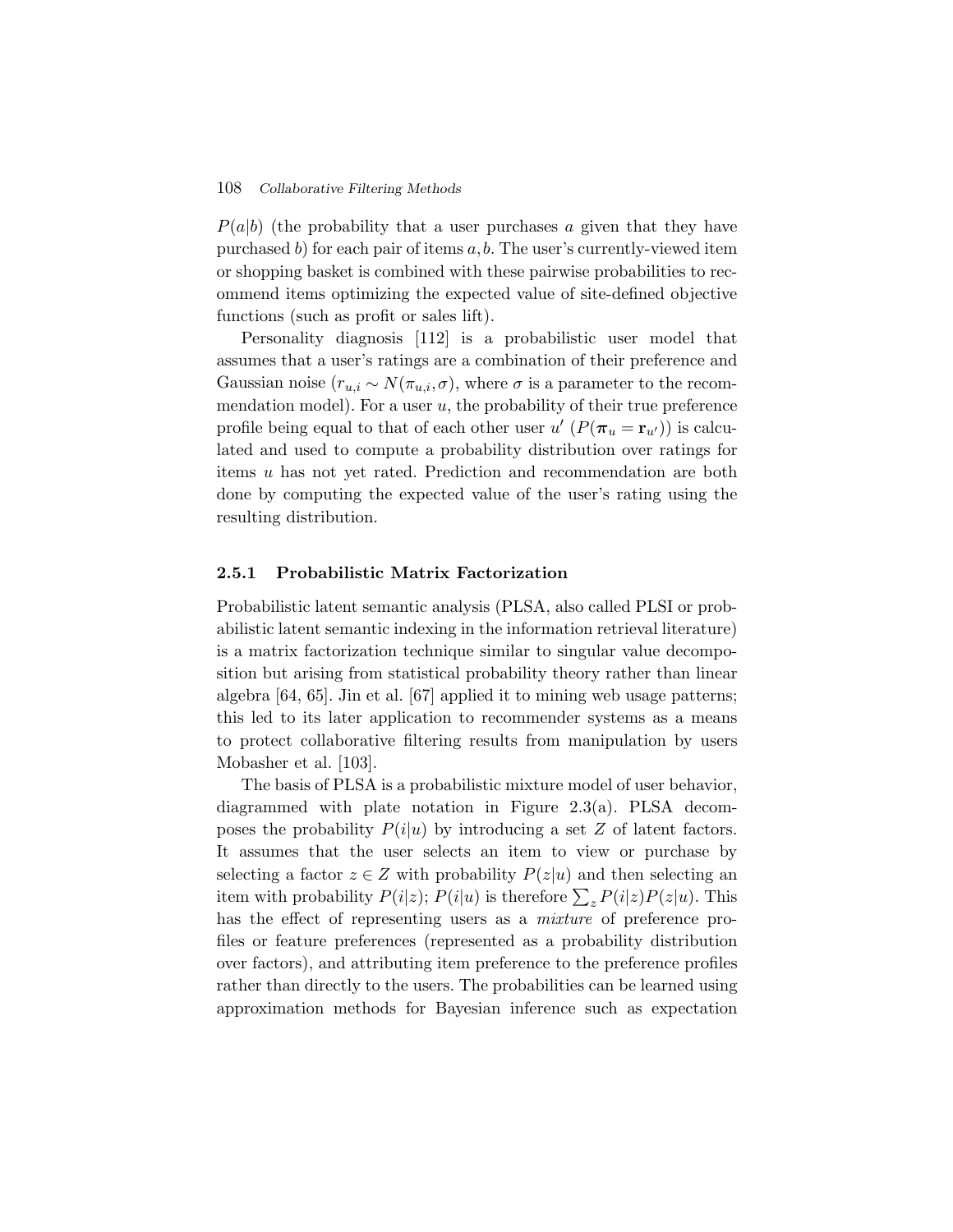$P(a|b)$ (the probability that a user purchases $a$ given that they have purchased $b$) for each pair of items $a, b$. The user's currently-viewed item or shopping basket is combined with these pairwise probabilities to recommend items optimizing the expected value of site-defined objective functions (such as profit or sales lift).

Personality diagnosis [112] is a probabilistic user model that assumes that a user's ratings are a combination of their preference and Gaussian noise ($r_{u,i} \sim N(\pi_{u,i}, \sigma)$, where $\sigma$ is a parameter to the recommendation model). For a user $u$, the probability of their true preference profile being equal to that of each other user $u'$ ($P(\boldsymbol{\pi}_u = \mathbf{r}_{u'})$) is calculated and used to compute a probability distribution over ratings for items $u$ has not yet rated. Prediction and recommendation are both done by computing the expected value of the user's rating using the resulting distribution.

### 2.5.1 Probabilistic Matrix Factorization

Probabilistic latent semantic analysis (PLSA, also called PLSI or probabilistic latent semantic indexing in the information retrieval literature) is a matrix factorization technique similar to singular value decomposition but arising from statistical probability theory rather than linear algebra [64, 65]. Jin et al. [67] applied it to mining web usage patterns; this led to its later application to recommender systems as a means to protect collaborative filtering results from manipulation by users Mobasher et al. [103].

The basis of PLSA is a probabilistic mixture model of user behavior, diagrammed with plate notation in Figure 2.3(a). PLSA decomposes the probability $P(i|u)$ by introducing a set $Z$ of latent factors. It assumes that the user selects an item to view or purchase by selecting a factor $z \in Z$ with probability $P(z|u)$ and then selecting an item with probability $P(i|z)$; $P(i|u)$ is therefore $\sum_z P(i|z)P(z|u)$. This has the effect of representing users as a *mixture* of preference profiles or feature preferences (represented as a probability distribution over factors), and attributing item preference to the preference profiles rather than directly to the users. The probabilities can be learned using approximation methods for Bayesian inference such as expectation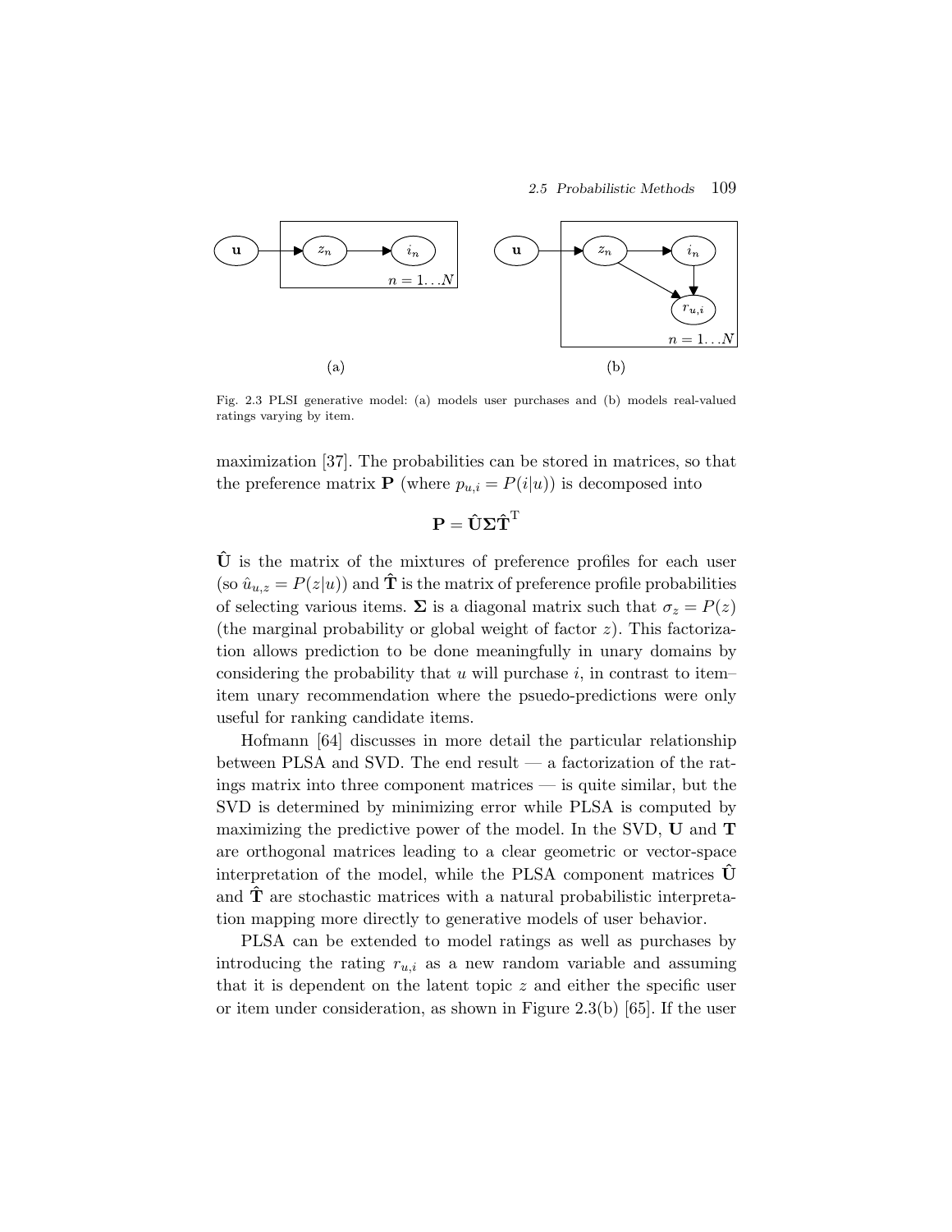Fig. 2.3 PLSI generative model: (a) models user purchases and (b) models real-valued ratings varying by item.

maximization [37]. The probabilities can be stored in matrices, so that the preference matrix $\mathbf{P}$ (where $p_{u,i} = P(i|u)$) is decomposed into

$$\mathbf{P} = \hat{\mathbf{U}}\mathbf{\Sigma}\hat{\mathbf{T}}^{\mathrm{T}}$$

$\hat{\mathbf{U}}$ is the matrix of the mixtures of preference profiles for each user (so $\hat{u}_{u,z} = P(z|u)$) and $\hat{\mathbf{T}}$ is the matrix of preference profile probabilities of selecting various items. $\mathbf{\Sigma}$ is a diagonal matrix such that $\sigma_z = P(z)$ (the marginal probability or global weight of factor $z$). This factorization allows prediction to be done meaningfully in unary domains by considering the probability that $u$ will purchase $i$, in contrast to item–item unary recommendation where the psuedo-predictions were only useful for ranking candidate items.

Hofmann [64] discusses in more detail the particular relationship between PLSA and SVD. The end result — a factorization of the ratings matrix into three component matrices — is quite similar, but the SVD is determined by minimizing error while PLSA is computed by maximizing the predictive power of the model. In the SVD, $\mathbf{U}$ and $\mathbf{T}$ are orthogonal matrices leading to a clear geometric or vector-space interpretation of the model, while the PLSA component matrices $\hat{\mathbf{U}}$ and $\hat{\mathbf{T}}$ are stochastic matrices with a natural probabilistic interpretation mapping more directly to generative models of user behavior.

PLSA can be extended to model ratings as well as purchases by introducing the rating $r_{u,i}$ as a new random variable and assuming that it is dependent on the latent topic $z$ and either the specific user or item under consideration, as shown in Figure 2.3(b) [65]. If the user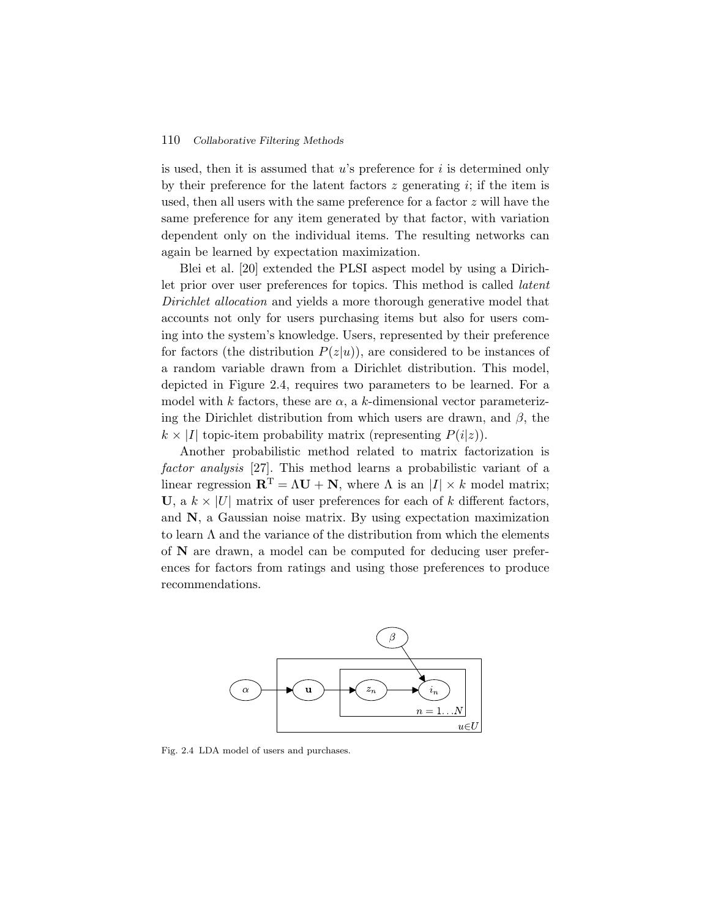is used, then it is assumed that $u$'s preference for $i$ is determined only by their preference for the latent factors $z$ generating $i$; if the item is used, then all users with the same preference for a factor $z$ will have the same preference for any item generated by that factor, with variation dependent only on the individual items. The resulting networks can again be learned by expectation maximization.

Blei et al. [20] extended the PLSI aspect model by using a Dirichlet prior over user preferences for topics. This method is called *latent Dirichlet allocation* and yields a more thorough generative model that accounts not only for users purchasing items but also for users coming into the system's knowledge. Users, represented by their preference for factors (the distribution $P(z|u)$), are considered to be instances of a random variable drawn from a Dirichlet distribution. This model, depicted in Figure 2.4, requires two parameters to be learned. For a model with $k$ factors, these are $\alpha$, a $k$-dimensional vector parameterizing the Dirichlet distribution from which users are drawn, and $\beta$, the $k \times |I|$ topic-item probability matrix (representing $P(i|z)$).

Another probabilistic method related to matrix factorization is *factor analysis* [27]. This method learns a probabilistic variant of a linear regression $\mathbf{R}^{\mathrm{T}} = \Lambda \mathbf{U} + \mathbf{N}$, where $\Lambda$ is an $|I| \times k$ model matrix; $\mathbf{U}$, a $k \times |U|$ matrix of user preferences for each of $k$ different factors, and $\mathbf{N}$, a Gaussian noise matrix. By using expectation maximization to learn $\Lambda$ and the variance of the distribution from which the elements of $\mathbf{N}$ are drawn, a model can be computed for deducing user preferences for factors from ratings and using those preferences to produce recommendations.

Fig. 2.4 LDA model of users and purchases.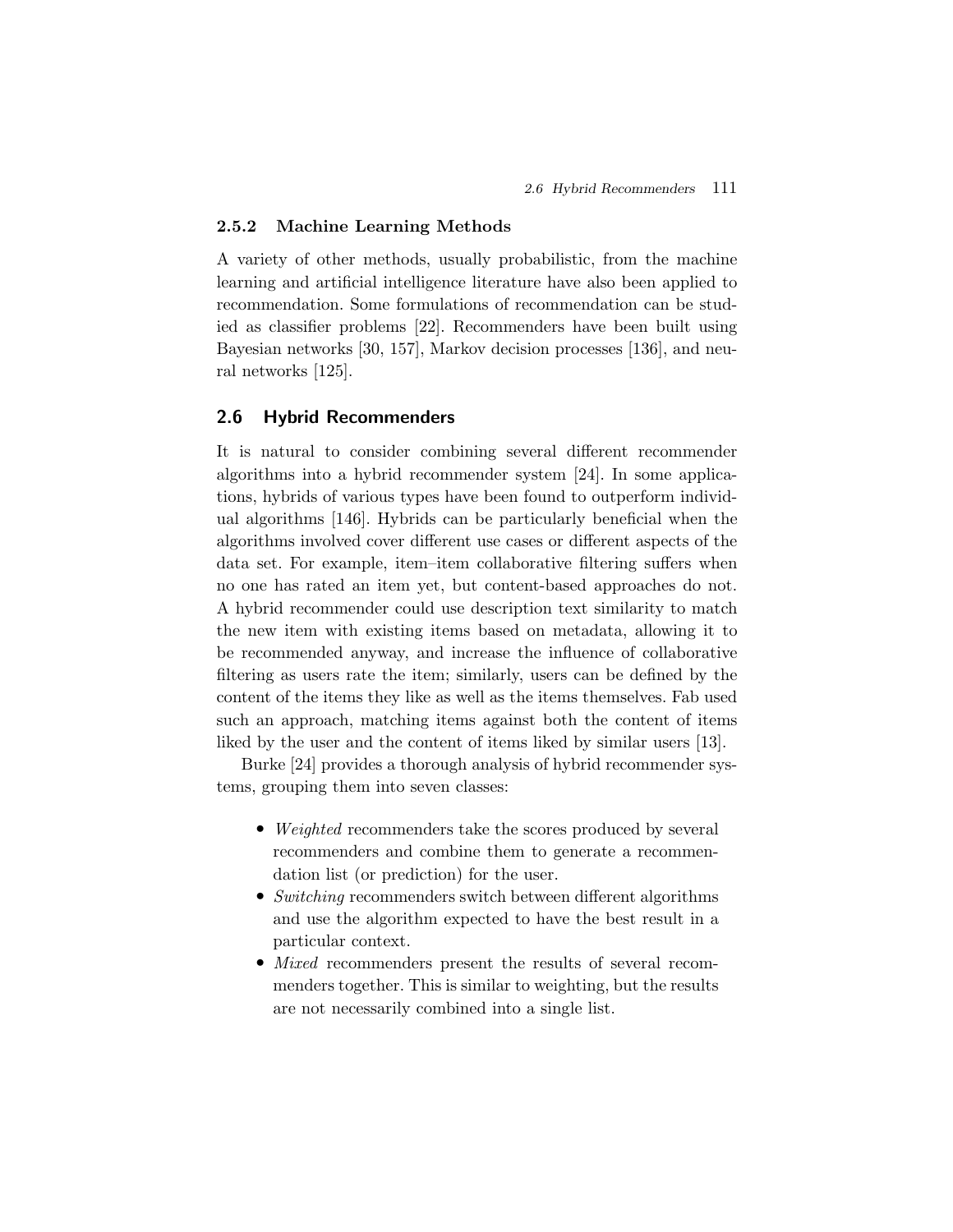### 2.5.2 Machine Learning Methods

A variety of other methods, usually probabilistic, from the machine learning and artificial intelligence literature have also been applied to recommendation. Some formulations of recommendation can be studied as classifier problems [22]. Recommenders have been built using Bayesian networks [30, 157], Markov decision processes [136], and neural networks [125].

## 2.6 Hybrid Recommenders

It is natural to consider combining several different recommender algorithms into a hybrid recommender system [24]. In some applications, hybrids of various types have been found to outperform individual algorithms [146]. Hybrids can be particularly beneficial when the algorithms involved cover different use cases or different aspects of the data set. For example, item–item collaborative filtering suffers when no one has rated an item yet, but content-based approaches do not. A hybrid recommender could use description text similarity to match the new item with existing items based on metadata, allowing it to be recommended anyway, and increase the influence of collaborative filtering as users rate the item; similarly, users can be defined by the content of the items they like as well as the items themselves. Fab used such an approach, matching items against both the content of items liked by the user and the content of items liked by similar users [13].

Burke [24] provides a thorough analysis of hybrid recommender systems, grouping them into seven classes:

- *Weighted* recommenders take the scores produced by several recommenders and combine them to generate a recommendation list (or prediction) for the user.
- *Switching* recommenders switch between different algorithms and use the algorithm expected to have the best result in a particular context.
- *Mixed* recommenders present the results of several recommenders together. This is similar to weighting, but the results are not necessarily combined into a single list.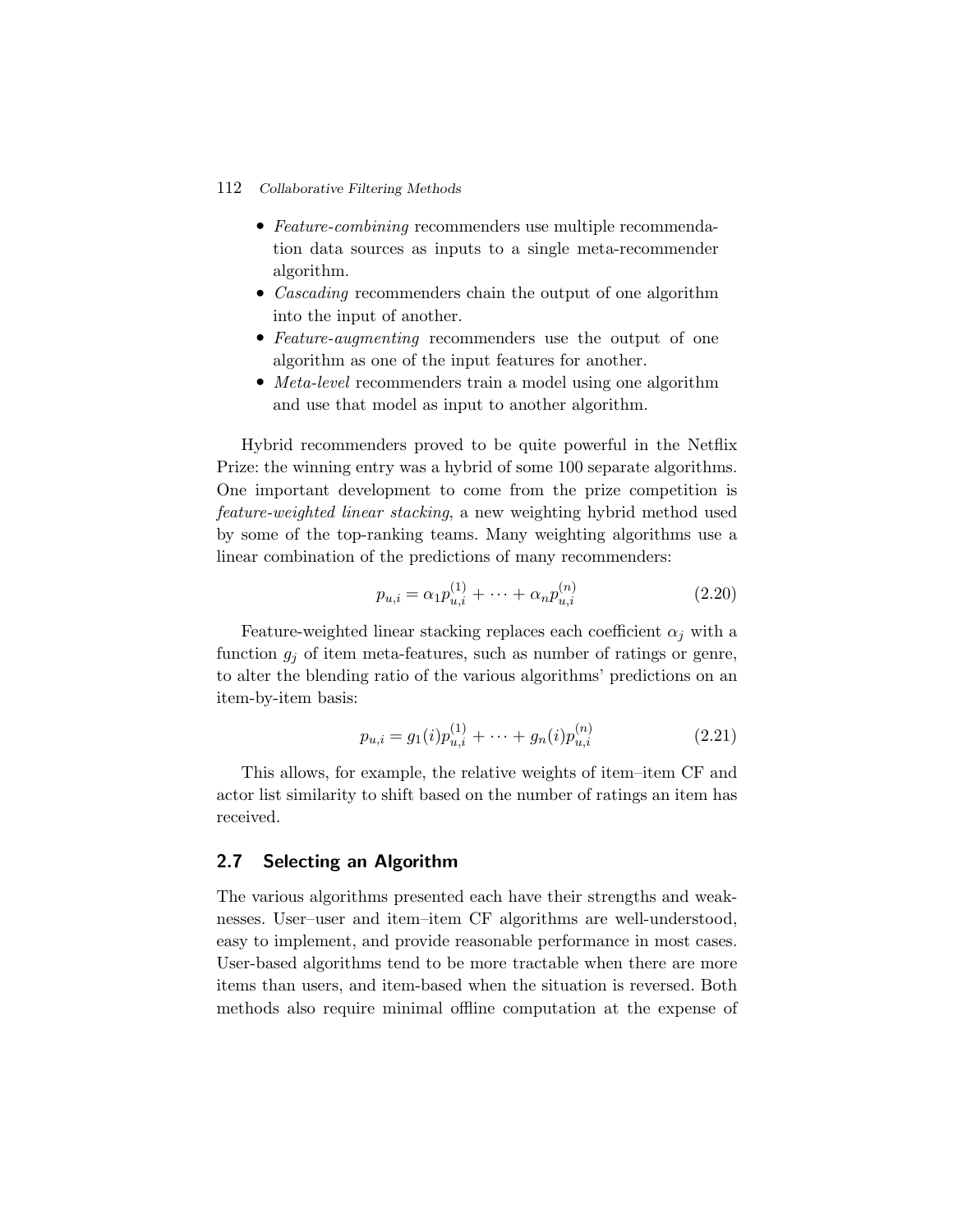- *Feature-combining* recommenders use multiple recommendation data sources as inputs to a single meta-recommender algorithm.
- *Cascading* recommenders chain the output of one algorithm into the input of another.
- *Feature-augmenting* recommenders use the output of one algorithm as one of the input features for another.
- *Meta-level* recommenders train a model using one algorithm and use that model as input to another algorithm.

Hybrid recommenders proved to be quite powerful in the Netflix Prize: the winning entry was a hybrid of some 100 separate algorithms. One important development to come from the prize competition is *feature-weighted linear stacking*, a new weighting hybrid method used by some of the top-ranking teams. Many weighting algorithms use a linear combination of the predictions of many recommenders:

$$p_{u,i} = \alpha_1 p_{u,i}^{(1)} + \cdots + \alpha_n p_{u,i}^{(n)} \tag{2.20}$$

Feature-weighted linear stacking replaces each coefficient $\alpha_j$ with a function $g_j$ of item meta-features, such as number of ratings or genre, to alter the blending ratio of the various algorithms' predictions on an item-by-item basis:

$$p_{u,i} = g_1(i) p_{u,i}^{(1)} + \cdots + g_n(i) p_{u,i}^{(n)} \tag{2.21}$$

This allows, for example, the relative weights of item–item CF and actor list similarity to shift based on the number of ratings an item has received.

## 2.7 Selecting an Algorithm

The various algorithms presented each have their strengths and weaknesses. User–user and item–item CF algorithms are well-understood, easy to implement, and provide reasonable performance in most cases. User-based algorithms tend to be more tractable when there are more items than users, and item-based when the situation is reversed. Both methods also require minimal offline computation at the expense of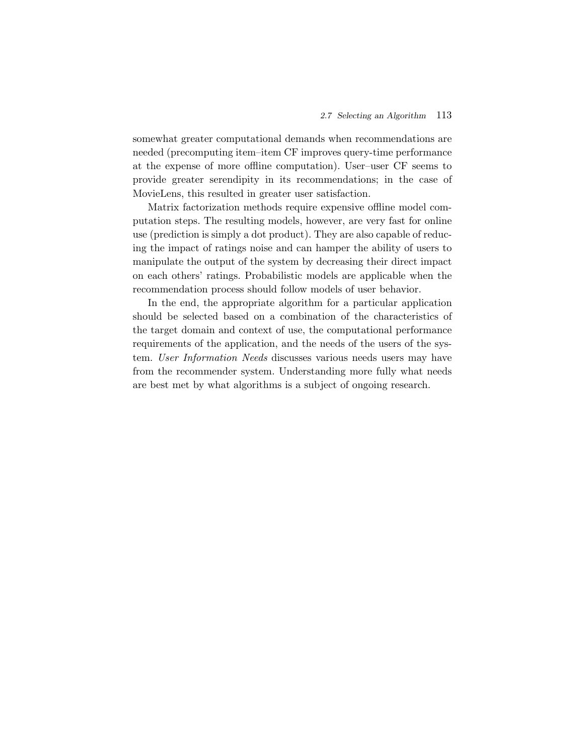somewhat greater computational demands when recommendations are needed (precomputing item–item CF improves query-time performance at the expense of more offline computation). User–user CF seems to provide greater serendipity in its recommendations; in the case of MovieLens, this resulted in greater user satisfaction.

Matrix factorization methods require expensive offline model computation steps. The resulting models, however, are very fast for online use (prediction is simply a dot product). They are also capable of reducing the impact of ratings noise and can hamper the ability of users to manipulate the output of the system by decreasing their direct impact on each others' ratings. Probabilistic models are applicable when the recommendation process should follow models of user behavior.

In the end, the appropriate algorithm for a particular application should be selected based on a combination of the characteristics of the target domain and context of use, the computational performance requirements of the application, and the needs of the users of the system. *User Information Needs* discusses various needs users may have from the recommender system. Understanding more fully what needs are best met by what algorithms is a subject of ongoing research.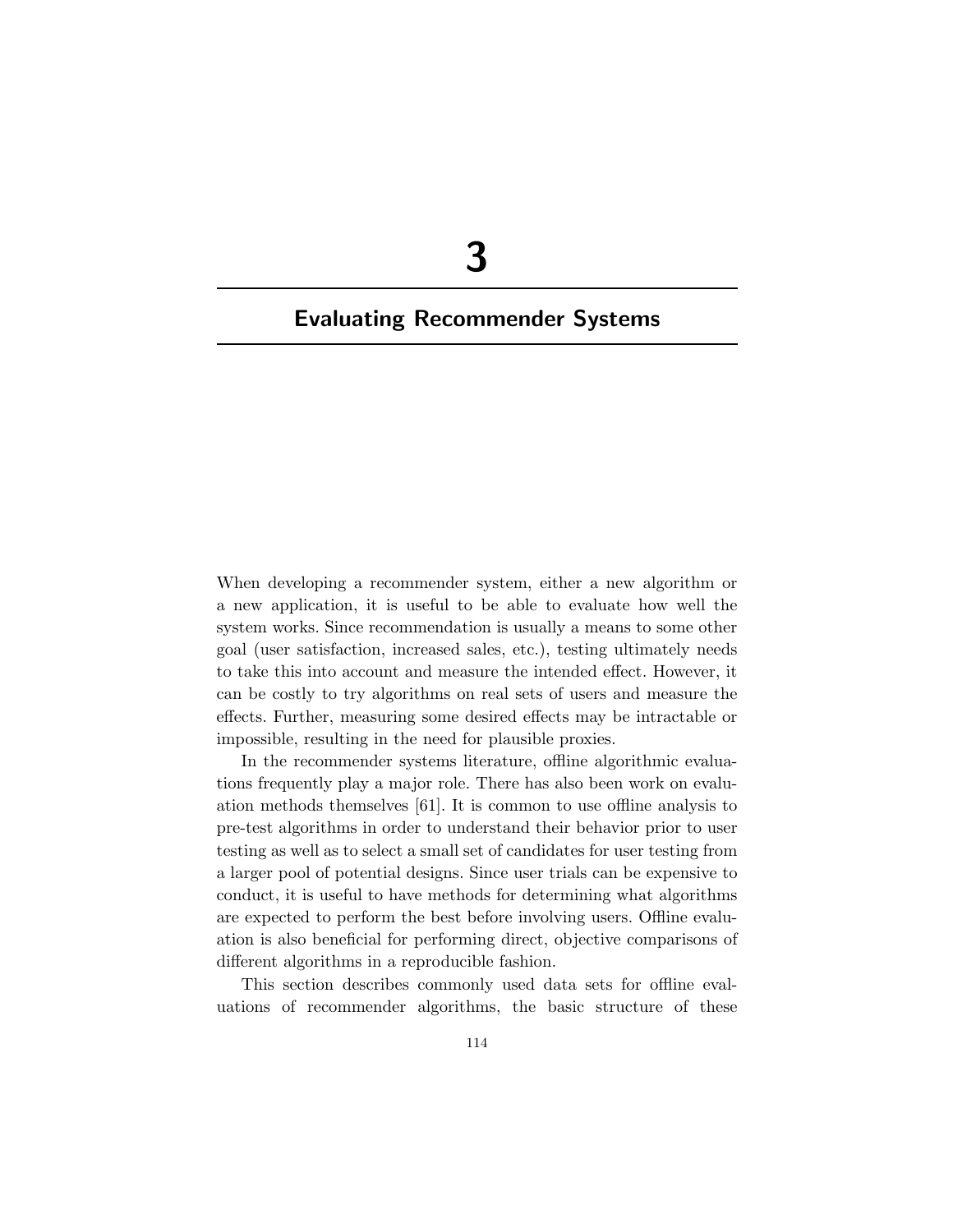# 3

# Evaluating Recommender Systems

When developing a recommender system, either a new algorithm or a new application, it is useful to be able to evaluate how well the system works. Since recommendation is usually a means to some other goal (user satisfaction, increased sales, etc.), testing ultimately needs to take this into account and measure the intended effect. However, it can be costly to try algorithms on real sets of users and measure the effects. Further, measuring some desired effects may be intractable or impossible, resulting in the need for plausible proxies.

In the recommender systems literature, offline algorithmic evaluations frequently play a major role. There has also been work on evaluation methods themselves [61]. It is common to use offline analysis to pre-test algorithms in order to understand their behavior prior to user testing as well as to select a small set of candidates for user testing from a larger pool of potential designs. Since user trials can be expensive to conduct, it is useful to have methods for determining what algorithms are expected to perform the best before involving users. Offline evaluation is also beneficial for performing direct, objective comparisons of different algorithms in a reproducible fashion.

This section describes commonly used data sets for offline evaluations of recommender algorithms, the basic structure of these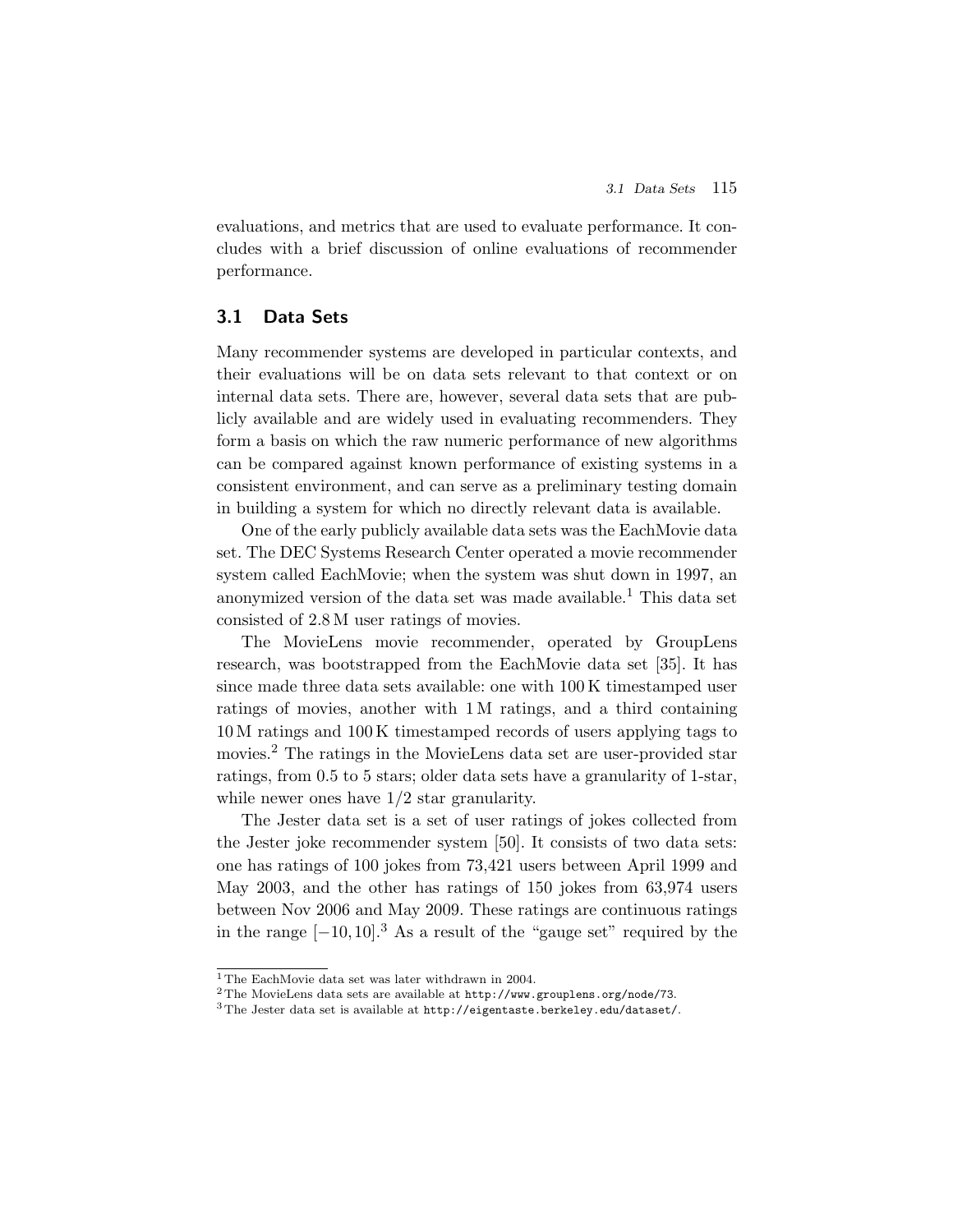evaluations, and metrics that are used to evaluate performance. It concludes with a brief discussion of online evaluations of recommender performance.

## 3.1 Data Sets

Many recommender systems are developed in particular contexts, and their evaluations will be on data sets relevant to that context or on internal data sets. There are, however, several data sets that are publicly available and are widely used in evaluating recommenders. They form a basis on which the raw numeric performance of new algorithms can be compared against known performance of existing systems in a consistent environment, and can serve as a preliminary testing domain in building a system for which no directly relevant data is available.

One of the early publicly available data sets was the EachMovie data set. The DEC Systems Research Center operated a movie recommender system called EachMovie; when the system was shut down in 1997, an anonymized version of the data set was made available.[1] This data set consisted of 2.8 M user ratings of movies.

The MovieLens movie recommender, operated by GroupLens research, was bootstrapped from the EachMovie data set [35]. It has since made three data sets available: one with 100 K timestamped user ratings of movies, another with 1 M ratings, and a third containing 10 M ratings and 100 K timestamped records of users applying tags to movies.[2] The ratings in the MovieLens data set are user-provided star ratings, from 0.5 to 5 stars; older data sets have a granularity of 1-star, while newer ones have 1/2 star granularity.

The Jester data set is a set of user ratings of jokes collected from the Jester joke recommender system [50]. It consists of two data sets: one has ratings of 100 jokes from 73,421 users between April 1999 and May 2003, and the other has ratings of 150 jokes from 63,974 users between Nov 2006 and May 2009. These ratings are continuous ratings in the range $[-10, 10]$.[3] As a result of the "gauge set" required by the

---

[1] The EachMovie data set was later withdrawn in 2004.

[2] The MovieLens data sets are available at `http://www.grouplens.org/node/73`.

[3] The Jester data set is available at `http://eigentaste.berkeley.edu/dataset/`.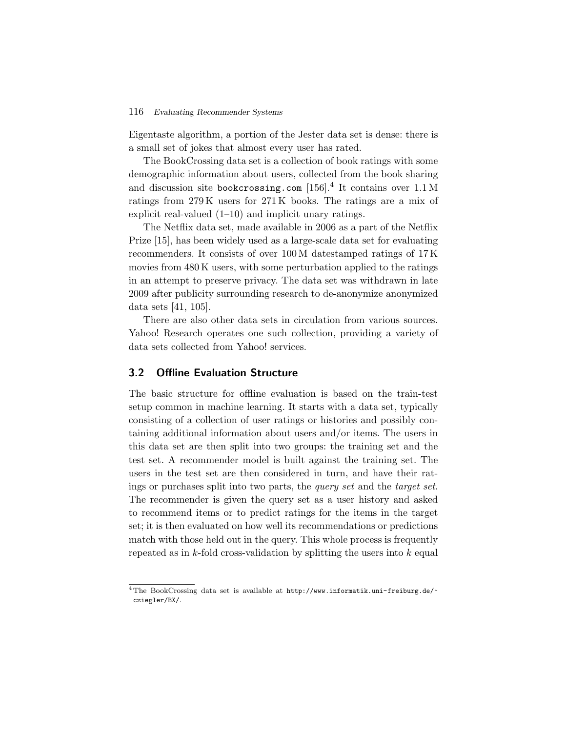Eigentaste algorithm, a portion of the Jester data set is dense: there is a small set of jokes that almost every user has rated.

The BookCrossing data set is a collection of book ratings with some demographic information about users, collected from the book sharing and discussion site `bookcrossing.com` [156].[4] It contains over 1.1 M ratings from 279 K users for 271 K books. The ratings are a mix of explicit real-valued (1–10) and implicit unary ratings.

The Netflix data set, made available in 2006 as a part of the Netflix Prize [15], has been widely used as a large-scale data set for evaluating recommenders. It consists of over 100 M datestamped ratings of 17 K movies from 480 K users, with some perturbation applied to the ratings in an attempt to preserve privacy. The data set was withdrawn in late 2009 after publicity surrounding research to de-anonymize anonymized data sets [41, 105].

There are also other data sets in circulation from various sources. Yahoo! Research operates one such collection, providing a variety of data sets collected from Yahoo! services.

## 3.2 Offline Evaluation Structure

The basic structure for offline evaluation is based on the train-test setup common in machine learning. It starts with a data set, typically consisting of a collection of user ratings or histories and possibly containing additional information about users and/or items. The users in this data set are then split into two groups: the training set and the test set. A recommender model is built against the training set. The users in the test set are then considered in turn, and have their ratings or purchases split into two parts, the *query set* and the *target set*. The recommender is given the query set as a user history and asked to recommend items or to predict ratings for the items in the target set; it is then evaluated on how well its recommendations or predictions match with those held out in the query. This whole process is frequently repeated as in $k$-fold cross-validation by splitting the users into $k$ equal

[4] The BookCrossing data set is available at `http://www.informatik.uni-freiburg.de/~cziegler/BX/`.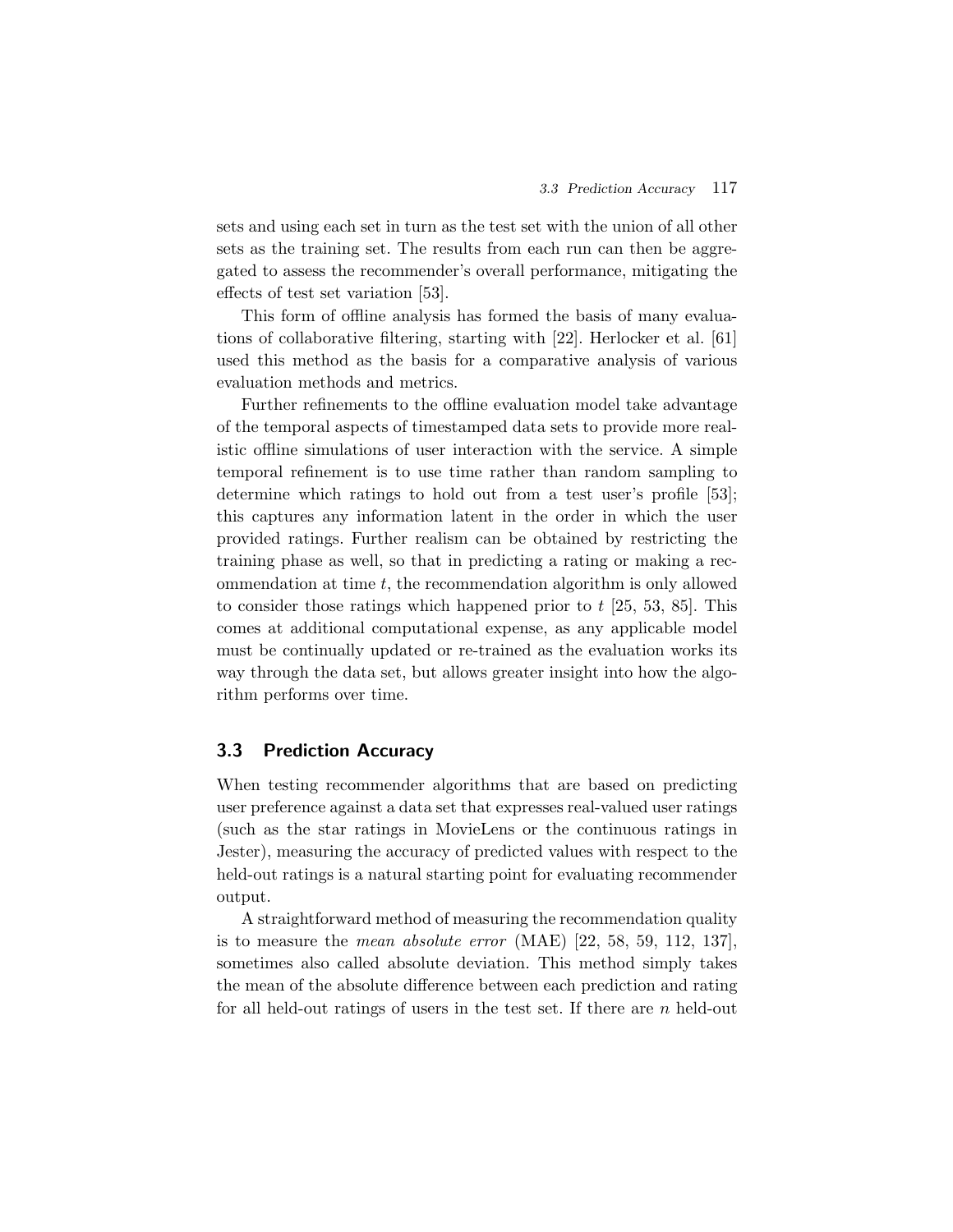sets and using each set in turn as the test set with the union of all other sets as the training set. The results from each run can then be aggregated to assess the recommender's overall performance, mitigating the effects of test set variation [53].

This form of offline analysis has formed the basis of many evaluations of collaborative filtering, starting with [22]. Herlocker et al. [61] used this method as the basis for a comparative analysis of various evaluation methods and metrics.

Further refinements to the offline evaluation model take advantage of the temporal aspects of timestamped data sets to provide more realistic offline simulations of user interaction with the service. A simple temporal refinement is to use time rather than random sampling to determine which ratings to hold out from a test user's profile [53]; this captures any information latent in the order in which the user provided ratings. Further realism can be obtained by restricting the training phase as well, so that in predicting a rating or making a recommendation at time $t$, the recommendation algorithm is only allowed to consider those ratings which happened prior to $t$ [25, 53, 85]. This comes at additional computational expense, as any applicable model must be continually updated or re-trained as the evaluation works its way through the data set, but allows greater insight into how the algorithm performs over time.

## 3.3 Prediction Accuracy

When testing recommender algorithms that are based on predicting user preference against a data set that expresses real-valued user ratings (such as the star ratings in MovieLens or the continuous ratings in Jester), measuring the accuracy of predicted values with respect to the held-out ratings is a natural starting point for evaluating recommender output.

A straightforward method of measuring the recommendation quality is to measure the *mean absolute error* (MAE) [22, 58, 59, 112, 137], sometimes also called absolute deviation. This method simply takes the mean of the absolute difference between each prediction and rating for all held-out ratings of users in the test set. If there are $n$ held-out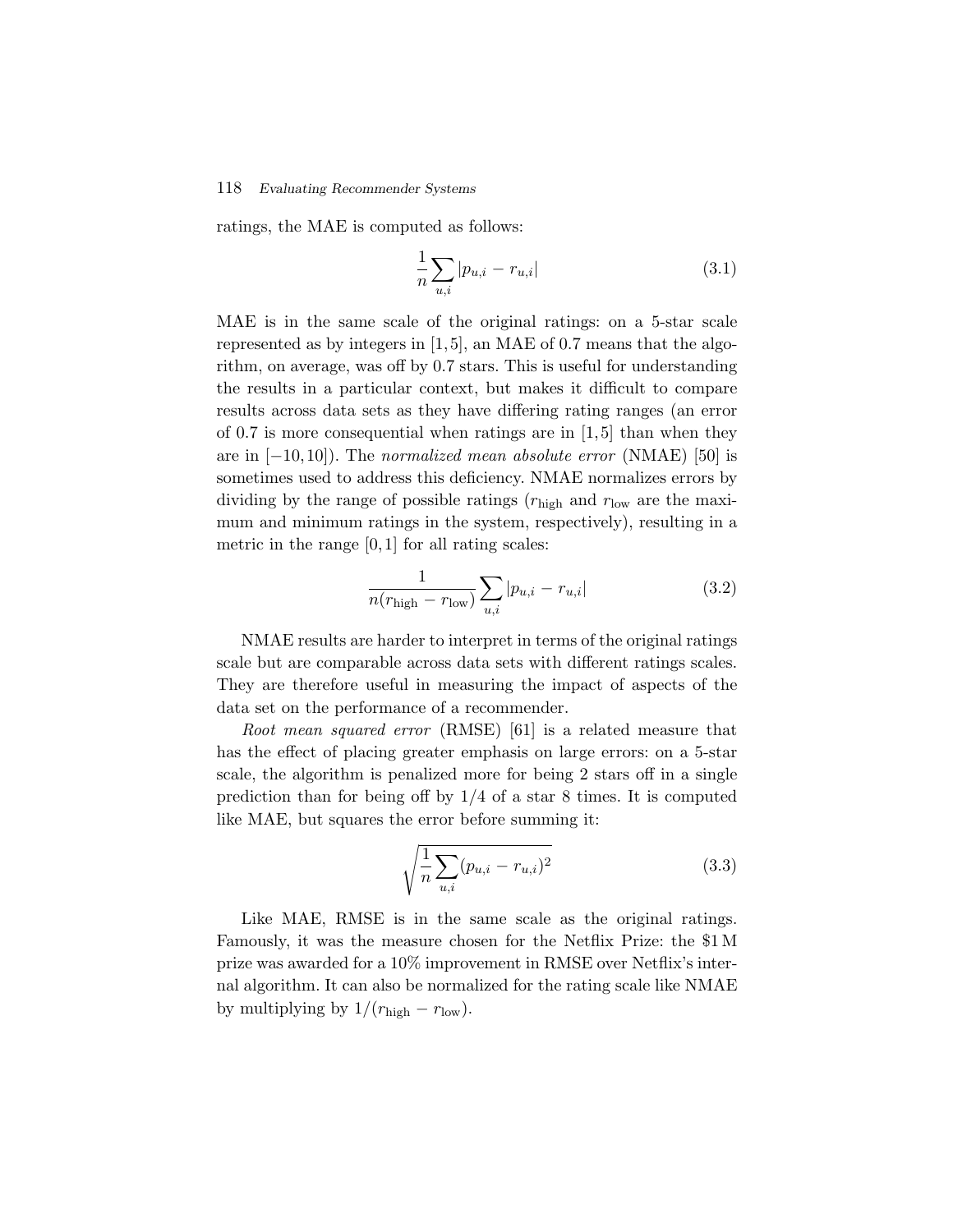ratings, the MAE is computed as follows:

$$\frac{1}{n}\sum_{u,i}|p_{u,i} - r_{u,i}| \tag{3.1}$$

MAE is in the same scale of the original ratings: on a 5-star scale represented as by integers in $[1,5]$, an MAE of 0.7 means that the algorithm, on average, was off by 0.7 stars. This is useful for understanding the results in a particular context, but makes it difficult to compare results across data sets as they have differing rating ranges (an error of 0.7 is more consequential when ratings are in $[1,5]$ than when they are in $[-10,10]$). The *normalized mean absolute error* (NMAE) [50] is sometimes used to address this deficiency. NMAE normalizes errors by dividing by the range of possible ratings ($r_{\text{high}}$ and $r_{\text{low}}$ are the maximum and minimum ratings in the system, respectively), resulting in a metric in the range $[0,1]$ for all rating scales:

$$\frac{1}{n(r_{\text{high}} - r_{\text{low}})}\sum_{u,i}|p_{u,i} - r_{u,i}| \tag{3.2}$$

NMAE results are harder to interpret in terms of the original ratings scale but are comparable across data sets with different ratings scales. They are therefore useful in measuring the impact of aspects of the data set on the performance of a recommender.

*Root mean squared error* (RMSE) [61] is a related measure that has the effect of placing greater emphasis on large errors: on a 5-star scale, the algorithm is penalized more for being 2 stars off in a single prediction than for being off by 1/4 of a star 8 times. It is computed like MAE, but squares the error before summing it:

$$\sqrt{\frac{1}{n}\sum_{u,i}(p_{u,i} - r_{u,i})^2} \tag{3.3}$$

Like MAE, RMSE is in the same scale as the original ratings. Famously, it was the measure chosen for the Netflix Prize: the \$1 M prize was awarded for a 10% improvement in RMSE over Netflix's internal algorithm. It can also be normalized for the rating scale like NMAE by multiplying by $1/(r_{\text{high}} - r_{\text{low}})$.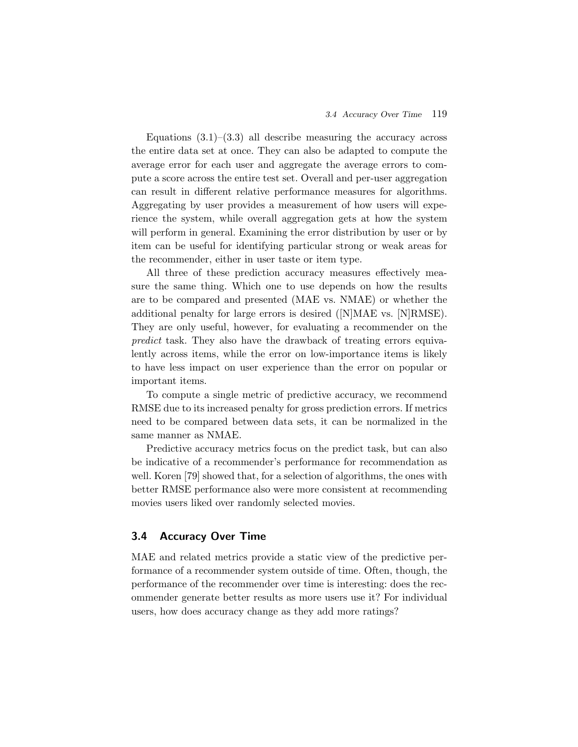Equations (3.1)–(3.3) all describe measuring the accuracy across the entire data set at once. They can also be adapted to compute the average error for each user and aggregate the average errors to compute a score across the entire test set. Overall and per-user aggregation can result in different relative performance measures for algorithms. Aggregating by user provides a measurement of how users will experience the system, while overall aggregation gets at how the system will perform in general. Examining the error distribution by user or by item can be useful for identifying particular strong or weak areas for the recommender, either in user taste or item type.

All three of these prediction accuracy measures effectively measure the same thing. Which one to use depends on how the results are to be compared and presented (MAE vs. NMAE) or whether the additional penalty for large errors is desired ([N]MAE vs. [N]RMSE). They are only useful, however, for evaluating a recommender on the *predict* task. They also have the drawback of treating errors equivalently across items, while the error on low-importance items is likely to have less impact on user experience than the error on popular or important items.

To compute a single metric of predictive accuracy, we recommend RMSE due to its increased penalty for gross prediction errors. If metrics need to be compared between data sets, it can be normalized in the same manner as NMAE.

Predictive accuracy metrics focus on the predict task, but can also be indicative of a recommender's performance for recommendation as well. Koren [79] showed that, for a selection of algorithms, the ones with better RMSE performance also were more consistent at recommending movies users liked over randomly selected movies.

## 3.4 Accuracy Over Time

MAE and related metrics provide a static view of the predictive performance of a recommender system outside of time. Often, though, the performance of the recommender over time is interesting: does the recommender generate better results as more users use it? For individual users, how does accuracy change as they add more ratings?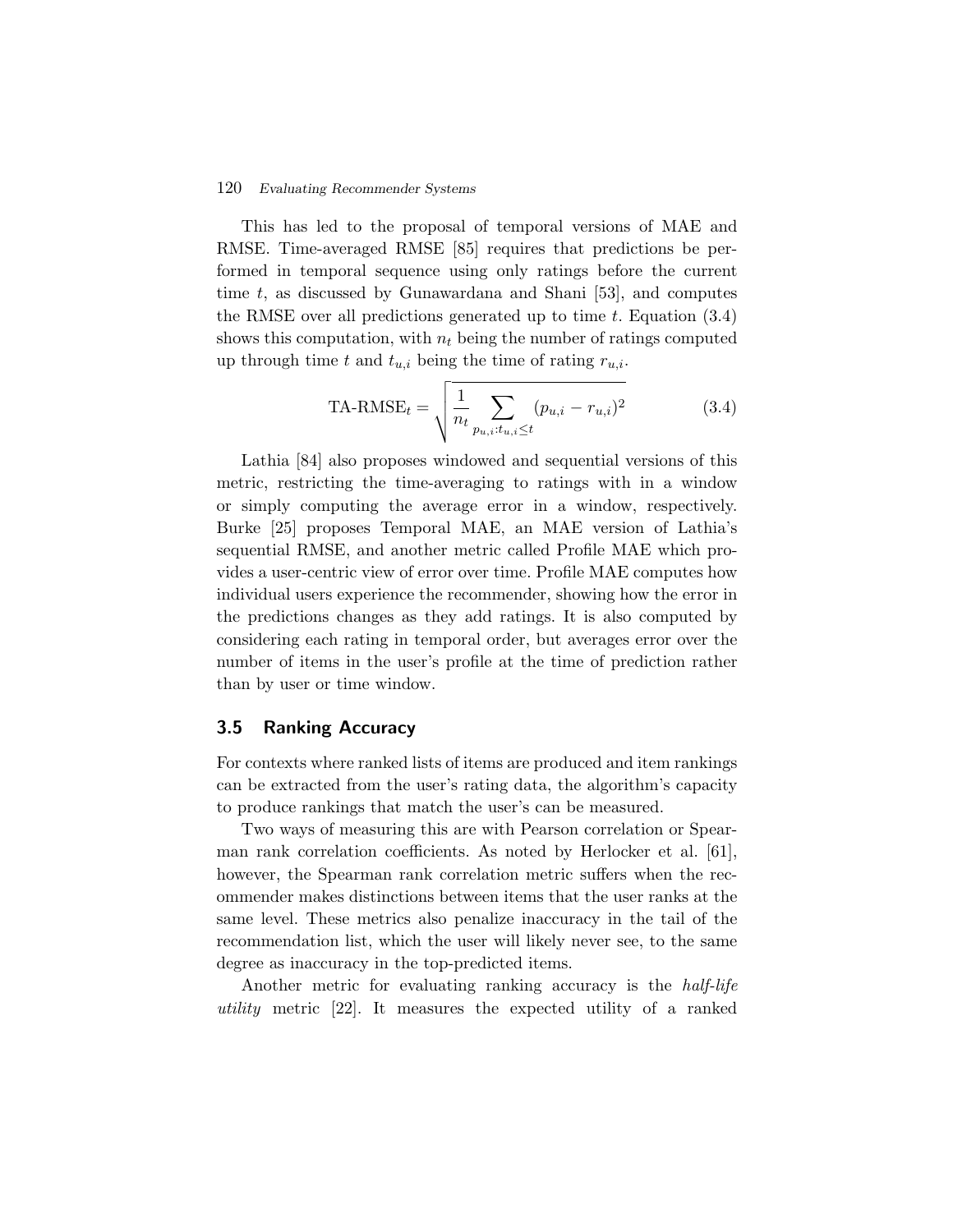This has led to the proposal of temporal versions of MAE and RMSE. Time-averaged RMSE [85] requires that predictions be performed in temporal sequence using only ratings before the current time $t$, as discussed by Gunawardana and Shani [53], and computes the RMSE over all predictions generated up to time $t$. Equation (3.4) shows this computation, with $n_t$ being the number of ratings computed up through time $t$ and $t_{u,i}$ being the time of rating $r_{u,i}$.

$$\text{TA-RMSE}_t = \sqrt{\frac{1}{n_t} \sum_{p_{u,i}:t_{u,i} \leq t} (p_{u,i} - r_{u,i})^2} \tag{3.4}$$

Lathia [84] also proposes windowed and sequential versions of this metric, restricting the time-averaging to ratings with in a window or simply computing the average error in a window, respectively. Burke [25] proposes Temporal MAE, an MAE version of Lathia's sequential RMSE, and another metric called Profile MAE which provides a user-centric view of error over time. Profile MAE computes how individual users experience the recommender, showing how the error in the predictions changes as they add ratings. It is also computed by considering each rating in temporal order, but averages error over the number of items in the user's profile at the time of prediction rather than by user or time window.

## 3.5 Ranking Accuracy

For contexts where ranked lists of items are produced and item rankings can be extracted from the user's rating data, the algorithm's capacity to produce rankings that match the user's can be measured.

Two ways of measuring this are with Pearson correlation or Spearman rank correlation coefficients. As noted by Herlocker et al. [61], however, the Spearman rank correlation metric suffers when the recommender makes distinctions between items that the user ranks at the same level. These metrics also penalize inaccuracy in the tail of the recommendation list, which the user will likely never see, to the same degree as inaccuracy in the top-predicted items.

Another metric for evaluating ranking accuracy is the *half-life utility* metric [22]. It measures the expected utility of a ranked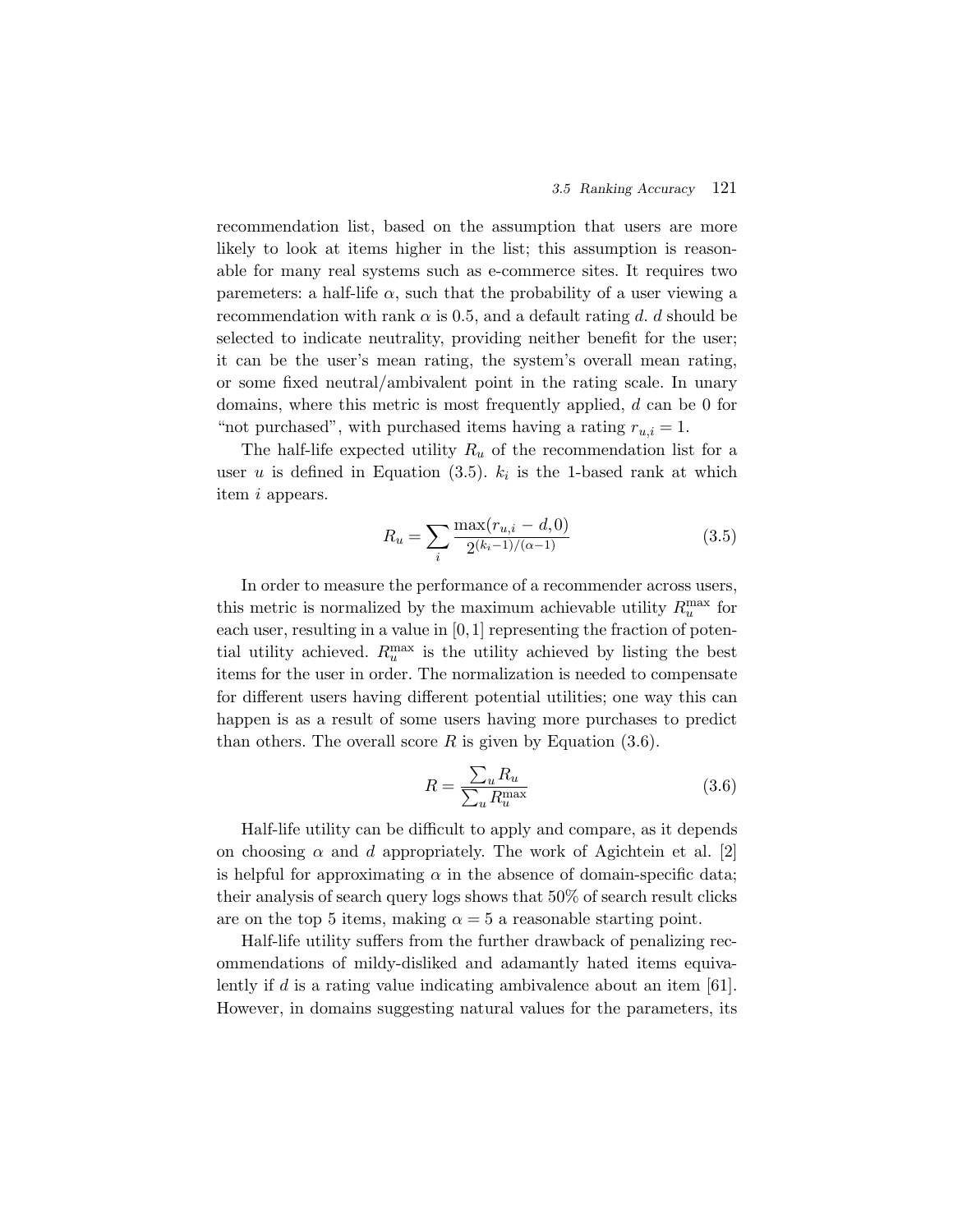recommendation list, based on the assumption that users are more likely to look at items higher in the list; this assumption is reasonable for many real systems such as e-commerce sites. It requires two paremeters: a half-life $\alpha$, such that the probability of a user viewing a recommendation with rank $\alpha$ is 0.5, and a default rating $d$. $d$ should be selected to indicate neutrality, providing neither benefit for the user; it can be the user's mean rating, the system's overall mean rating, or some fixed neutral/ambivalent point in the rating scale. In unary domains, where this metric is most frequently applied, $d$ can be 0 for "not purchased", with purchased items having a rating $r_{u,i} = 1$.

The half-life expected utility $R_u$ of the recommendation list for a user $u$ is defined in Equation (3.5). $k_i$ is the 1-based rank at which item $i$ appears.

$$R_u = \sum_i \frac{\max(r_{u,i} - d, 0)}{2^{(k_i - 1)/(\alpha - 1)}} \tag{3.5}$$

In order to measure the performance of a recommender across users, this metric is normalized by the maximum achievable utility $R_u^{\max}$ for each user, resulting in a value in $[0, 1]$ representing the fraction of potential utility achieved. $R_u^{\max}$ is the utility achieved by listing the best items for the user in order. The normalization is needed to compensate for different users having different potential utilities; one way this can happen is as a result of some users having more purchases to predict than others. The overall score $R$ is given by Equation (3.6).

$$R = \frac{\sum_u R_u}{\sum_u R_u^{\max}} \tag{3.6}$$

Half-life utility can be difficult to apply and compare, as it depends on choosing $\alpha$ and $d$ appropriately. The work of Agichtein et al. [2] is helpful for approximating $\alpha$ in the absence of domain-specific data; their analysis of search query logs shows that 50% of search result clicks are on the top 5 items, making $\alpha = 5$ a reasonable starting point.

Half-life utility suffers from the further drawback of penalizing recommendations of mildy-disliked and adamantly hated items equivalently if $d$ is a rating value indicating ambivalence about an item [61]. However, in domains suggesting natural values for the parameters, its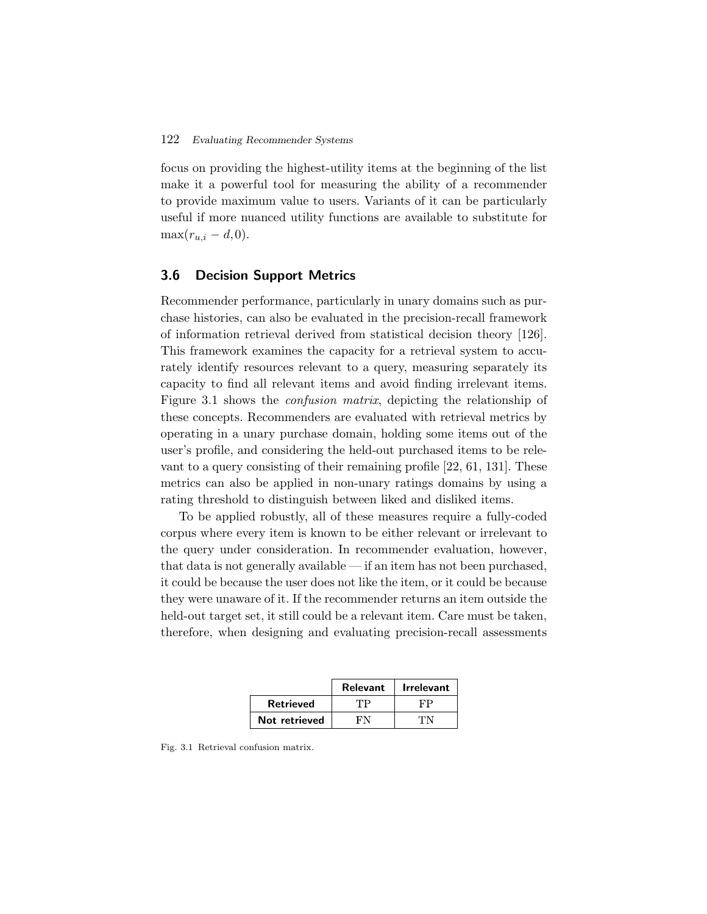focus on providing the highest-utility items at the beginning of the list make it a powerful tool for measuring the ability of a recommender to provide maximum value to users. Variants of it can be particularly useful if more nuanced utility functions are available to substitute for $\max(r_{u,i} - d, 0)$.

## 3.6 Decision Support Metrics

Recommender performance, particularly in unary domains such as purchase histories, can also be evaluated in the precision-recall framework of information retrieval derived from statistical decision theory [126]. This framework examines the capacity for a retrieval system to accurately identify resources relevant to a query, measuring separately its capacity to find all relevant items and avoid finding irrelevant items. Figure 3.1 shows the *confusion matrix*, depicting the relationship of these concepts. Recommenders are evaluated with retrieval metrics by operating in a unary purchase domain, holding some items out of the user's profile, and considering the held-out purchased items to be relevant to a query consisting of their remaining profile [22, 61, 131]. These metrics can also be applied in non-unary ratings domains by using a rating threshold to distinguish between liked and disliked items.

To be applied robustly, all of these measures require a fully-coded corpus where every item is known to be either relevant or irrelevant to the query under consideration. In recommender evaluation, however, that data is not generally available — if an item has not been purchased, it could be because the user does not like the item, or it could be because they were unaware of it. If the recommender returns an item outside the held-out target set, it still could be a relevant item. Care must be taken, therefore, when designing and evaluating precision-recall assessments

| | **Relevant** | **Irrelevant** |
|---|---|---|
| **Retrieved** | TP | FP |
| **Not retrieved** | FN | TN |

Fig. 3.1 Retrieval confusion matrix.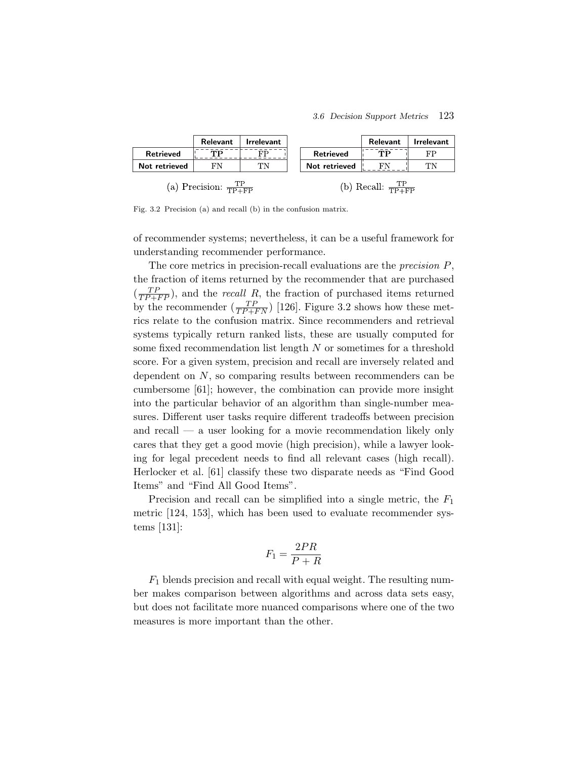|  | Relevant | Irrelevant |
|---|---|---|
| **Retrieved** | **TP** | FP |
| **Not retrieved** | FN | TN |

(a) Precision: $\frac{\text{TP}}{\text{TP+FP}}$

|  | Relevant | Irrelevant |
|---|---|---|
| **Retrieved** | **TP** | FP |
| **Not retrieved** | FN | TN |

(b) Recall: $\frac{\text{TP}}{\text{TP+FP}}$

Fig. 3.2 Precision (a) and recall (b) in the confusion matrix.

of recommender systems; nevertheless, it can be a useful framework for understanding recommender performance.

The core metrics in precision-recall evaluations are the *precision* $P$, the fraction of items returned by the recommender that are purchased ($\frac{TP}{TP+FP}$), and the *recall* $R$, the fraction of purchased items returned by the recommender ($\frac{TP}{TP+FN}$) [126]. Figure 3.2 shows how these metrics relate to the confusion matrix. Since recommenders and retrieval systems typically return ranked lists, these are usually computed for some fixed recommendation list length $N$ or sometimes for a threshold score. For a given system, precision and recall are inversely related and dependent on $N$, so comparing results between recommenders can be cumbersome [61]; however, the combination can provide more insight into the particular behavior of an algorithm than single-number measures. Different user tasks require different tradeoffs between precision and recall — a user looking for a movie recommendation likely only cares that they get a good movie (high precision), while a lawyer looking for legal precedent needs to find all relevant cases (high recall). Herlocker et al. [61] classify these two disparate needs as "Find Good Items" and "Find All Good Items".

Precision and recall can be simplified into a single metric, the $F_1$ metric [124, 153], which has been used to evaluate recommender systems [131]:

$$F_1 = \frac{2PR}{P + R}$$

$F_1$ blends precision and recall with equal weight. The resulting number makes comparison between algorithms and across data sets easy, but does not facilitate more nuanced comparisons where one of the two measures is more important than the other.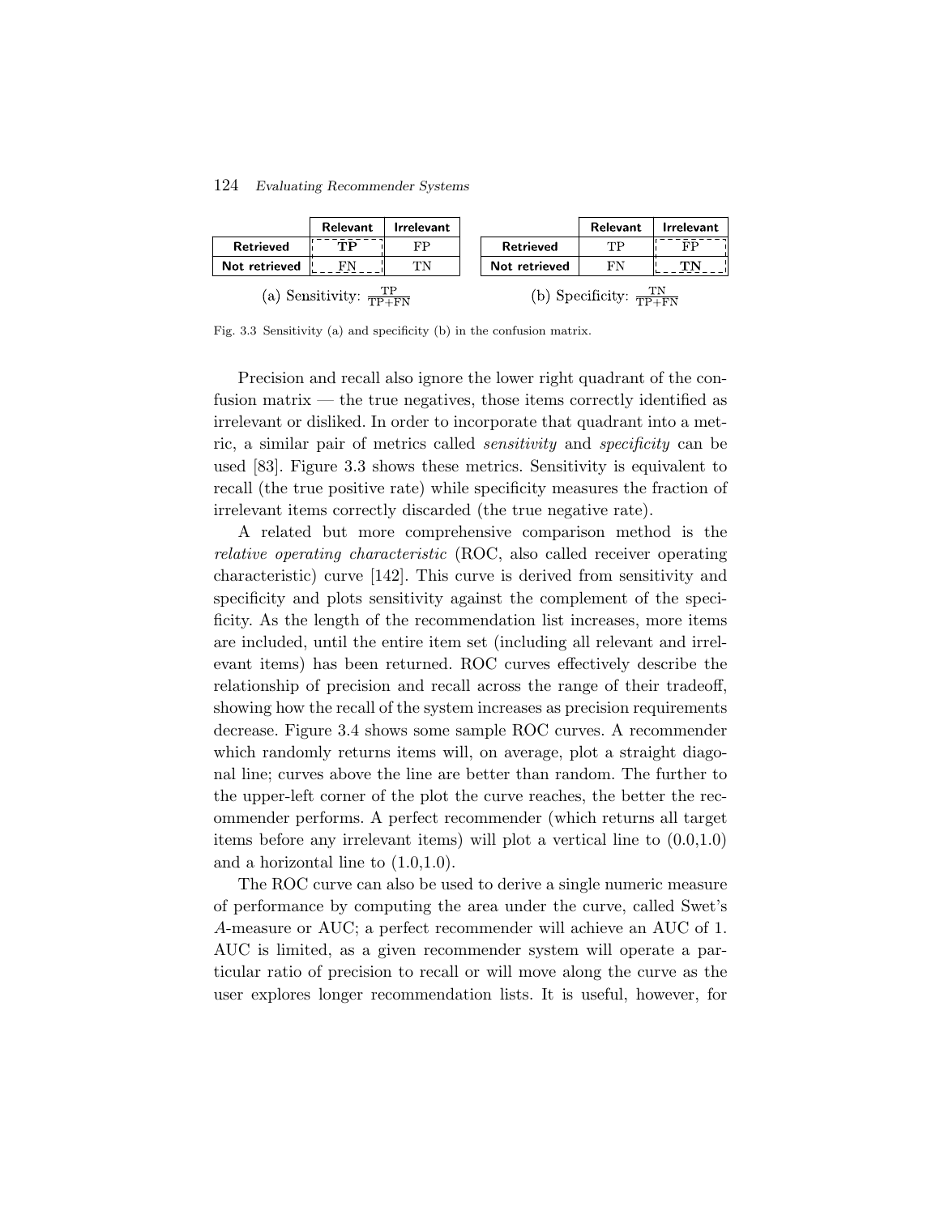|  | Relevant | Irrelevant |
|---|---|---|
| **Retrieved** | **TP** | FP |
| **Not retrieved** | FN | TN |

(a) Sensitivity: $\frac{\text{TP}}{\text{TP+FN}}$

|  | Relevant | Irrelevant |
|---|---|---|
| **Retrieved** | TP | FP |
| **Not retrieved** | FN | **TN** |

(b) Specificity: $\frac{\text{TN}}{\text{TP+FN}}$

Fig. 3.3 Sensitivity (a) and specificity (b) in the confusion matrix.

Precision and recall also ignore the lower right quadrant of the confusion matrix — the true negatives, those items correctly identified as irrelevant or disliked. In order to incorporate that quadrant into a metric, a similar pair of metrics called *sensitivity* and *specificity* can be used [83]. Figure 3.3 shows these metrics. Sensitivity is equivalent to recall (the true positive rate) while specificity measures the fraction of irrelevant items correctly discarded (the true negative rate).

A related but more comprehensive comparison method is the *relative operating characteristic* (ROC, also called receiver operating characteristic) curve [142]. This curve is derived from sensitivity and specificity and plots sensitivity against the complement of the specificity. As the length of the recommendation list increases, more items are included, until the entire item set (including all relevant and irrelevant items) has been returned. ROC curves effectively describe the relationship of precision and recall across the range of their tradeoff, showing how the recall of the system increases as precision requirements decrease. Figure 3.4 shows some sample ROC curves. A recommender which randomly returns items will, on average, plot a straight diagonal line; curves above the line are better than random. The further to the upper-left corner of the plot the curve reaches, the better the recommender performs. A perfect recommender (which returns all target items before any irrelevant items) will plot a vertical line to (0.0,1.0) and a horizontal line to (1.0,1.0).

The ROC curve can also be used to derive a single numeric measure of performance by computing the area under the curve, called Swet's *A*-measure or AUC; a perfect recommender will achieve an AUC of 1. AUC is limited, as a given recommender system will operate a particular ratio of precision to recall or will move along the curve as the user explores longer recommendation lists. It is useful, however, for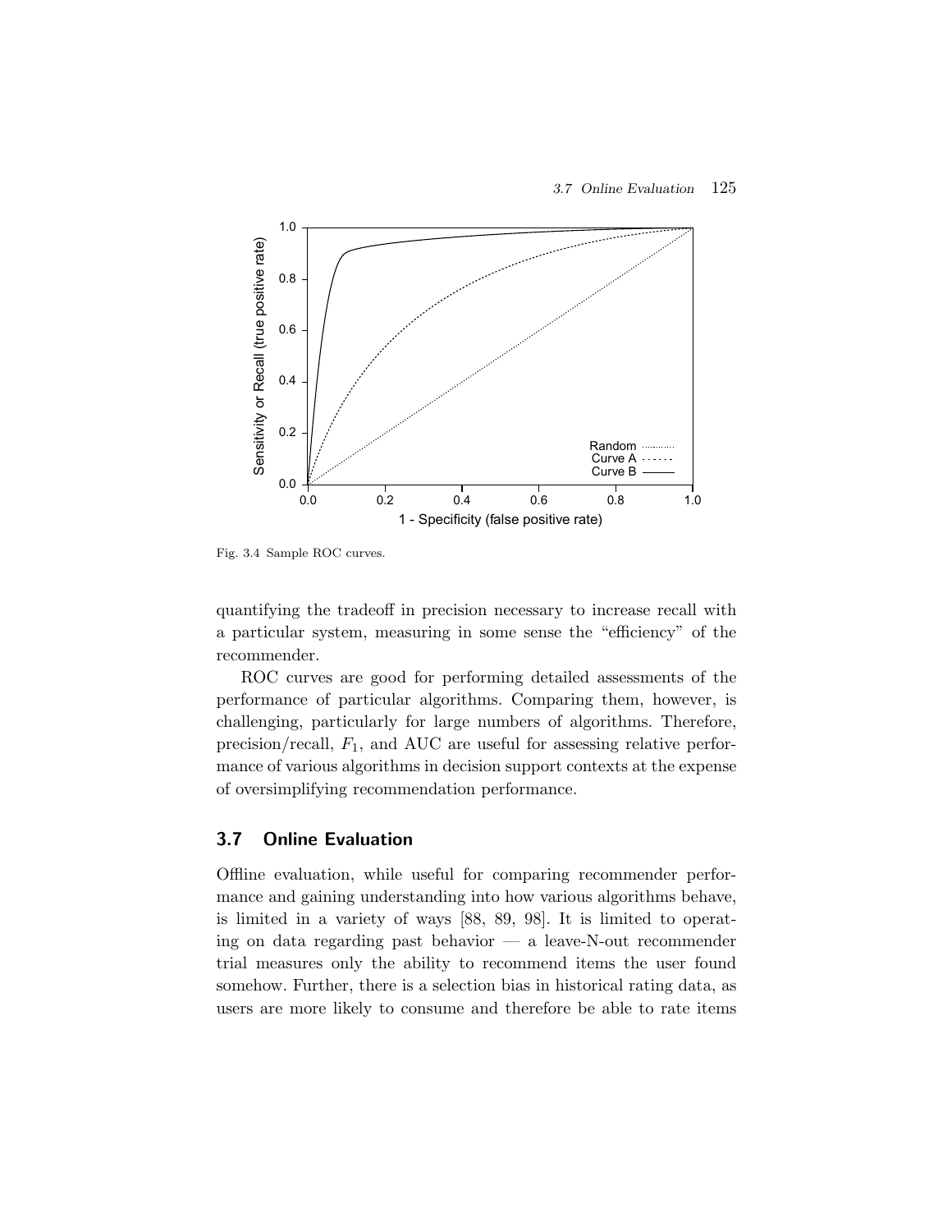Fig. 3.4 Sample ROC curves.

quantifying the tradeoff in precision necessary to increase recall with a particular system, measuring in some sense the "efficiency" of the recommender.

ROC curves are good for performing detailed assessments of the performance of particular algorithms. Comparing them, however, is challenging, particularly for large numbers of algorithms. Therefore, precision/recall, $F_1$, and AUC are useful for assessing relative performance of various algorithms in decision support contexts at the expense of oversimplifying recommendation performance.

## 3.7 Online Evaluation

Offline evaluation, while useful for comparing recommender performance and gaining understanding into how various algorithms behave, is limited in a variety of ways [88, 89, 98]. It is limited to operating on data regarding past behavior — a leave-N-out recommender trial measures only the ability to recommend items the user found somehow. Further, there is a selection bias in historical rating data, as users are more likely to consume and therefore be able to rate items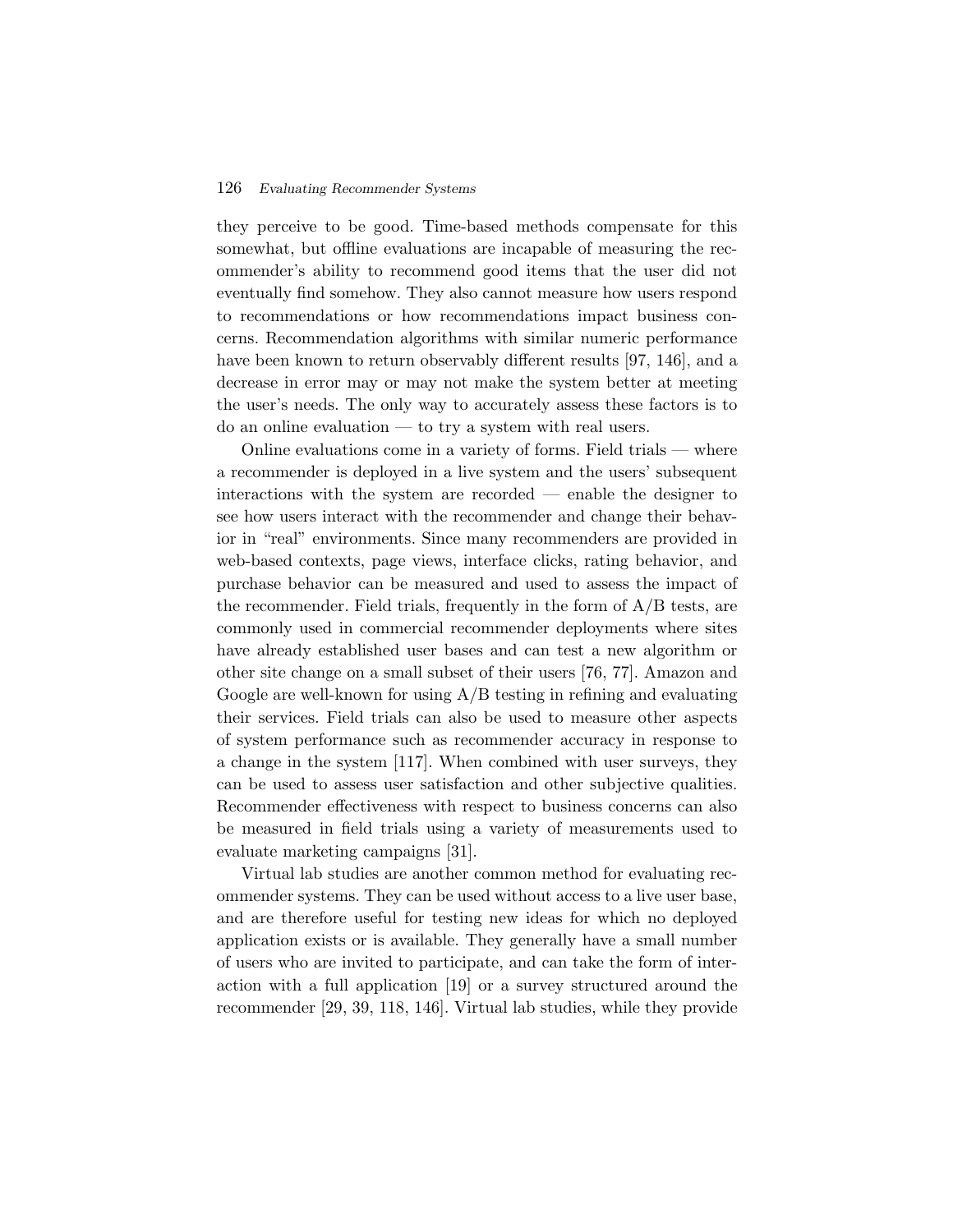they perceive to be good. Time-based methods compensate for this somewhat, but offline evaluations are incapable of measuring the recommender's ability to recommend good items that the user did not eventually find somehow. They also cannot measure how users respond to recommendations or how recommendations impact business concerns. Recommendation algorithms with similar numeric performance have been known to return observably different results [97, 146], and a decrease in error may or may not make the system better at meeting the user's needs. The only way to accurately assess these factors is to do an online evaluation — to try a system with real users.

Online evaluations come in a variety of forms. Field trials — where a recommender is deployed in a live system and the users' subsequent interactions with the system are recorded — enable the designer to see how users interact with the recommender and change their behavior in "real" environments. Since many recommenders are provided in web-based contexts, page views, interface clicks, rating behavior, and purchase behavior can be measured and used to assess the impact of the recommender. Field trials, frequently in the form of A/B tests, are commonly used in commercial recommender deployments where sites have already established user bases and can test a new algorithm or other site change on a small subset of their users [76, 77]. Amazon and Google are well-known for using A/B testing in refining and evaluating their services. Field trials can also be used to measure other aspects of system performance such as recommender accuracy in response to a change in the system [117]. When combined with user surveys, they can be used to assess user satisfaction and other subjective qualities. Recommender effectiveness with respect to business concerns can also be measured in field trials using a variety of measurements used to evaluate marketing campaigns [31].

Virtual lab studies are another common method for evaluating recommender systems. They can be used without access to a live user base, and are therefore useful for testing new ideas for which no deployed application exists or is available. They generally have a small number of users who are invited to participate, and can take the form of interaction with a full application [19] or a survey structured around the recommender [29, 39, 118, 146]. Virtual lab studies, while they provide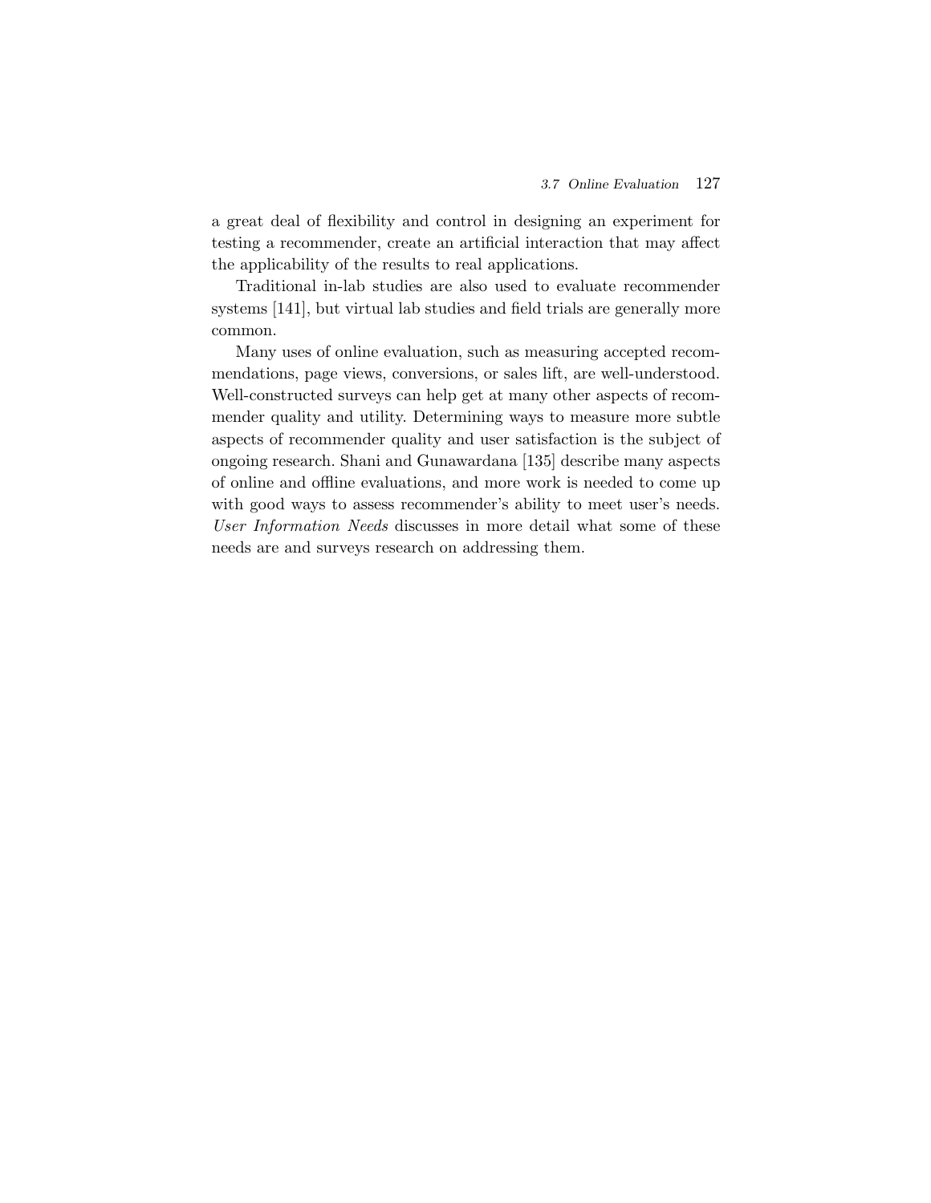a great deal of flexibility and control in designing an experiment for testing a recommender, create an artificial interaction that may affect the applicability of the results to real applications.

Traditional in-lab studies are also used to evaluate recommender systems [141], but virtual lab studies and field trials are generally more common.

Many uses of online evaluation, such as measuring accepted recommendations, page views, conversions, or sales lift, are well-understood. Well-constructed surveys can help get at many other aspects of recommender quality and utility. Determining ways to measure more subtle aspects of recommender quality and user satisfaction is the subject of ongoing research. Shani and Gunawardana [135] describe many aspects of online and offline evaluations, and more work is needed to come up with good ways to assess recommender's ability to meet user's needs. *User Information Needs* discusses in more detail what some of these needs are and surveys research on addressing them.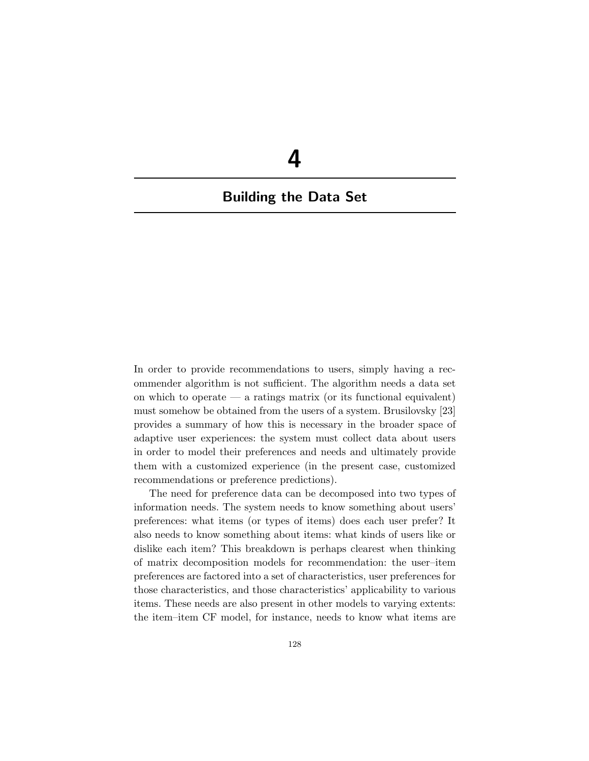# 4

# Building the Data Set

In order to provide recommendations to users, simply having a recommender algorithm is not sufficient. The algorithm needs a data set on which to operate — a ratings matrix (or its functional equivalent) must somehow be obtained from the users of a system. Brusilovsky [23] provides a summary of how this is necessary in the broader space of adaptive user experiences: the system must collect data about users in order to model their preferences and needs and ultimately provide them with a customized experience (in the present case, customized recommendations or preference predictions).

The need for preference data can be decomposed into two types of information needs. The system needs to know something about users' preferences: what items (or types of items) does each user prefer? It also needs to know something about items: what kinds of users like or dislike each item? This breakdown is perhaps clearest when thinking of matrix decomposition models for recommendation: the user–item preferences are factored into a set of characteristics, user preferences for those characteristics, and those characteristics' applicability to various items. These needs are also present in other models to varying extents: the item–item CF model, for instance, needs to know what items are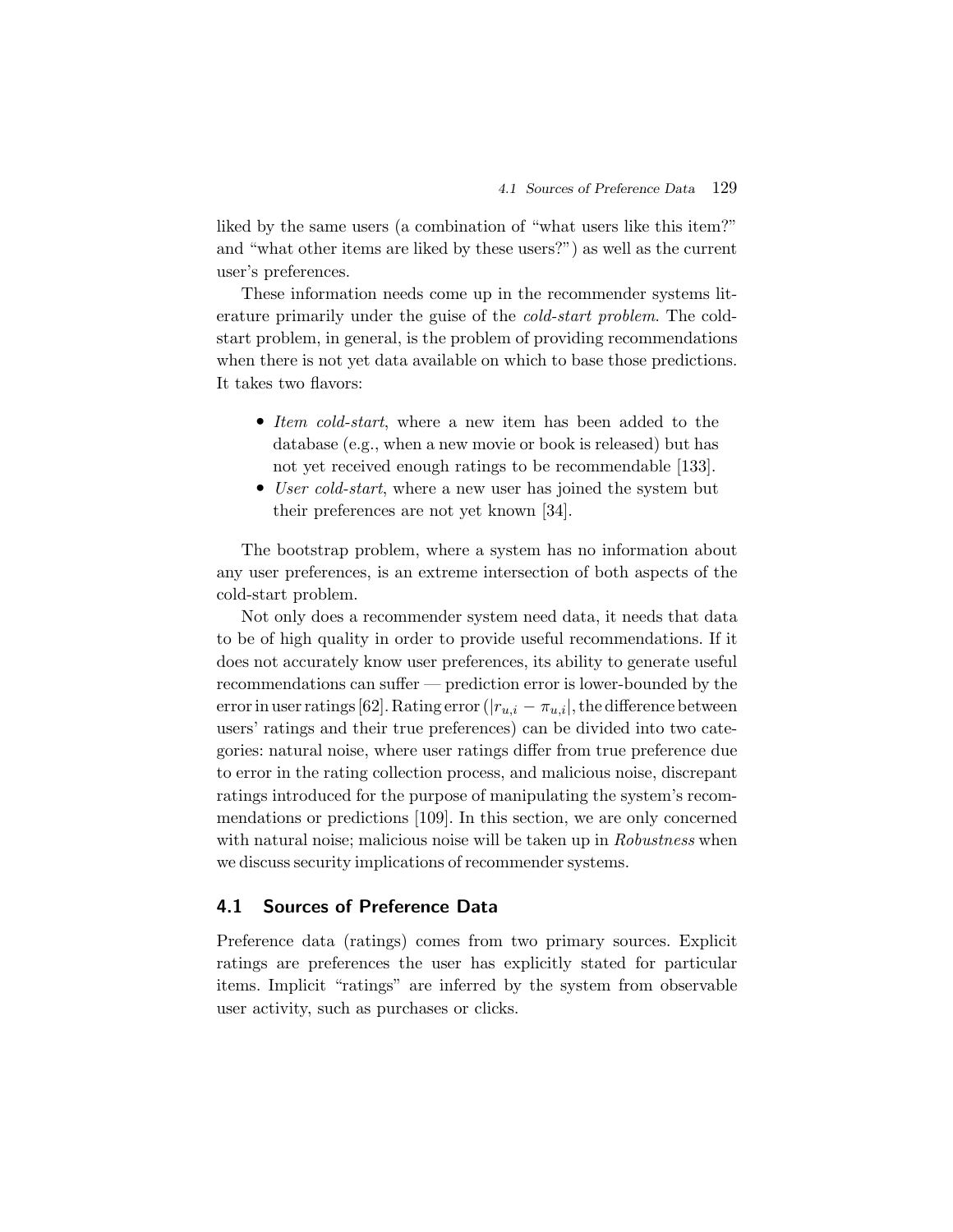liked by the same users (a combination of "what users like this item?" and "what other items are liked by these users?") as well as the current user's preferences.

These information needs come up in the recommender systems literature primarily under the guise of the *cold-start problem*. The cold-start problem, in general, is the problem of providing recommendations when there is not yet data available on which to base those predictions. It takes two flavors:

- *Item cold-start*, where a new item has been added to the database (e.g., when a new movie or book is released) but has not yet received enough ratings to be recommendable [133].
- *User cold-start*, where a new user has joined the system but their preferences are not yet known [34].

The bootstrap problem, where a system has no information about any user preferences, is an extreme intersection of both aspects of the cold-start problem.

Not only does a recommender system need data, it needs that data to be of high quality in order to provide useful recommendations. If it does not accurately know user preferences, its ability to generate useful recommendations can suffer — prediction error is lower-bounded by the error in user ratings [62]. Rating error ($|r_{u,i} - \pi_{u,i}|$, the difference between users' ratings and their true preferences) can be divided into two categories: natural noise, where user ratings differ from true preference due to error in the rating collection process, and malicious noise, discrepant ratings introduced for the purpose of manipulating the system's recommendations or predictions [109]. In this section, we are only concerned with natural noise; malicious noise will be taken up in *Robustness* when we discuss security implications of recommender systems.

## 4.1 Sources of Preference Data

Preference data (ratings) comes from two primary sources. Explicit ratings are preferences the user has explicitly stated for particular items. Implicit "ratings" are inferred by the system from observable user activity, such as purchases or clicks.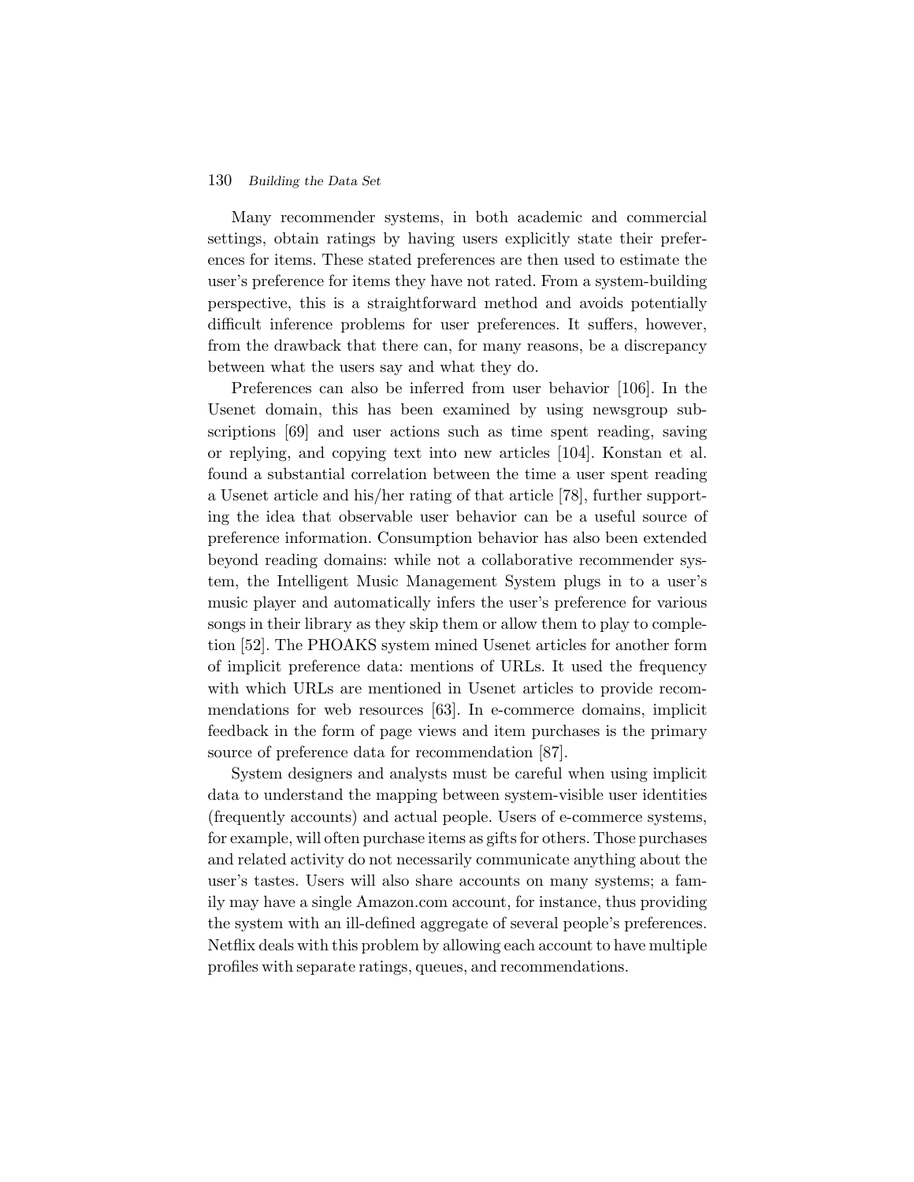Many recommender systems, in both academic and commercial settings, obtain ratings by having users explicitly state their preferences for items. These stated preferences are then used to estimate the user's preference for items they have not rated. From a system-building perspective, this is a straightforward method and avoids potentially difficult inference problems for user preferences. It suffers, however, from the drawback that there can, for many reasons, be a discrepancy between what the users say and what they do.

Preferences can also be inferred from user behavior [106]. In the Usenet domain, this has been examined by using newsgroup subscriptions [69] and user actions such as time spent reading, saving or replying, and copying text into new articles [104]. Konstan et al. found a substantial correlation between the time a user spent reading a Usenet article and his/her rating of that article [78], further supporting the idea that observable user behavior can be a useful source of preference information. Consumption behavior has also been extended beyond reading domains: while not a collaborative recommender system, the Intelligent Music Management System plugs in to a user's music player and automatically infers the user's preference for various songs in their library as they skip them or allow them to play to completion [52]. The PHOAKS system mined Usenet articles for another form of implicit preference data: mentions of URLs. It used the frequency with which URLs are mentioned in Usenet articles to provide recommendations for web resources [63]. In e-commerce domains, implicit feedback in the form of page views and item purchases is the primary source of preference data for recommendation [87].

System designers and analysts must be careful when using implicit data to understand the mapping between system-visible user identities (frequently accounts) and actual people. Users of e-commerce systems, for example, will often purchase items as gifts for others. Those purchases and related activity do not necessarily communicate anything about the user's tastes. Users will also share accounts on many systems; a family may have a single Amazon.com account, for instance, thus providing the system with an ill-defined aggregate of several people's preferences. Netflix deals with this problem by allowing each account to have multiple profiles with separate ratings, queues, and recommendations.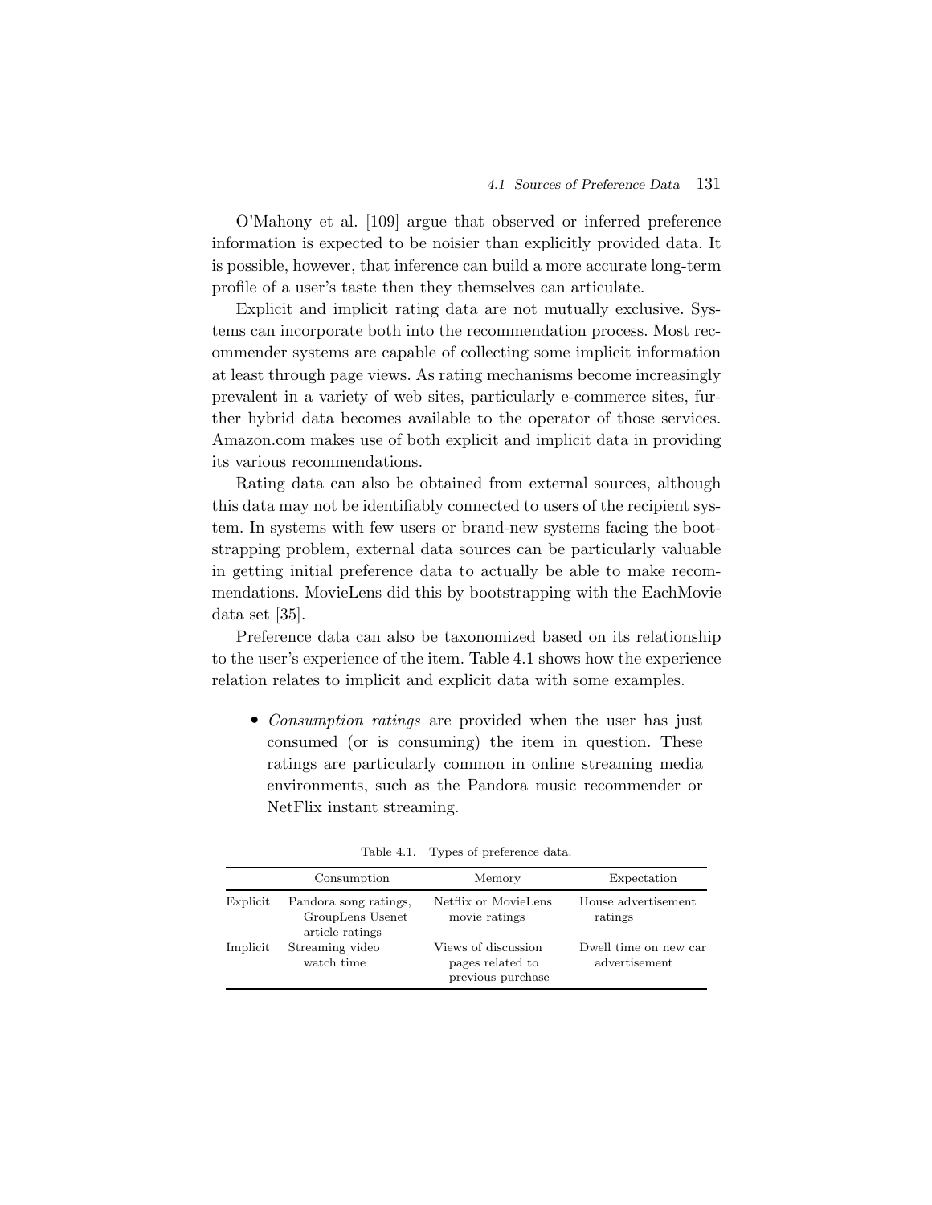O'Mahony et al. [109] argue that observed or inferred preference information is expected to be noisier than explicitly provided data. It is possible, however, that inference can build a more accurate long-term profile of a user's taste then they themselves can articulate.

Explicit and implicit rating data are not mutually exclusive. Systems can incorporate both into the recommendation process. Most recommender systems are capable of collecting some implicit information at least through page views. As rating mechanisms become increasingly prevalent in a variety of web sites, particularly e-commerce sites, further hybrid data becomes available to the operator of those services. Amazon.com makes use of both explicit and implicit data in providing its various recommendations.

Rating data can also be obtained from external sources, although this data may not be identifiably connected to users of the recipient system. In systems with few users or brand-new systems facing the bootstrapping problem, external data sources can be particularly valuable in getting initial preference data to actually be able to make recommendations. MovieLens did this by bootstrapping with the EachMovie data set [35].

Preference data can also be taxonomized based on its relationship to the user's experience of the item. Table 4.1 shows how the experience relation relates to implicit and explicit data with some examples.

- *Consumption ratings* are provided when the user has just consumed (or is consuming) the item in question. These ratings are particularly common in online streaming media environments, such as the Pandora music recommender or NetFlix instant streaming.

Table 4.1. Types of preference data.

| | Consumption | Memory | Expectation |
|---|---|---|---|
| Explicit | Pandora song ratings, GroupLens Usenet article ratings | Netflix or MovieLens movie ratings | House advertisement ratings |
| Implicit | Streaming video watch time | Views of discussion pages related to previous purchase | Dwell time on new car advertisement |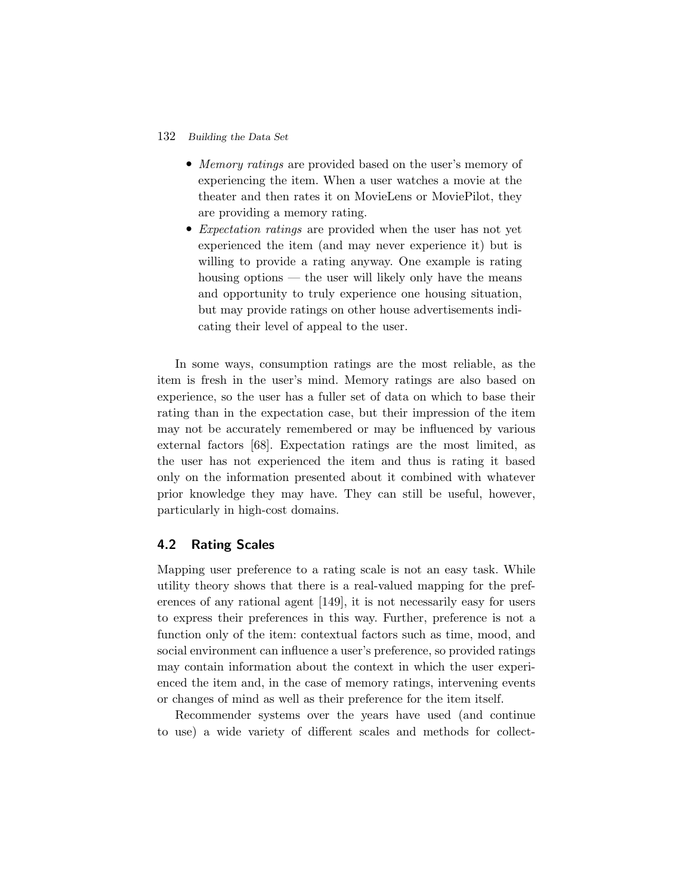- *Memory ratings* are provided based on the user's memory of experiencing the item. When a user watches a movie at the theater and then rates it on MovieLens or MoviePilot, they are providing a memory rating.
- *Expectation ratings* are provided when the user has not yet experienced the item (and may never experience it) but is willing to provide a rating anyway. One example is rating housing options — the user will likely only have the means and opportunity to truly experience one housing situation, but may provide ratings on other house advertisements indicating their level of appeal to the user.

In some ways, consumption ratings are the most reliable, as the item is fresh in the user's mind. Memory ratings are also based on experience, so the user has a fuller set of data on which to base their rating than in the expectation case, but their impression of the item may not be accurately remembered or may be influenced by various external factors [68]. Expectation ratings are the most limited, as the user has not experienced the item and thus is rating it based only on the information presented about it combined with whatever prior knowledge they may have. They can still be useful, however, particularly in high-cost domains.

## 4.2 Rating Scales

Mapping user preference to a rating scale is not an easy task. While utility theory shows that there is a real-valued mapping for the preferences of any rational agent [149], it is not necessarily easy for users to express their preferences in this way. Further, preference is not a function only of the item: contextual factors such as time, mood, and social environment can influence a user's preference, so provided ratings may contain information about the context in which the user experienced the item and, in the case of memory ratings, intervening events or changes of mind as well as their preference for the item itself.

Recommender systems over the years have used (and continue to use) a wide variety of different scales and methods for collect-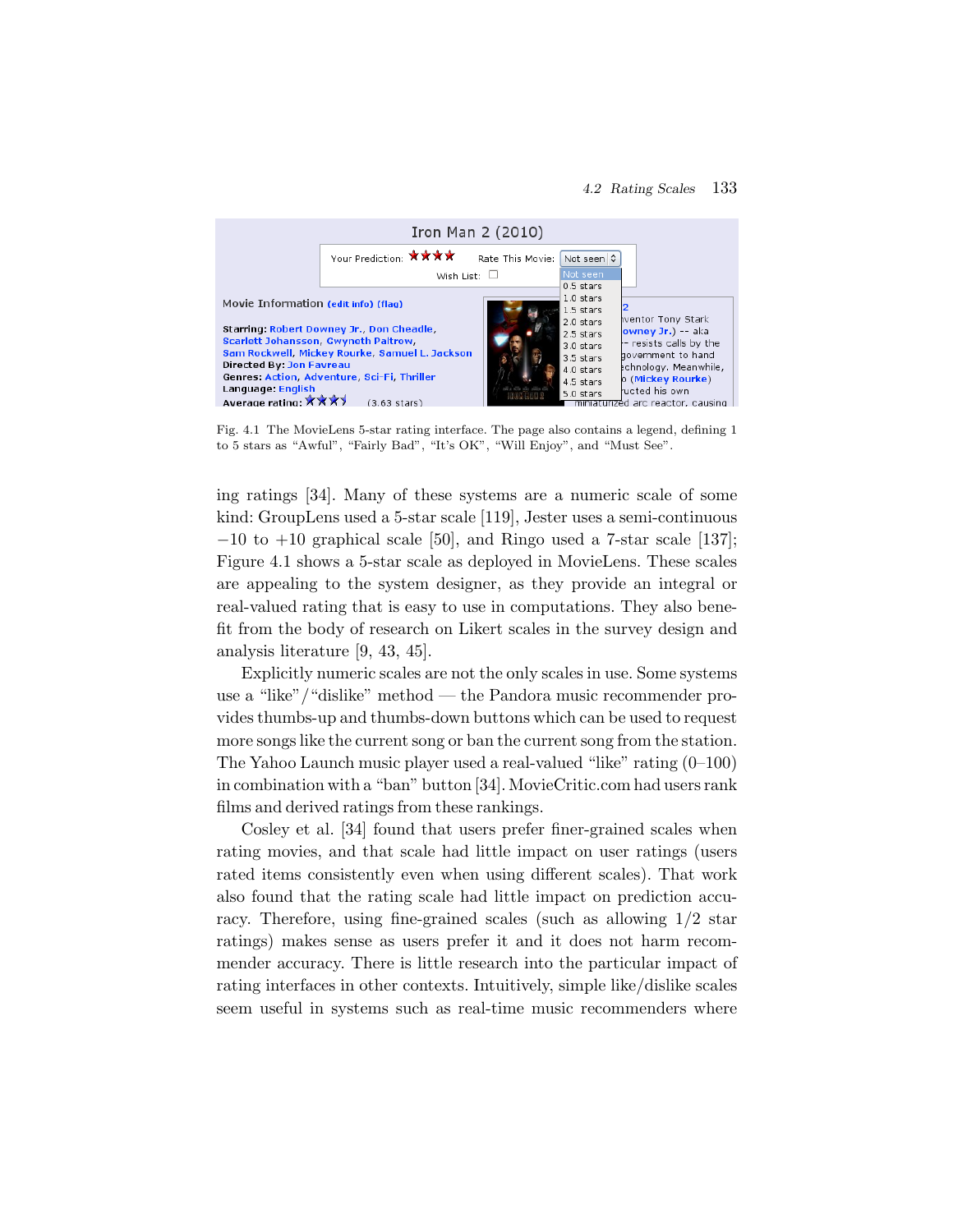Fig. 4.1 The MovieLens 5-star rating interface. The page also contains a legend, defining 1 to 5 stars as “Awful”, “Fairly Bad”, “It’s OK”, “Will Enjoy”, and “Must See”.

ing ratings [34]. Many of these systems are a numeric scale of some kind: GroupLens used a 5-star scale [119], Jester uses a semi-continuous −10 to +10 graphical scale [50], and Ringo used a 7-star scale [137]; Figure 4.1 shows a 5-star scale as deployed in MovieLens. These scales are appealing to the system designer, as they provide an integral or real-valued rating that is easy to use in computations. They also benefit from the body of research on Likert scales in the survey design and analysis literature [9, 43, 45].

Explicitly numeric scales are not the only scales in use. Some systems use a “like”/“dislike” method — the Pandora music recommender provides thumbs-up and thumbs-down buttons which can be used to request more songs like the current song or ban the current song from the station. The Yahoo Launch music player used a real-valued “like” rating (0–100) in combination with a “ban” button [34]. MovieCritic.com had users rank films and derived ratings from these rankings.

Cosley et al. [34] found that users prefer finer-grained scales when rating movies, and that scale had little impact on user ratings (users rated items consistently even when using different scales). That work also found that the rating scale had little impact on prediction accuracy. Therefore, using fine-grained scales (such as allowing 1/2 star ratings) makes sense as users prefer it and it does not harm recommender accuracy. There is little research into the particular impact of rating interfaces in other contexts. Intuitively, simple like/dislike scales seem useful in systems such as real-time music recommenders where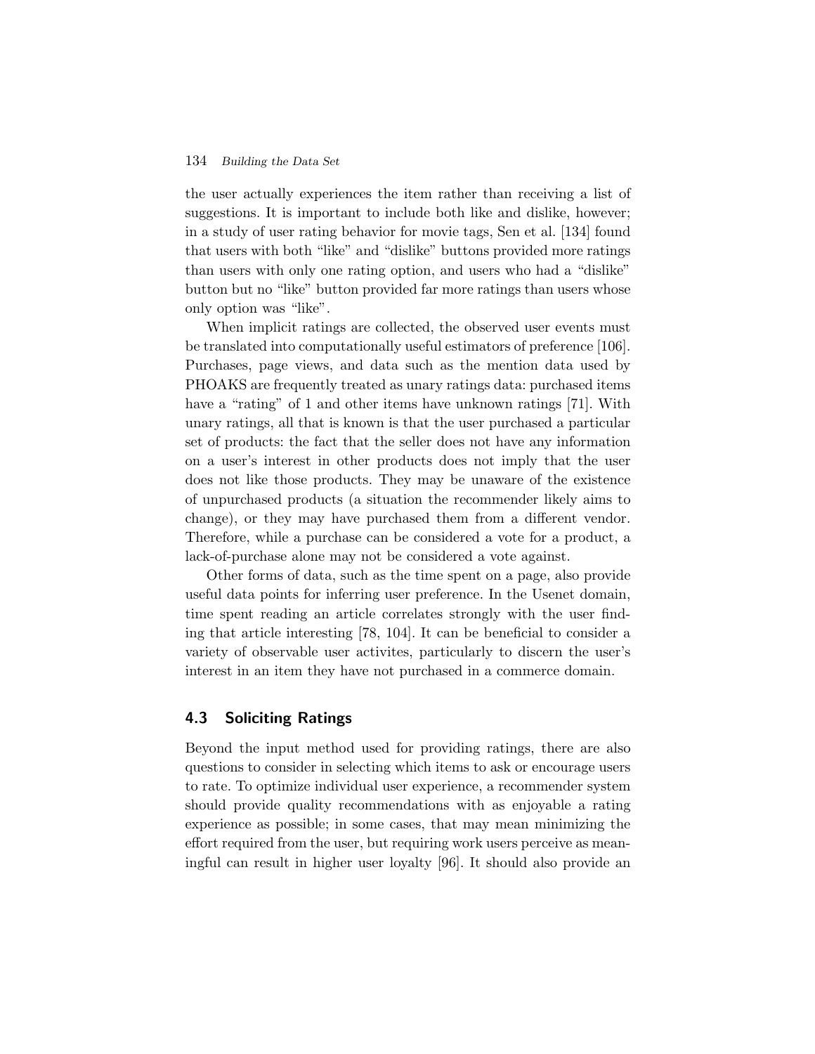the user actually experiences the item rather than receiving a list of suggestions. It is important to include both like and dislike, however; in a study of user rating behavior for movie tags, Sen et al. [134] found that users with both "like" and "dislike" buttons provided more ratings than users with only one rating option, and users who had a "dislike" button but no "like" button provided far more ratings than users whose only option was "like".

When implicit ratings are collected, the observed user events must be translated into computationally useful estimators of preference [106]. Purchases, page views, and data such as the mention data used by PHOAKS are frequently treated as unary ratings data: purchased items have a "rating" of 1 and other items have unknown ratings [71]. With unary ratings, all that is known is that the user purchased a particular set of products: the fact that the seller does not have any information on a user's interest in other products does not imply that the user does not like those products. They may be unaware of the existence of unpurchased products (a situation the recommender likely aims to change), or they may have purchased them from a different vendor. Therefore, while a purchase can be considered a vote for a product, a lack-of-purchase alone may not be considered a vote against.

Other forms of data, such as the time spent on a page, also provide useful data points for inferring user preference. In the Usenet domain, time spent reading an article correlates strongly with the user finding that article interesting [78, 104]. It can be beneficial to consider a variety of observable user activites, particularly to discern the user's interest in an item they have not purchased in a commerce domain.

## 4.3 Soliciting Ratings

Beyond the input method used for providing ratings, there are also questions to consider in selecting which items to ask or encourage users to rate. To optimize individual user experience, a recommender system should provide quality recommendations with as enjoyable a rating experience as possible; in some cases, that may mean minimizing the effort required from the user, but requiring work users perceive as meaningful can result in higher user loyalty [96]. It should also provide an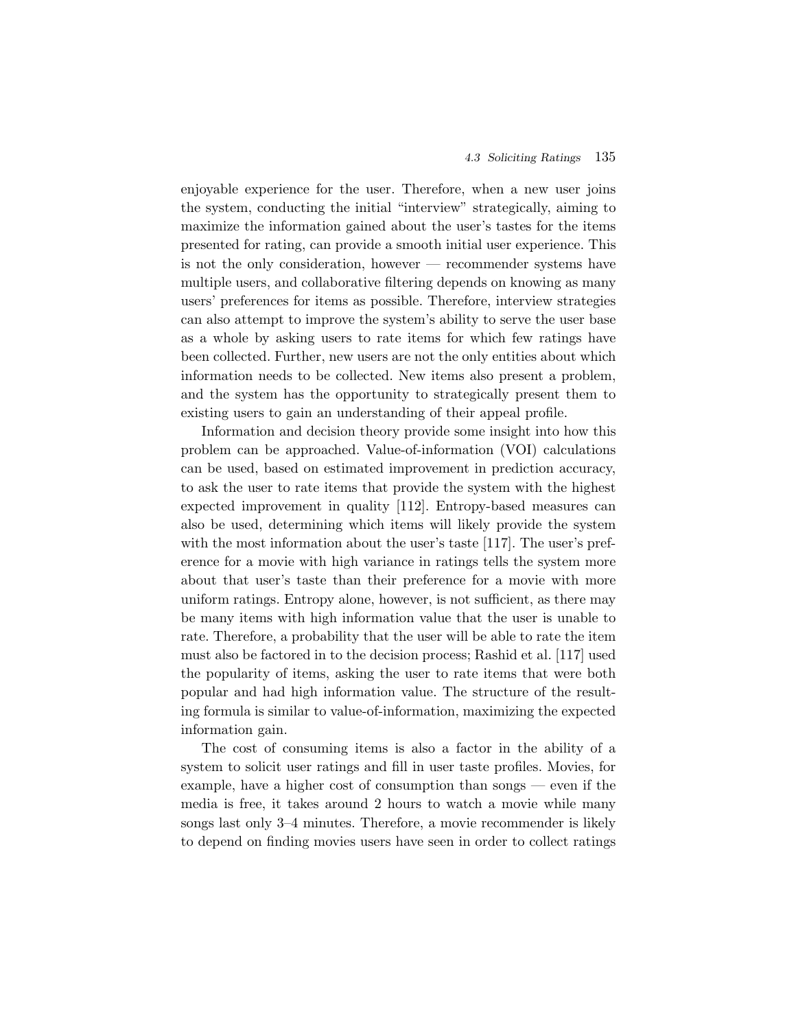enjoyable experience for the user. Therefore, when a new user joins the system, conducting the initial "interview" strategically, aiming to maximize the information gained about the user's tastes for the items presented for rating, can provide a smooth initial user experience. This is not the only consideration, however — recommender systems have multiple users, and collaborative filtering depends on knowing as many users' preferences for items as possible. Therefore, interview strategies can also attempt to improve the system's ability to serve the user base as a whole by asking users to rate items for which few ratings have been collected. Further, new users are not the only entities about which information needs to be collected. New items also present a problem, and the system has the opportunity to strategically present them to existing users to gain an understanding of their appeal profile.

Information and decision theory provide some insight into how this problem can be approached. Value-of-information (VOI) calculations can be used, based on estimated improvement in prediction accuracy, to ask the user to rate items that provide the system with the highest expected improvement in quality [112]. Entropy-based measures can also be used, determining which items will likely provide the system with the most information about the user's taste [117]. The user's preference for a movie with high variance in ratings tells the system more about that user's taste than their preference for a movie with more uniform ratings. Entropy alone, however, is not sufficient, as there may be many items with high information value that the user is unable to rate. Therefore, a probability that the user will be able to rate the item must also be factored in to the decision process; Rashid et al. [117] used the popularity of items, asking the user to rate items that were both popular and had high information value. The structure of the resulting formula is similar to value-of-information, maximizing the expected information gain.

The cost of consuming items is also a factor in the ability of a system to solicit user ratings and fill in user taste profiles. Movies, for example, have a higher cost of consumption than songs — even if the media is free, it takes around 2 hours to watch a movie while many songs last only 3–4 minutes. Therefore, a movie recommender is likely to depend on finding movies users have seen in order to collect ratings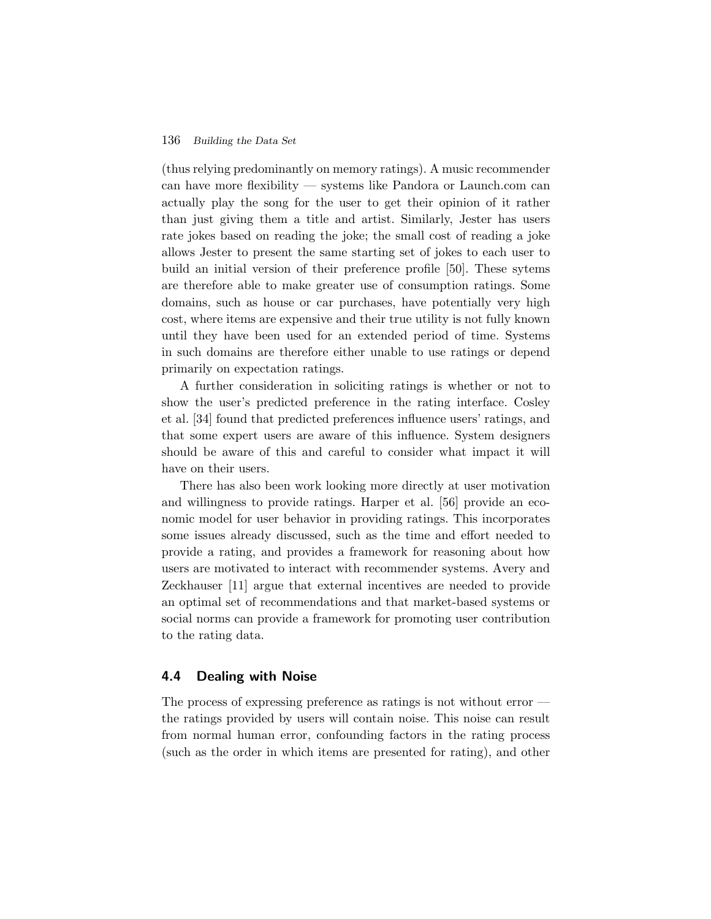(thus relying predominantly on memory ratings). A music recommender can have more flexibility — systems like Pandora or Launch.com can actually play the song for the user to get their opinion of it rather than just giving them a title and artist. Similarly, Jester has users rate jokes based on reading the joke; the small cost of reading a joke allows Jester to present the same starting set of jokes to each user to build an initial version of their preference profile [50]. These sytems are therefore able to make greater use of consumption ratings. Some domains, such as house or car purchases, have potentially very high cost, where items are expensive and their true utility is not fully known until they have been used for an extended period of time. Systems in such domains are therefore either unable to use ratings or depend primarily on expectation ratings.

A further consideration in soliciting ratings is whether or not to show the user's predicted preference in the rating interface. Cosley et al. [34] found that predicted preferences influence users' ratings, and that some expert users are aware of this influence. System designers should be aware of this and careful to consider what impact it will have on their users.

There has also been work looking more directly at user motivation and willingness to provide ratings. Harper et al. [56] provide an economic model for user behavior in providing ratings. This incorporates some issues already discussed, such as the time and effort needed to provide a rating, and provides a framework for reasoning about how users are motivated to interact with recommender systems. Avery and Zeckhauser [11] argue that external incentives are needed to provide an optimal set of recommendations and that market-based systems or social norms can provide a framework for promoting user contribution to the rating data.

## 4.4 Dealing with Noise

The process of expressing preference as ratings is not without error — the ratings provided by users will contain noise. This noise can result from normal human error, confounding factors in the rating process (such as the order in which items are presented for rating), and other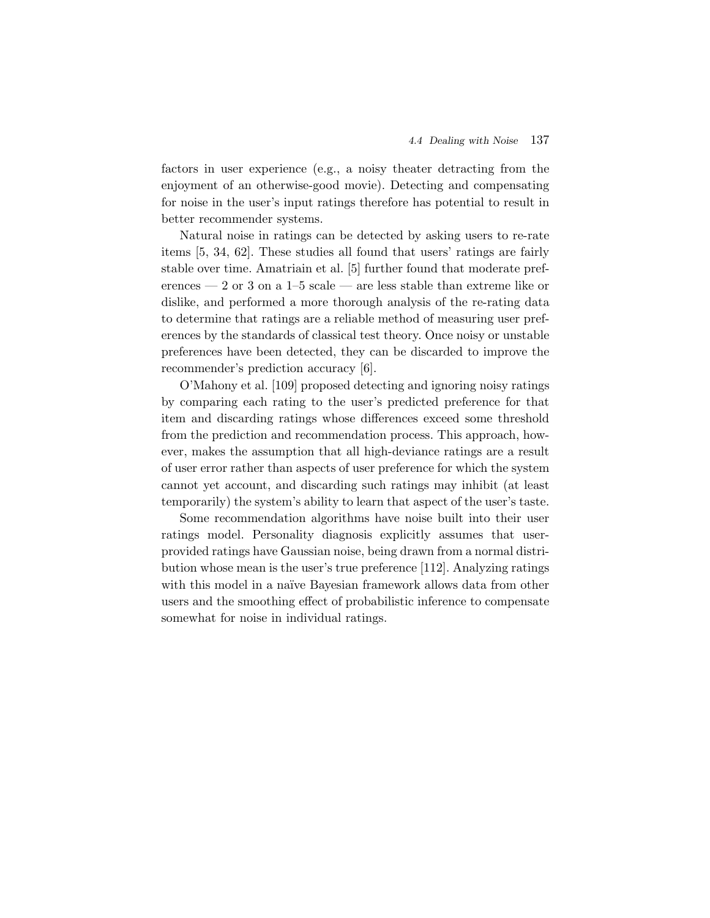factors in user experience (e.g., a noisy theater detracting from the enjoyment of an otherwise-good movie). Detecting and compensating for noise in the user's input ratings therefore has potential to result in better recommender systems.

Natural noise in ratings can be detected by asking users to re-rate items [5, 34, 62]. These studies all found that users' ratings are fairly stable over time. Amatriain et al. [5] further found that moderate preferences — 2 or 3 on a 1–5 scale — are less stable than extreme like or dislike, and performed a more thorough analysis of the re-rating data to determine that ratings are a reliable method of measuring user preferences by the standards of classical test theory. Once noisy or unstable preferences have been detected, they can be discarded to improve the recommender's prediction accuracy [6].

O'Mahony et al. [109] proposed detecting and ignoring noisy ratings by comparing each rating to the user's predicted preference for that item and discarding ratings whose differences exceed some threshold from the prediction and recommendation process. This approach, however, makes the assumption that all high-deviance ratings are a result of user error rather than aspects of user preference for which the system cannot yet account, and discarding such ratings may inhibit (at least temporarily) the system's ability to learn that aspect of the user's taste.

Some recommendation algorithms have noise built into their user ratings model. Personality diagnosis explicitly assumes that user-provided ratings have Gaussian noise, being drawn from a normal distribution whose mean is the user's true preference [112]. Analyzing ratings with this model in a naïve Bayesian framework allows data from other users and the smoothing effect of probabilistic inference to compensate somewhat for noise in individual ratings.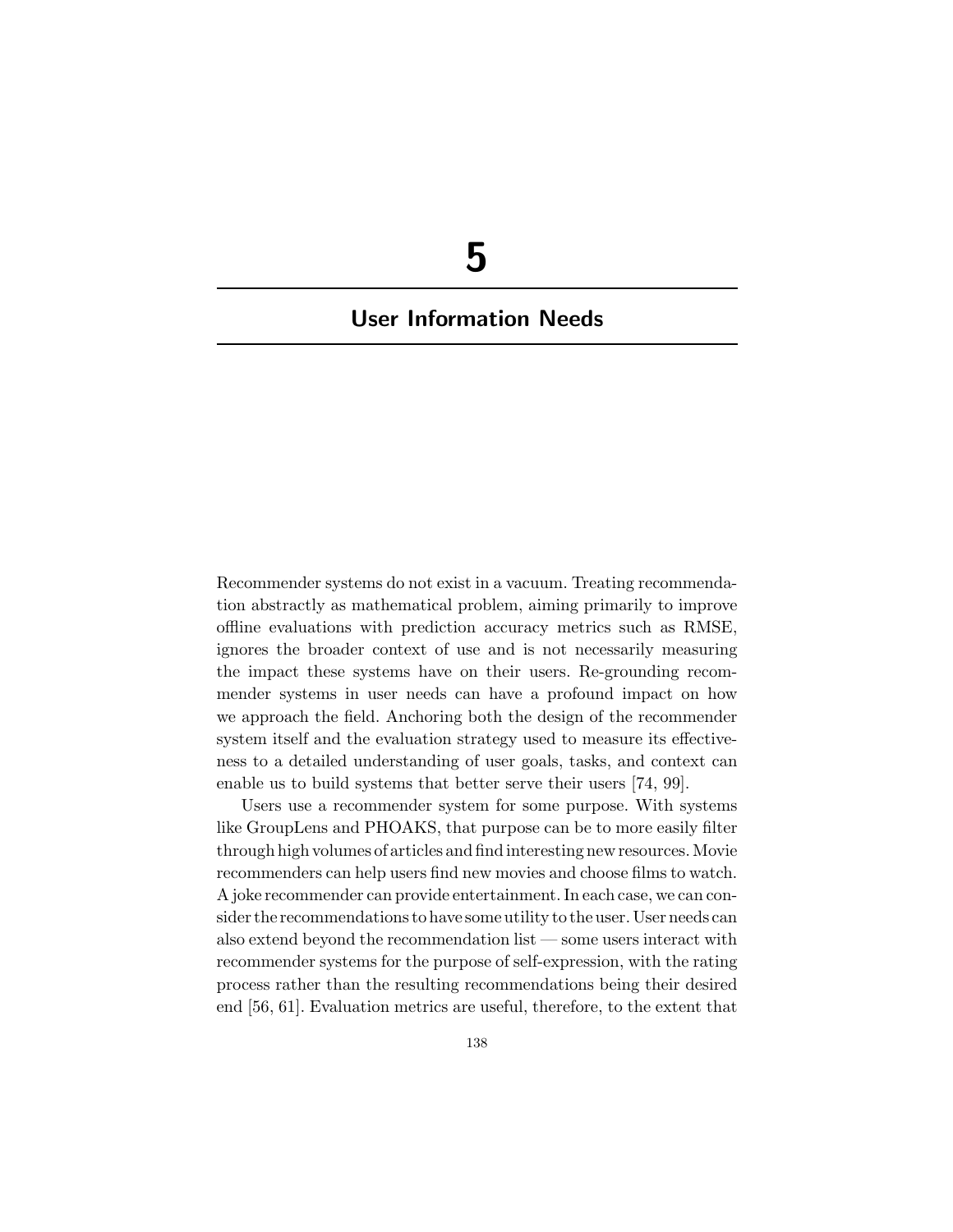# 5

## User Information Needs

Recommender systems do not exist in a vacuum. Treating recommendation abstractly as mathematical problem, aiming primarily to improve offline evaluations with prediction accuracy metrics such as RMSE, ignores the broader context of use and is not necessarily measuring the impact these systems have on their users. Re-grounding recommender systems in user needs can have a profound impact on how we approach the field. Anchoring both the design of the recommender system itself and the evaluation strategy used to measure its effectiveness to a detailed understanding of user goals, tasks, and context can enable us to build systems that better serve their users [74, 99].

Users use a recommender system for some purpose. With systems like GroupLens and PHOAKS, that purpose can be to more easily filter through high volumes of articles and find interesting new resources. Movie recommenders can help users find new movies and choose films to watch. A joke recommender can provide entertainment. In each case, we can consider the recommendations to have some utility to the user. User needs can also extend beyond the recommendation list — some users interact with recommender systems for the purpose of self-expression, with the rating process rather than the resulting recommendations being their desired end [56, 61]. Evaluation metrics are useful, therefore, to the extent that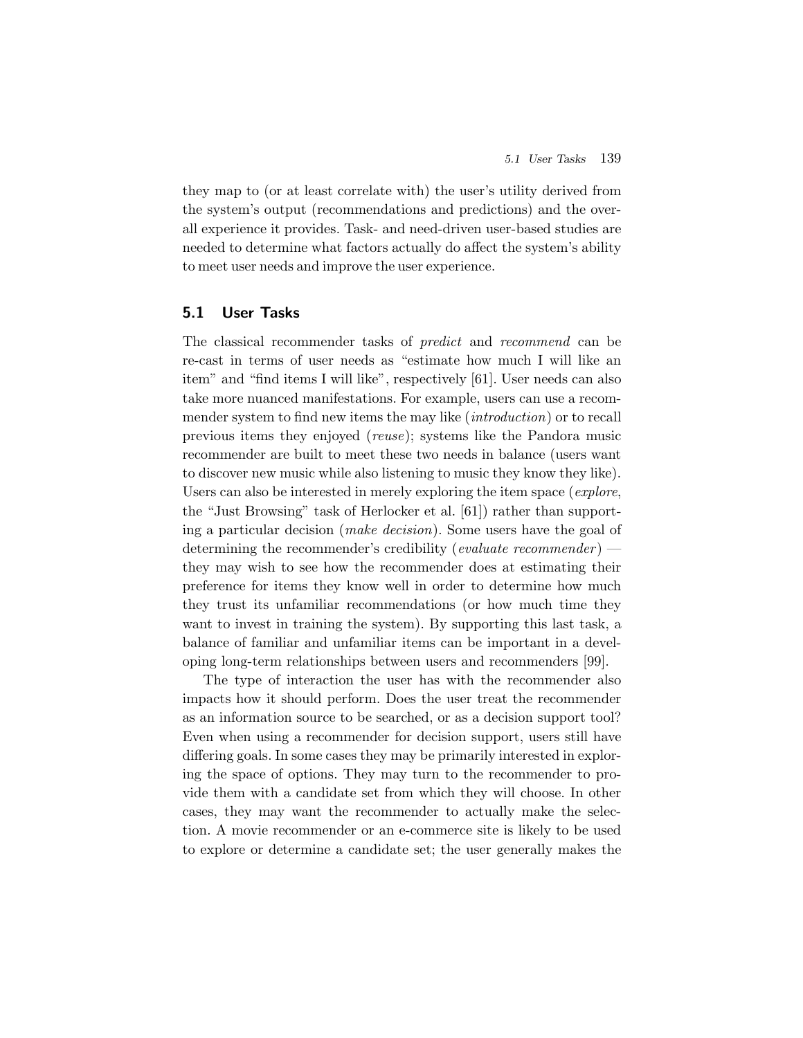they map to (or at least correlate with) the user's utility derived from the system's output (recommendations and predictions) and the overall experience it provides. Task- and need-driven user-based studies are needed to determine what factors actually do affect the system's ability to meet user needs and improve the user experience.

## 5.1 User Tasks

The classical recommender tasks of *predict* and *recommend* can be re-cast in terms of user needs as "estimate how much I will like an item" and "find items I will like", respectively [61]. User needs can also take more nuanced manifestations. For example, users can use a recommender system to find new items the may like (*introduction*) or to recall previous items they enjoyed (*reuse*); systems like the Pandora music recommender are built to meet these two needs in balance (users want to discover new music while also listening to music they know they like). Users can also be interested in merely exploring the item space (*explore*, the "Just Browsing" task of Herlocker et al. [61]) rather than supporting a particular decision (*make decision*). Some users have the goal of determining the recommender's credibility (*evaluate recommender*) — they may wish to see how the recommender does at estimating their preference for items they know well in order to determine how much they trust its unfamiliar recommendations (or how much time they want to invest in training the system). By supporting this last task, a balance of familiar and unfamiliar items can be important in a developing long-term relationships between users and recommenders [99].

The type of interaction the user has with the recommender also impacts how it should perform. Does the user treat the recommender as an information source to be searched, or as a decision support tool? Even when using a recommender for decision support, users still have differing goals. In some cases they may be primarily interested in exploring the space of options. They may turn to the recommender to provide them with a candidate set from which they will choose. In other cases, they may want the recommender to actually make the selection. A movie recommender or an e-commerce site is likely to be used to explore or determine a candidate set; the user generally makes the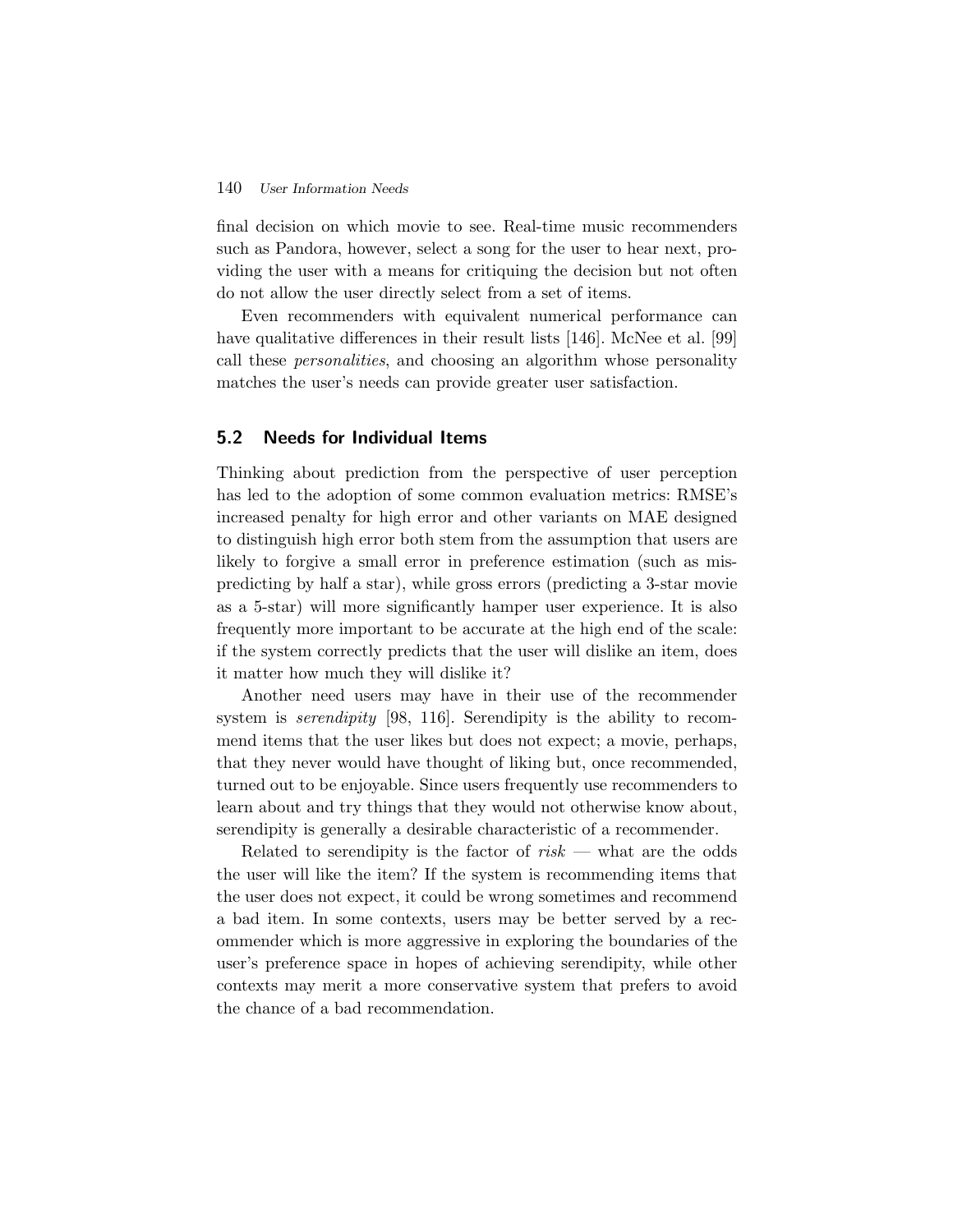final decision on which movie to see. Real-time music recommenders such as Pandora, however, select a song for the user to hear next, providing the user with a means for critiquing the decision but not often do not allow the user directly select from a set of items.

Even recommenders with equivalent numerical performance can have qualitative differences in their result lists [146]. McNee et al. [99] call these *personalities*, and choosing an algorithm whose personality matches the user's needs can provide greater user satisfaction.

## 5.2 Needs for Individual Items

Thinking about prediction from the perspective of user perception has led to the adoption of some common evaluation metrics: RMSE's increased penalty for high error and other variants on MAE designed to distinguish high error both stem from the assumption that users are likely to forgive a small error in preference estimation (such as mispredicting by half a star), while gross errors (predicting a 3-star movie as a 5-star) will more significantly hamper user experience. It is also frequently more important to be accurate at the high end of the scale: if the system correctly predicts that the user will dislike an item, does it matter how much they will dislike it?

Another need users may have in their use of the recommender system is *serendipity* [98, 116]. Serendipity is the ability to recommend items that the user likes but does not expect; a movie, perhaps, that they never would have thought of liking but, once recommended, turned out to be enjoyable. Since users frequently use recommenders to learn about and try things that they would not otherwise know about, serendipity is generally a desirable characteristic of a recommender.

Related to serendipity is the factor of *risk* — what are the odds the user will like the item? If the system is recommending items that the user does not expect, it could be wrong sometimes and recommend a bad item. In some contexts, users may be better served by a recommender which is more aggressive in exploring the boundaries of the user's preference space in hopes of achieving serendipity, while other contexts may merit a more conservative system that prefers to avoid the chance of a bad recommendation.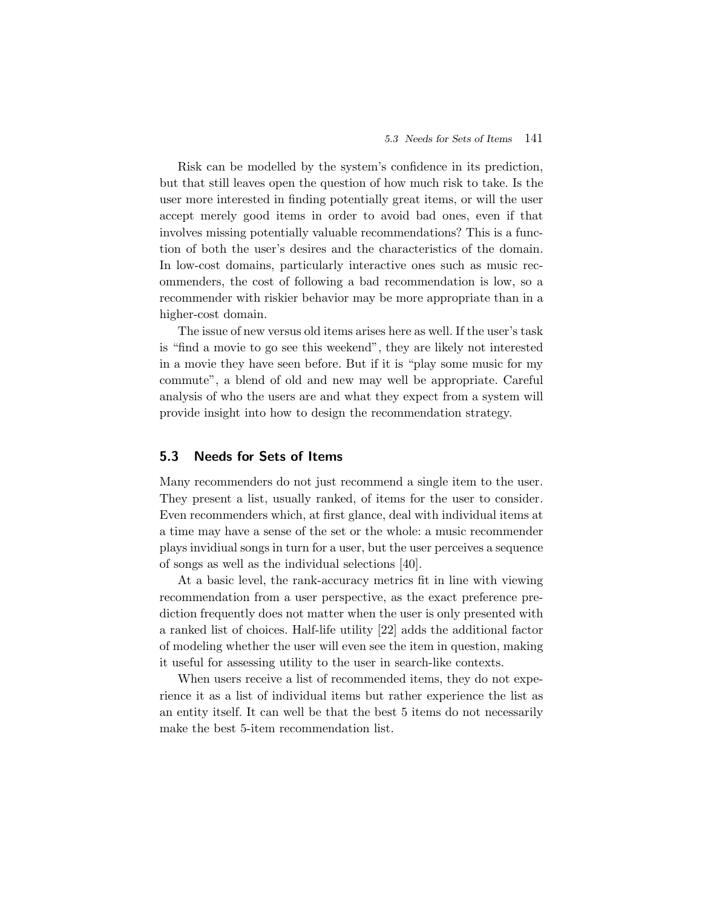Risk can be modelled by the system's confidence in its prediction, but that still leaves open the question of how much risk to take. Is the user more interested in finding potentially great items, or will the user accept merely good items in order to avoid bad ones, even if that involves missing potentially valuable recommendations? This is a function of both the user's desires and the characteristics of the domain. In low-cost domains, particularly interactive ones such as music recommenders, the cost of following a bad recommendation is low, so a recommender with riskier behavior may be more appropriate than in a higher-cost domain.

The issue of new versus old items arises here as well. If the user's task is "find a movie to go see this weekend", they are likely not interested in a movie they have seen before. But if it is "play some music for my commute", a blend of old and new may well be appropriate. Careful analysis of who the users are and what they expect from a system will provide insight into how to design the recommendation strategy.

## 5.3 Needs for Sets of Items

Many recommenders do not just recommend a single item to the user. They present a list, usually ranked, of items for the user to consider. Even recommenders which, at first glance, deal with individual items at a time may have a sense of the set or the whole: a music recommender plays invidiual songs in turn for a user, but the user perceives a sequence of songs as well as the individual selections [40].

At a basic level, the rank-accuracy metrics fit in line with viewing recommendation from a user perspective, as the exact preference prediction frequently does not matter when the user is only presented with a ranked list of choices. Half-life utility [22] adds the additional factor of modeling whether the user will even see the item in question, making it useful for assessing utility to the user in search-like contexts.

When users receive a list of recommended items, they do not experience it as a list of individual items but rather experience the list as an entity itself. It can well be that the best 5 items do not necessarily make the best 5-item recommendation list.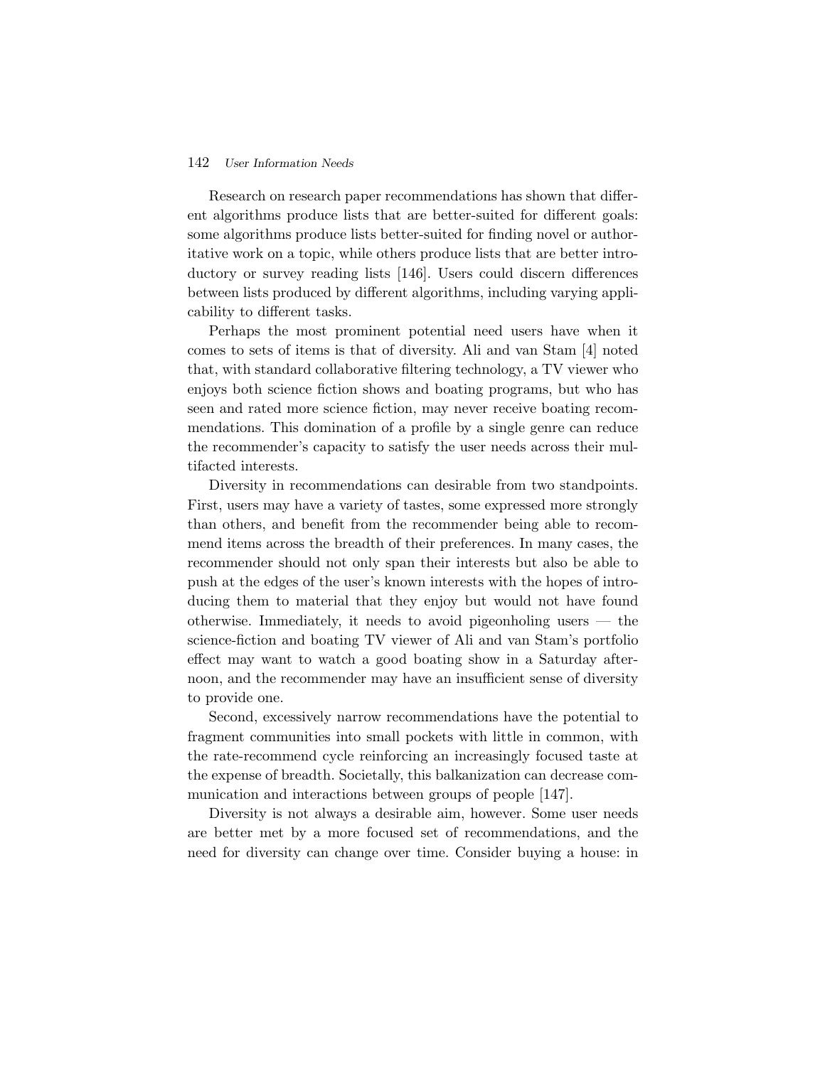Research on research paper recommendations has shown that different algorithms produce lists that are better-suited for different goals: some algorithms produce lists better-suited for finding novel or authoritative work on a topic, while others produce lists that are better introductory or survey reading lists [146]. Users could discern differences between lists produced by different algorithms, including varying applicability to different tasks.

Perhaps the most prominent potential need users have when it comes to sets of items is that of diversity. Ali and van Stam [4] noted that, with standard collaborative filtering technology, a TV viewer who enjoys both science fiction shows and boating programs, but who has seen and rated more science fiction, may never receive boating recommendations. This domination of a profile by a single genre can reduce the recommender's capacity to satisfy the user needs across their multifacted interests.

Diversity in recommendations can desirable from two standpoints. First, users may have a variety of tastes, some expressed more strongly than others, and benefit from the recommender being able to recommend items across the breadth of their preferences. In many cases, the recommender should not only span their interests but also be able to push at the edges of the user's known interests with the hopes of introducing them to material that they enjoy but would not have found otherwise. Immediately, it needs to avoid pigeonholing users — the science-fiction and boating TV viewer of Ali and van Stam's portfolio effect may want to watch a good boating show in a Saturday afternoon, and the recommender may have an insufficient sense of diversity to provide one.

Second, excessively narrow recommendations have the potential to fragment communities into small pockets with little in common, with the rate-recommend cycle reinforcing an increasingly focused taste at the expense of breadth. Societally, this balkanization can decrease communication and interactions between groups of people [147].

Diversity is not always a desirable aim, however. Some user needs are better met by a more focused set of recommendations, and the need for diversity can change over time. Consider buying a house: in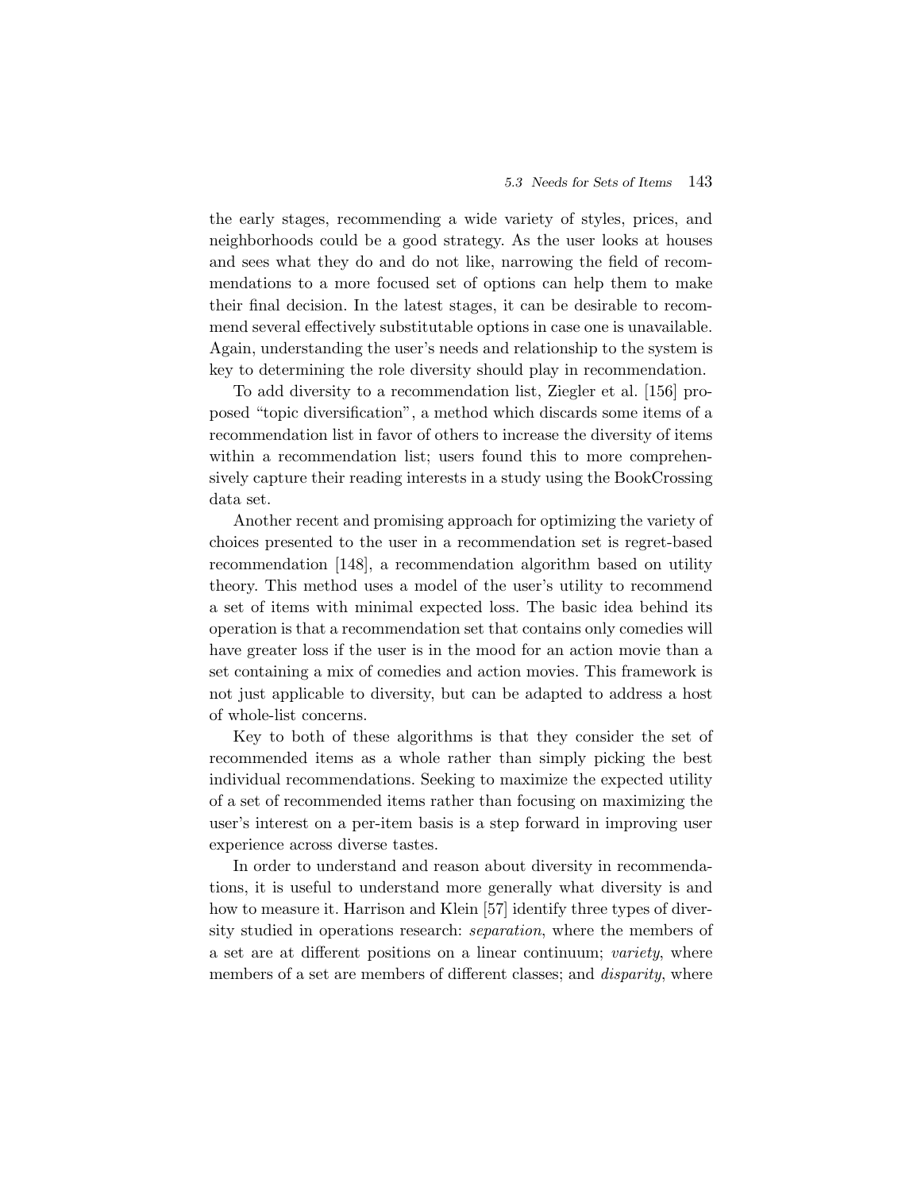the early stages, recommending a wide variety of styles, prices, and neighborhoods could be a good strategy. As the user looks at houses and sees what they do and do not like, narrowing the field of recommendations to a more focused set of options can help them to make their final decision. In the latest stages, it can be desirable to recommend several effectively substitutable options in case one is unavailable. Again, understanding the user's needs and relationship to the system is key to determining the role diversity should play in recommendation.

To add diversity to a recommendation list, Ziegler et al. [156] proposed "topic diversification", a method which discards some items of a recommendation list in favor of others to increase the diversity of items within a recommendation list; users found this to more comprehensively capture their reading interests in a study using the BookCrossing data set.

Another recent and promising approach for optimizing the variety of choices presented to the user in a recommendation set is regret-based recommendation [148], a recommendation algorithm based on utility theory. This method uses a model of the user's utility to recommend a set of items with minimal expected loss. The basic idea behind its operation is that a recommendation set that contains only comedies will have greater loss if the user is in the mood for an action movie than a set containing a mix of comedies and action movies. This framework is not just applicable to diversity, but can be adapted to address a host of whole-list concerns.

Key to both of these algorithms is that they consider the set of recommended items as a whole rather than simply picking the best individual recommendations. Seeking to maximize the expected utility of a set of recommended items rather than focusing on maximizing the user's interest on a per-item basis is a step forward in improving user experience across diverse tastes.

In order to understand and reason about diversity in recommendations, it is useful to understand more generally what diversity is and how to measure it. Harrison and Klein [57] identify three types of diversity studied in operations research: *separation*, where the members of a set are at different positions on a linear continuum; *variety*, where members of a set are members of different classes; and *disparity*, where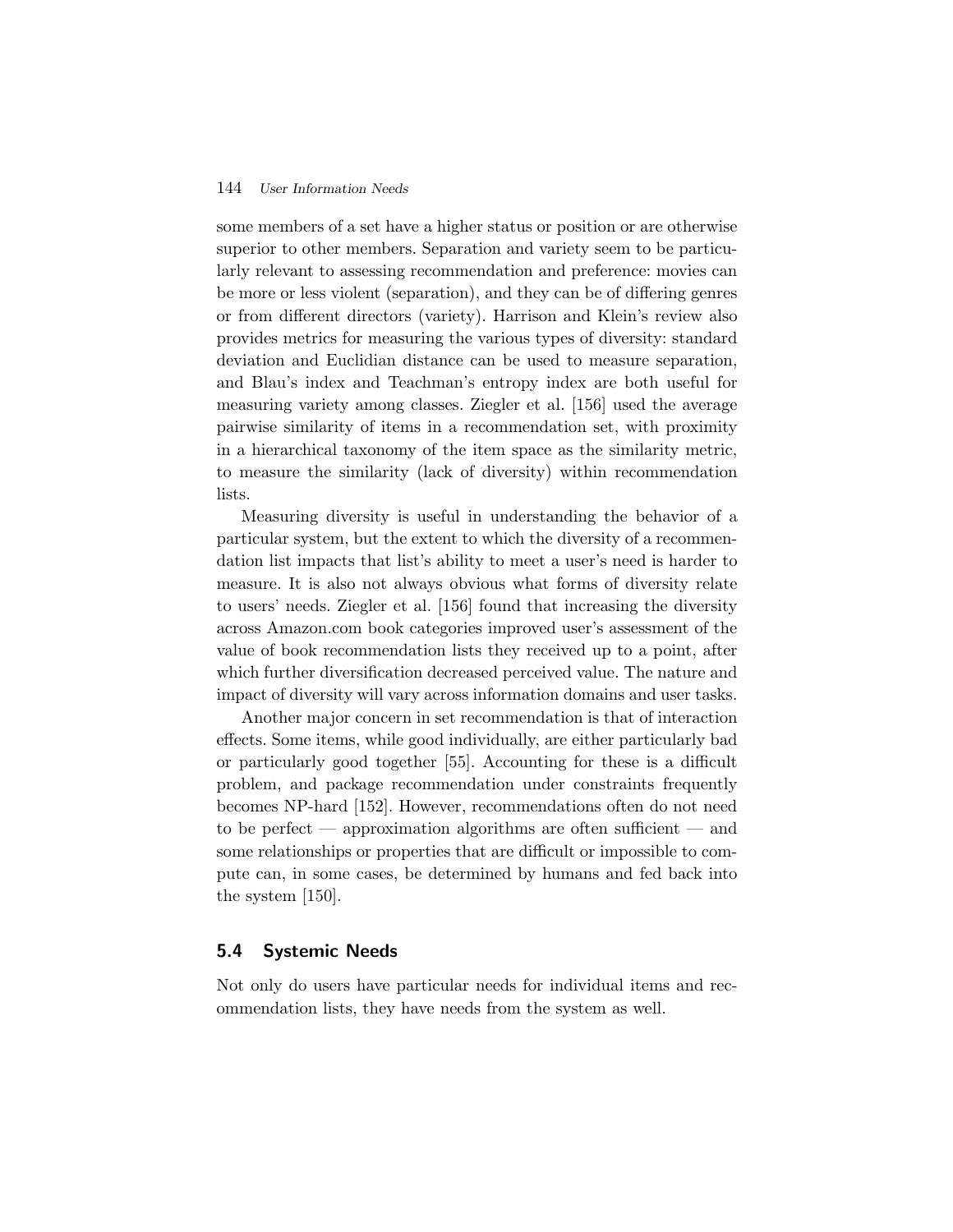some members of a set have a higher status or position or are otherwise superior to other members. Separation and variety seem to be particularly relevant to assessing recommendation and preference: movies can be more or less violent (separation), and they can be of differing genres or from different directors (variety). Harrison and Klein's review also provides metrics for measuring the various types of diversity: standard deviation and Euclidian distance can be used to measure separation, and Blau's index and Teachman's entropy index are both useful for measuring variety among classes. Ziegler et al. [156] used the average pairwise similarity of items in a recommendation set, with proximity in a hierarchical taxonomy of the item space as the similarity metric, to measure the similarity (lack of diversity) within recommendation lists.

Measuring diversity is useful in understanding the behavior of a particular system, but the extent to which the diversity of a recommendation list impacts that list's ability to meet a user's need is harder to measure. It is also not always obvious what forms of diversity relate to users' needs. Ziegler et al. [156] found that increasing the diversity across Amazon.com book categories improved user's assessment of the value of book recommendation lists they received up to a point, after which further diversification decreased perceived value. The nature and impact of diversity will vary across information domains and user tasks.

Another major concern in set recommendation is that of interaction effects. Some items, while good individually, are either particularly bad or particularly good together [55]. Accounting for these is a difficult problem, and package recommendation under constraints frequently becomes NP-hard [152]. However, recommendations often do not need to be perfect — approximation algorithms are often sufficient — and some relationships or properties that are difficult or impossible to compute can, in some cases, be determined by humans and fed back into the system [150].

## 5.4 Systemic Needs

Not only do users have particular needs for individual items and recommendation lists, they have needs from the system as well.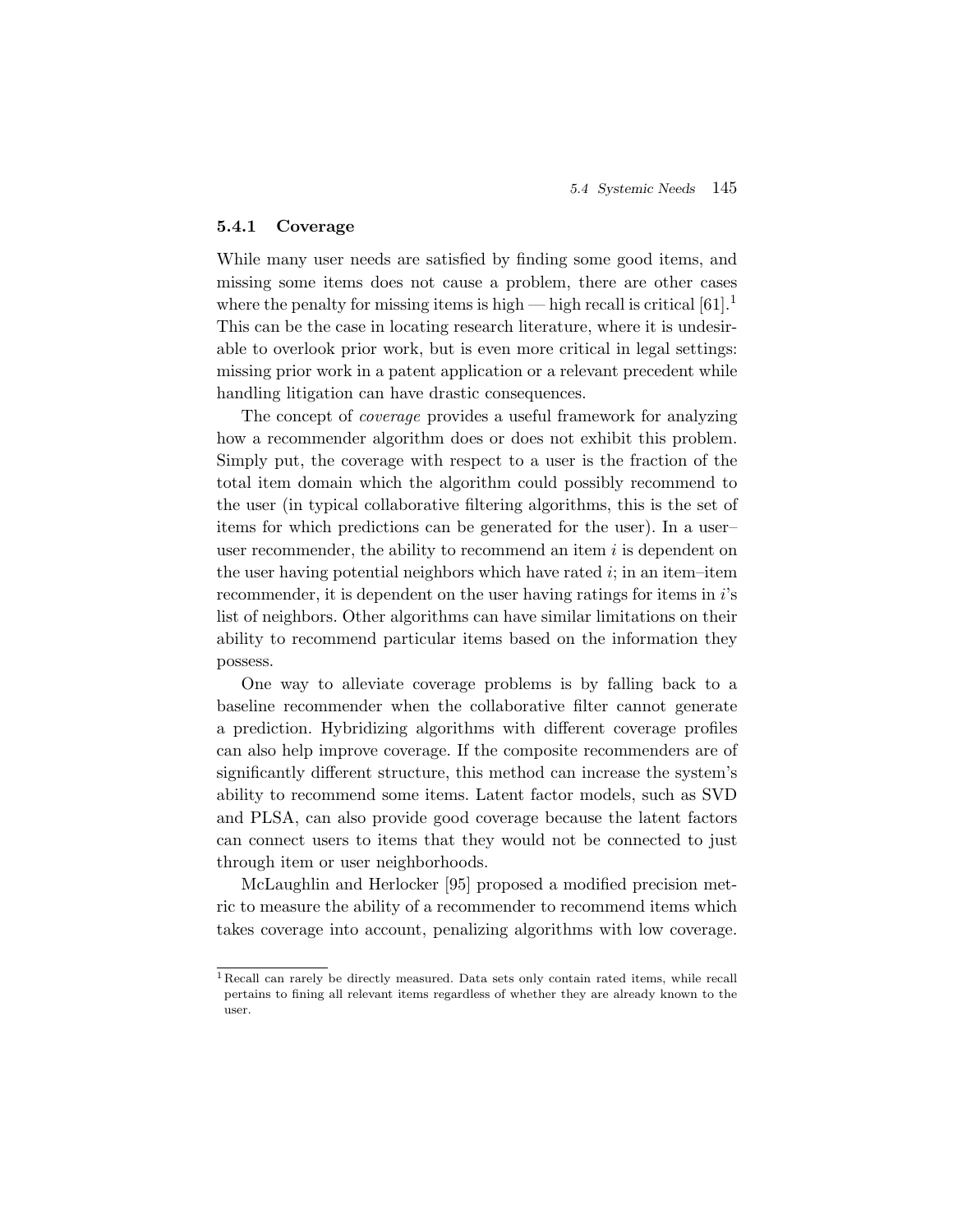### 5.4.1 Coverage

While many user needs are satisfied by finding some good items, and missing some items does not cause a problem, there are other cases where the penalty for missing items is high — high recall is critical [61].[1] This can be the case in locating research literature, where it is undesirable to overlook prior work, but is even more critical in legal settings: missing prior work in a patent application or a relevant precedent while handling litigation can have drastic consequences.

The concept of *coverage* provides a useful framework for analyzing how a recommender algorithm does or does not exhibit this problem. Simply put, the coverage with respect to a user is the fraction of the total item domain which the algorithm could possibly recommend to the user (in typical collaborative filtering algorithms, this is the set of items for which predictions can be generated for the user). In a user–user recommender, the ability to recommend an item $i$ is dependent on the user having potential neighbors which have rated $i$; in an item–item recommender, it is dependent on the user having ratings for items in $i$'s list of neighbors. Other algorithms can have similar limitations on their ability to recommend particular items based on the information they possess.

One way to alleviate coverage problems is by falling back to a baseline recommender when the collaborative filter cannot generate a prediction. Hybridizing algorithms with different coverage profiles can also help improve coverage. If the composite recommenders are of significantly different structure, this method can increase the system's ability to recommend some items. Latent factor models, such as SVD and PLSA, can also provide good coverage because the latent factors can connect users to items that they would not be connected to just through item or user neighborhoods.

McLaughlin and Herlocker [95] proposed a modified precision metric to measure the ability of a recommender to recommend items which takes coverage into account, penalizing algorithms with low coverage.

[1] Recall can rarely be directly measured. Data sets only contain rated items, while recall pertains to fining all relevant items regardless of whether they are already known to the user.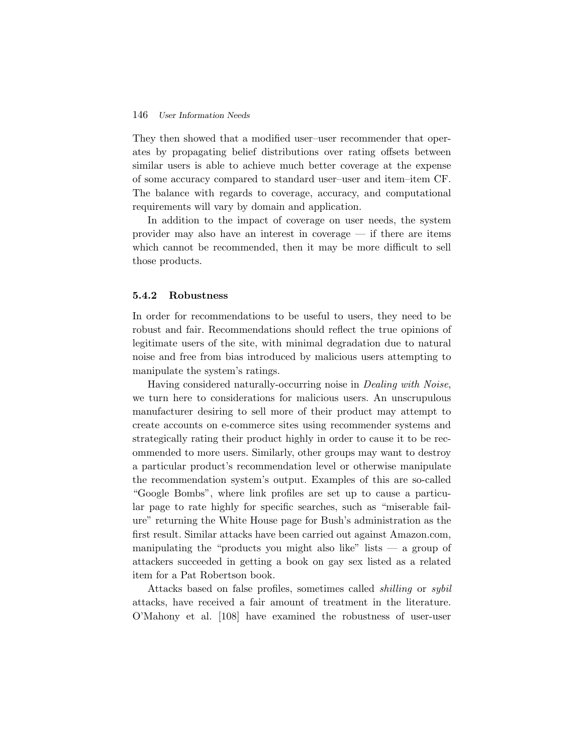They then showed that a modified user–user recommender that operates by propagating belief distributions over rating offsets between similar users is able to achieve much better coverage at the expense of some accuracy compared to standard user–user and item–item CF. The balance with regards to coverage, accuracy, and computational requirements will vary by domain and application.

In addition to the impact of coverage on user needs, the system provider may also have an interest in coverage — if there are items which cannot be recommended, then it may be more difficult to sell those products.

### 5.4.2 Robustness

In order for recommendations to be useful to users, they need to be robust and fair. Recommendations should reflect the true opinions of legitimate users of the site, with minimal degradation due to natural noise and free from bias introduced by malicious users attempting to manipulate the system's ratings.

Having considered naturally-occurring noise in *Dealing with Noise*, we turn here to considerations for malicious users. An unscrupulous manufacturer desiring to sell more of their product may attempt to create accounts on e-commerce sites using recommender systems and strategically rating their product highly in order to cause it to be recommended to more users. Similarly, other groups may want to destroy a particular product's recommendation level or otherwise manipulate the recommendation system's output. Examples of this are so-called "Google Bombs", where link profiles are set up to cause a particular page to rate highly for specific searches, such as "miserable failure" returning the White House page for Bush's administration as the first result. Similar attacks have been carried out against Amazon.com, manipulating the "products you might also like" lists — a group of attackers succeeded in getting a book on gay sex listed as a related item for a Pat Robertson book.

Attacks based on false profiles, sometimes called *shilling* or *sybil* attacks, have received a fair amount of treatment in the literature. O'Mahony et al. [108] have examined the robustness of user-user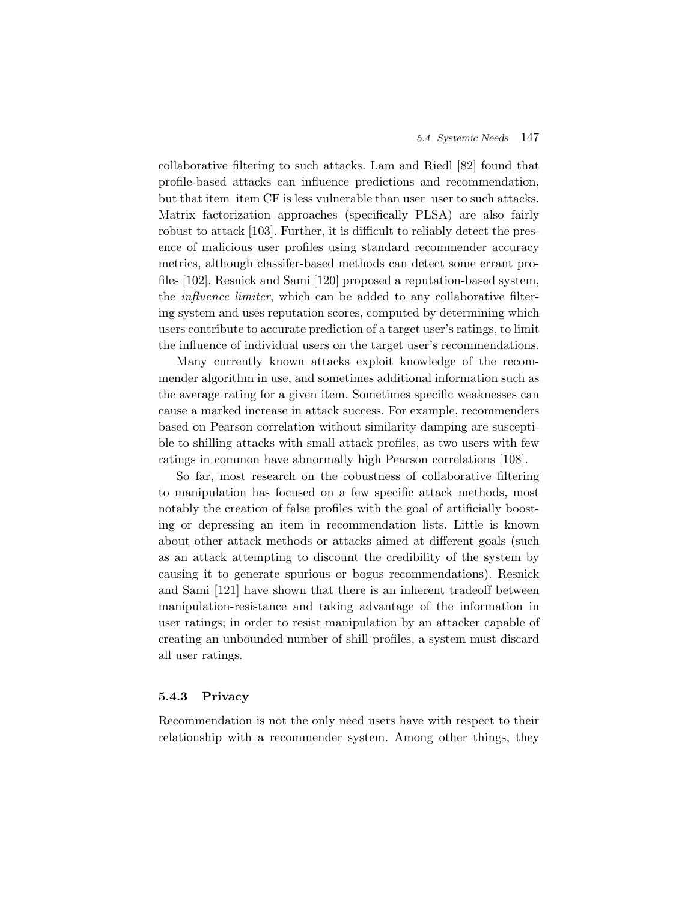collaborative filtering to such attacks. Lam and Riedl [82] found that profile-based attacks can influence predictions and recommendation, but that item–item CF is less vulnerable than user–user to such attacks. Matrix factorization approaches (specifically PLSA) are also fairly robust to attack [103]. Further, it is difficult to reliably detect the presence of malicious user profiles using standard recommender accuracy metrics, although classifer-based methods can detect some errant profiles [102]. Resnick and Sami [120] proposed a reputation-based system, the *influence limiter*, which can be added to any collaborative filtering system and uses reputation scores, computed by determining which users contribute to accurate prediction of a target user's ratings, to limit the influence of individual users on the target user's recommendations.

Many currently known attacks exploit knowledge of the recommender algorithm in use, and sometimes additional information such as the average rating for a given item. Sometimes specific weaknesses can cause a marked increase in attack success. For example, recommenders based on Pearson correlation without similarity damping are susceptible to shilling attacks with small attack profiles, as two users with few ratings in common have abnormally high Pearson correlations [108].

So far, most research on the robustness of collaborative filtering to manipulation has focused on a few specific attack methods, most notably the creation of false profiles with the goal of artificially boosting or depressing an item in recommendation lists. Little is known about other attack methods or attacks aimed at different goals (such as an attack attempting to discount the credibility of the system by causing it to generate spurious or bogus recommendations). Resnick and Sami [121] have shown that there is an inherent tradeoff between manipulation-resistance and taking advantage of the information in user ratings; in order to resist manipulation by an attacker capable of creating an unbounded number of shill profiles, a system must discard all user ratings.

### 5.4.3 Privacy

Recommendation is not the only need users have with respect to their relationship with a recommender system. Among other things, they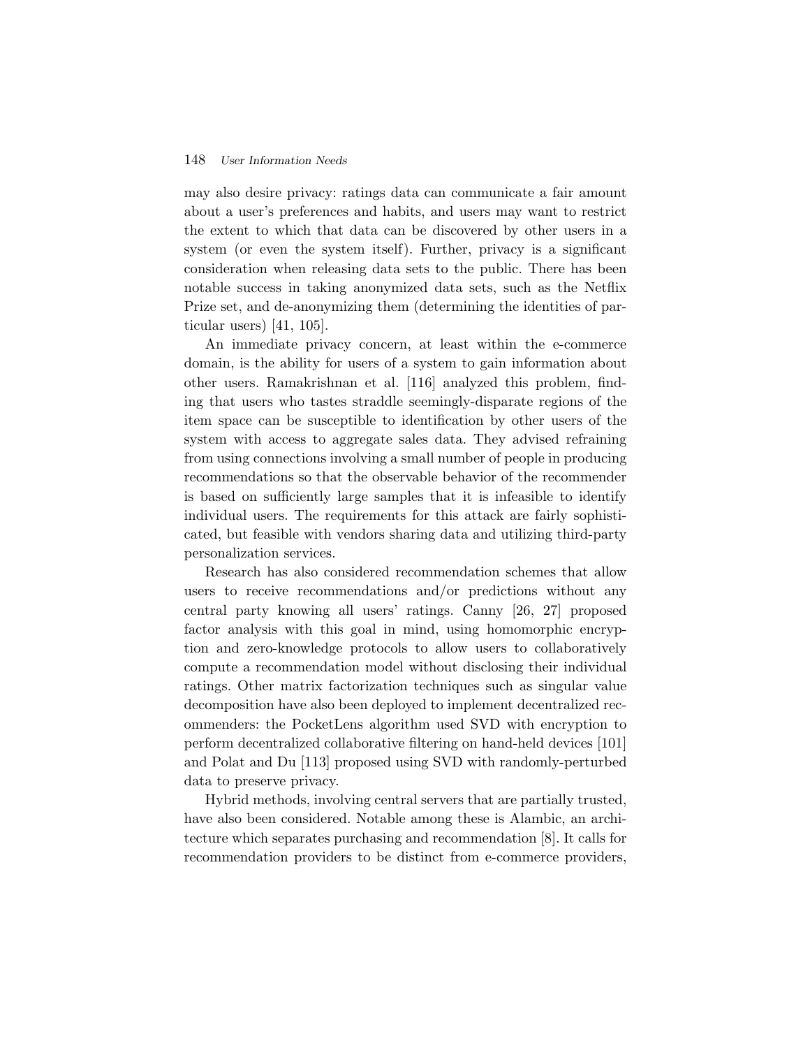may also desire privacy: ratings data can communicate a fair amount about a user's preferences and habits, and users may want to restrict the extent to which that data can be discovered by other users in a system (or even the system itself). Further, privacy is a significant consideration when releasing data sets to the public. There has been notable success in taking anonymized data sets, such as the Netflix Prize set, and de-anonymizing them (determining the identities of particular users) [41, 105].

An immediate privacy concern, at least within the e-commerce domain, is the ability for users of a system to gain information about other users. Ramakrishnan et al. [116] analyzed this problem, finding that users who tastes straddle seemingly-disparate regions of the item space can be susceptible to identification by other users of the system with access to aggregate sales data. They advised refraining from using connections involving a small number of people in producing recommendations so that the observable behavior of the recommender is based on sufficiently large samples that it is infeasible to identify individual users. The requirements for this attack are fairly sophisticated, but feasible with vendors sharing data and utilizing third-party personalization services.

Research has also considered recommendation schemes that allow users to receive recommendations and/or predictions without any central party knowing all users' ratings. Canny [26, 27] proposed factor analysis with this goal in mind, using homomorphic encryption and zero-knowledge protocols to allow users to collaboratively compute a recommendation model without disclosing their individual ratings. Other matrix factorization techniques such as singular value decomposition have also been deployed to implement decentralized recommenders: the PocketLens algorithm used SVD with encryption to perform decentralized collaborative filtering on hand-held devices [101] and Polat and Du [113] proposed using SVD with randomly-perturbed data to preserve privacy.

Hybrid methods, involving central servers that are partially trusted, have also been considered. Notable among these is Alambic, an architecture which separates purchasing and recommendation [8]. It calls for recommendation providers to be distinct from e-commerce providers,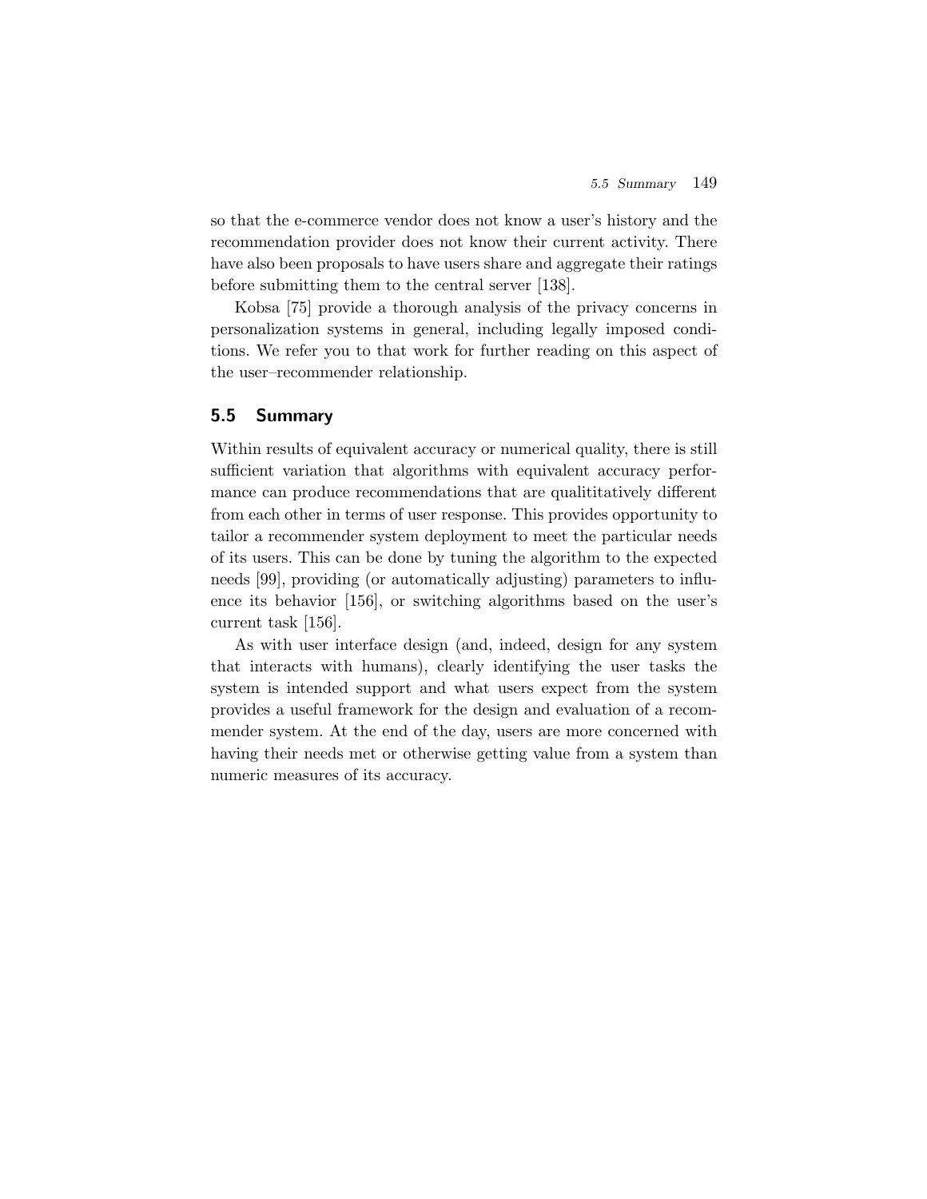so that the e-commerce vendor does not know a user's history and the recommendation provider does not know their current activity. There have also been proposals to have users share and aggregate their ratings before submitting them to the central server [138].

Kobsa [75] provide a thorough analysis of the privacy concerns in personalization systems in general, including legally imposed conditions. We refer you to that work for further reading on this aspect of the user–recommender relationship.

## 5.5 Summary

Within results of equivalent accuracy or numerical quality, there is still sufficient variation that algorithms with equivalent accuracy performance can produce recommendations that are qualititatively different from each other in terms of user response. This provides opportunity to tailor a recommender system deployment to meet the particular needs of its users. This can be done by tuning the algorithm to the expected needs [99], providing (or automatically adjusting) parameters to influence its behavior [156], or switching algorithms based on the user's current task [156].

As with user interface design (and, indeed, design for any system that interacts with humans), clearly identifying the user tasks the system is intended support and what users expect from the system provides a useful framework for the design and evaluation of a recommender system. At the end of the day, users are more concerned with having their needs met or otherwise getting value from a system than numeric measures of its accuracy.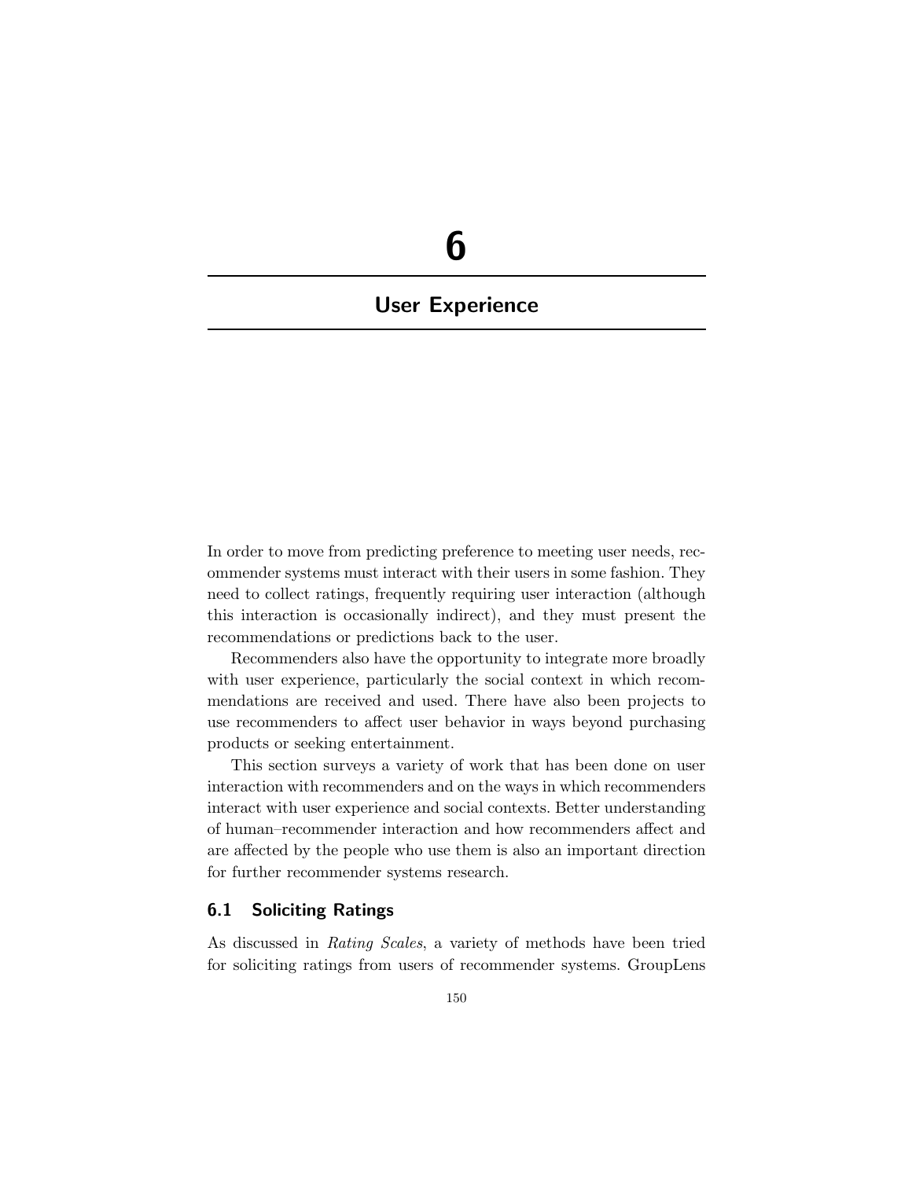# 6

## User Experience

In order to move from predicting preference to meeting user needs, recommender systems must interact with their users in some fashion. They need to collect ratings, frequently requiring user interaction (although this interaction is occasionally indirect), and they must present the recommendations or predictions back to the user.

Recommenders also have the opportunity to integrate more broadly with user experience, particularly the social context in which recommendations are received and used. There have also been projects to use recommenders to affect user behavior in ways beyond purchasing products or seeking entertainment.

This section surveys a variety of work that has been done on user interaction with recommenders and on the ways in which recommenders interact with user experience and social contexts. Better understanding of human–recommender interaction and how recommenders affect and are affected by the people who use them is also an important direction for further recommender systems research.

### 6.1 Soliciting Ratings

As discussed in *Rating Scales*, a variety of methods have been tried for soliciting ratings from users of recommender systems. GroupLens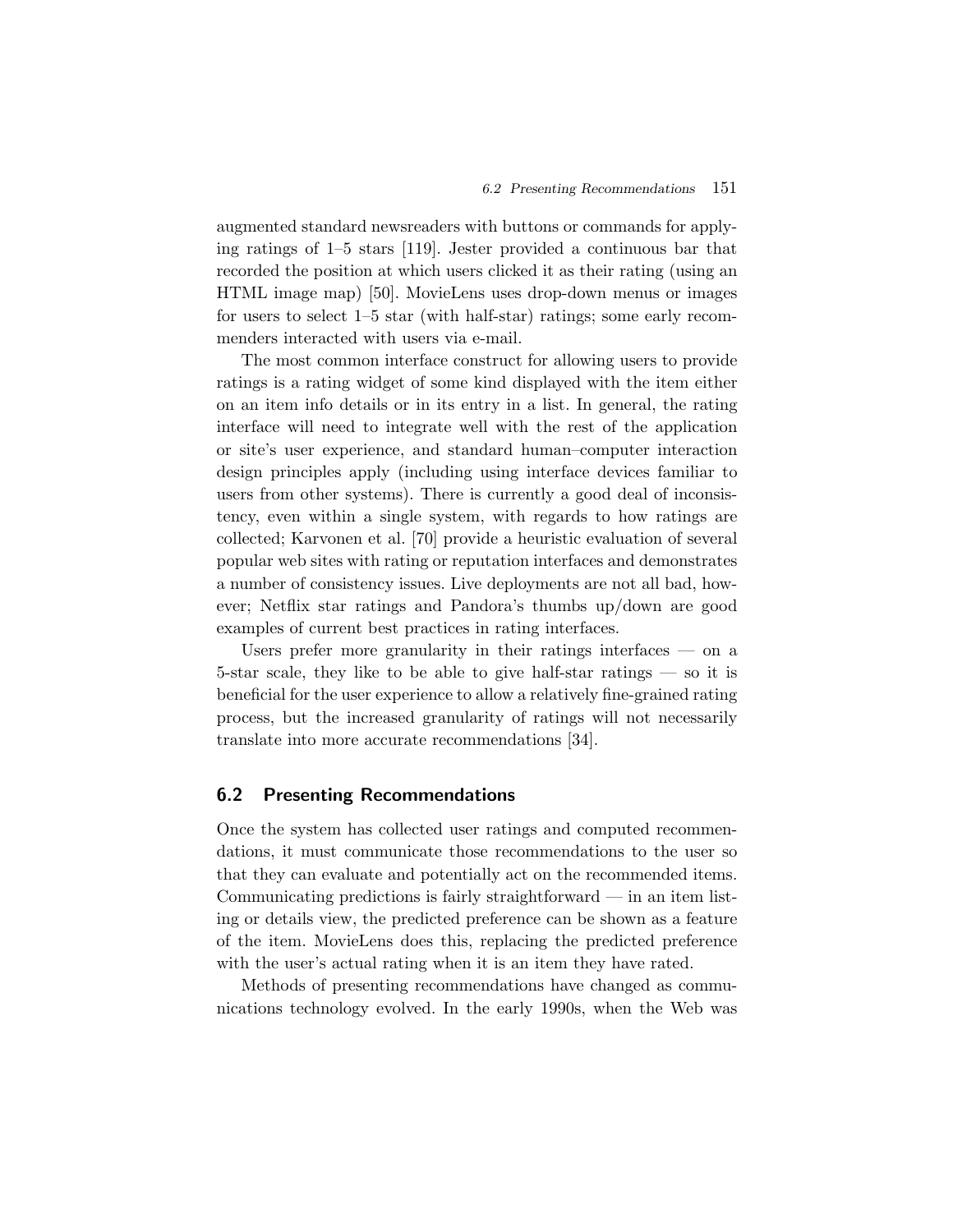augmented standard newsreaders with buttons or commands for applying ratings of 1–5 stars [119]. Jester provided a continuous bar that recorded the position at which users clicked it as their rating (using an HTML image map) [50]. MovieLens uses drop-down menus or images for users to select 1–5 star (with half-star) ratings; some early recommenders interacted with users via e-mail.

The most common interface construct for allowing users to provide ratings is a rating widget of some kind displayed with the item either on an item info details or in its entry in a list. In general, the rating interface will need to integrate well with the rest of the application or site's user experience, and standard human–computer interaction design principles apply (including using interface devices familiar to users from other systems). There is currently a good deal of inconsistency, even within a single system, with regards to how ratings are collected; Karvonen et al. [70] provide a heuristic evaluation of several popular web sites with rating or reputation interfaces and demonstrates a number of consistency issues. Live deployments are not all bad, however; Netflix star ratings and Pandora's thumbs up/down are good examples of current best practices in rating interfaces.

Users prefer more granularity in their ratings interfaces — on a 5-star scale, they like to be able to give half-star ratings — so it is beneficial for the user experience to allow a relatively fine-grained rating process, but the increased granularity of ratings will not necessarily translate into more accurate recommendations [34].

## 6.2 Presenting Recommendations

Once the system has collected user ratings and computed recommendations, it must communicate those recommendations to the user so that they can evaluate and potentially act on the recommended items. Communicating predictions is fairly straightforward — in an item listing or details view, the predicted preference can be shown as a feature of the item. MovieLens does this, replacing the predicted preference with the user's actual rating when it is an item they have rated.

Methods of presenting recommendations have changed as communications technology evolved. In the early 1990s, when the Web was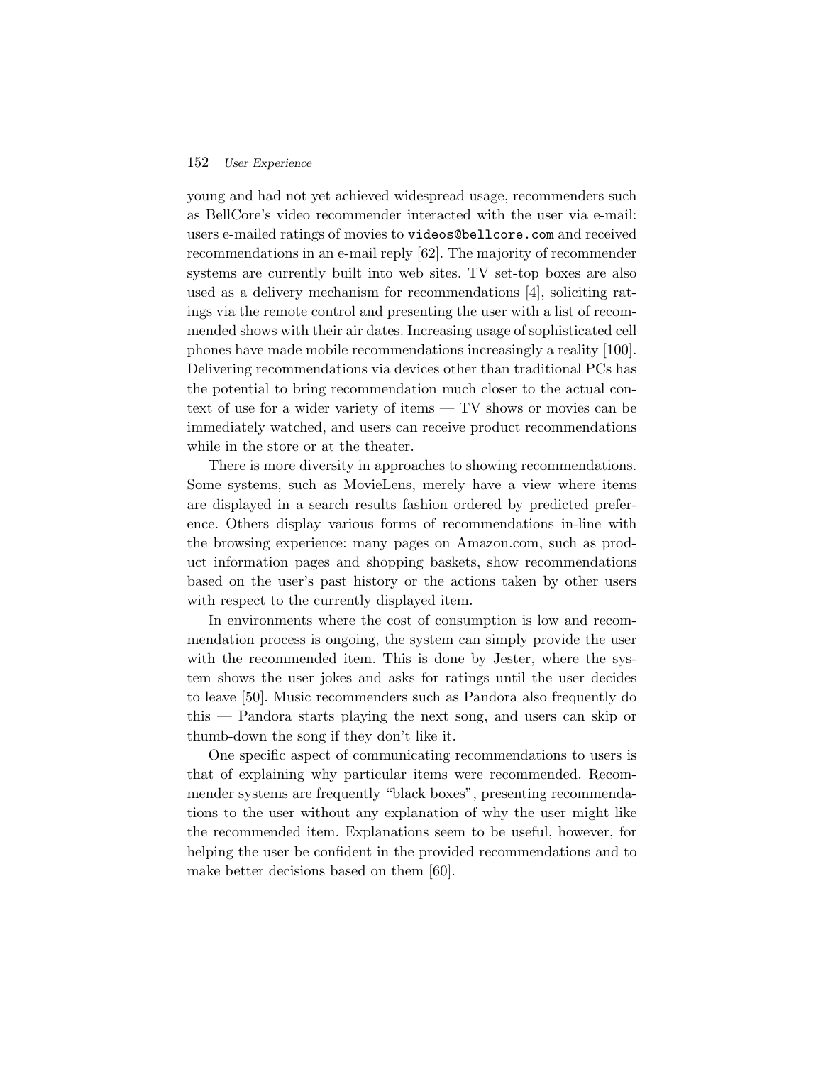young and had not yet achieved widespread usage, recommenders such as BellCore's video recommender interacted with the user via e-mail: users e-mailed ratings of movies to `videos@bellcore.com` and received recommendations in an e-mail reply [62]. The majority of recommender systems are currently built into web sites. TV set-top boxes are also used as a delivery mechanism for recommendations [4], soliciting ratings via the remote control and presenting the user with a list of recommended shows with their air dates. Increasing usage of sophisticated cell phones have made mobile recommendations increasingly a reality [100]. Delivering recommendations via devices other than traditional PCs has the potential to bring recommendation much closer to the actual context of use for a wider variety of items — TV shows or movies can be immediately watched, and users can receive product recommendations while in the store or at the theater.

There is more diversity in approaches to showing recommendations. Some systems, such as MovieLens, merely have a view where items are displayed in a search results fashion ordered by predicted preference. Others display various forms of recommendations in-line with the browsing experience: many pages on Amazon.com, such as product information pages and shopping baskets, show recommendations based on the user's past history or the actions taken by other users with respect to the currently displayed item.

In environments where the cost of consumption is low and recommendation process is ongoing, the system can simply provide the user with the recommended item. This is done by Jester, where the system shows the user jokes and asks for ratings until the user decides to leave [50]. Music recommenders such as Pandora also frequently do this — Pandora starts playing the next song, and users can skip or thumb-down the song if they don't like it.

One specific aspect of communicating recommendations to users is that of explaining why particular items were recommended. Recommender systems are frequently "black boxes", presenting recommendations to the user without any explanation of why the user might like the recommended item. Explanations seem to be useful, however, for helping the user be confident in the provided recommendations and to make better decisions based on them [60].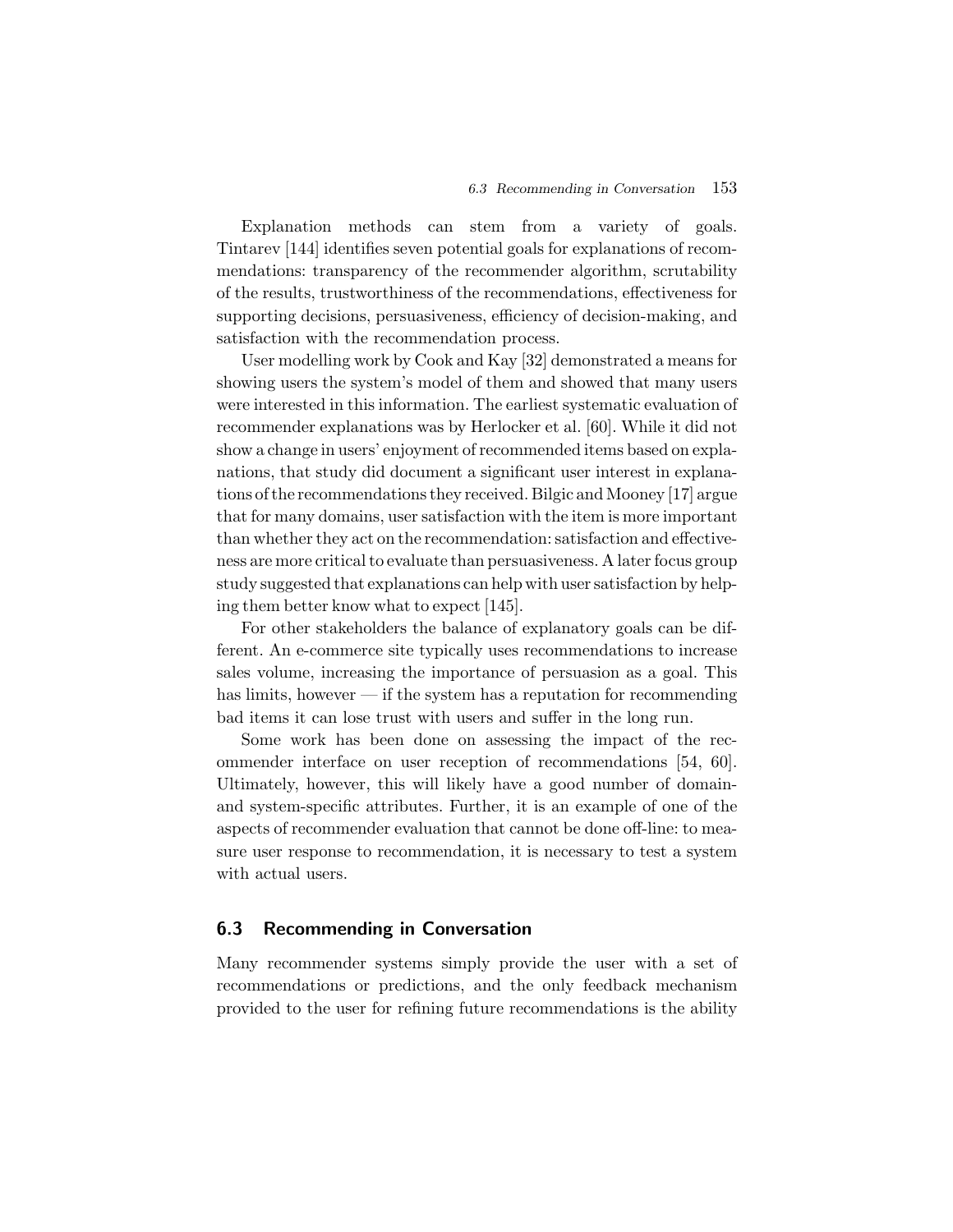Explanation methods can stem from a variety of goals. Tintarev [144] identifies seven potential goals for explanations of recommendations: transparency of the recommender algorithm, scrutability of the results, trustworthiness of the recommendations, effectiveness for supporting decisions, persuasiveness, efficiency of decision-making, and satisfaction with the recommendation process.

User modelling work by Cook and Kay [32] demonstrated a means for showing users the system's model of them and showed that many users were interested in this information. The earliest systematic evaluation of recommender explanations was by Herlocker et al. [60]. While it did not show a change in users' enjoyment of recommended items based on explanations, that study did document a significant user interest in explanations of the recommendations they received. Bilgic and Mooney [17] argue that for many domains, user satisfaction with the item is more important than whether they act on the recommendation: satisfaction and effectiveness are more critical to evaluate than persuasiveness. A later focus group study suggested that explanations can help with user satisfaction by helping them better know what to expect [145].

For other stakeholders the balance of explanatory goals can be different. An e-commerce site typically uses recommendations to increase sales volume, increasing the importance of persuasion as a goal. This has limits, however — if the system has a reputation for recommending bad items it can lose trust with users and suffer in the long run.

Some work has been done on assessing the impact of the recommender interface on user reception of recommendations [54, 60]. Ultimately, however, this will likely have a good number of domain- and system-specific attributes. Further, it is an example of one of the aspects of recommender evaluation that cannot be done off-line: to measure user response to recommendation, it is necessary to test a system with actual users.

## 6.3 Recommending in Conversation

Many recommender systems simply provide the user with a set of recommendations or predictions, and the only feedback mechanism provided to the user for refining future recommendations is the ability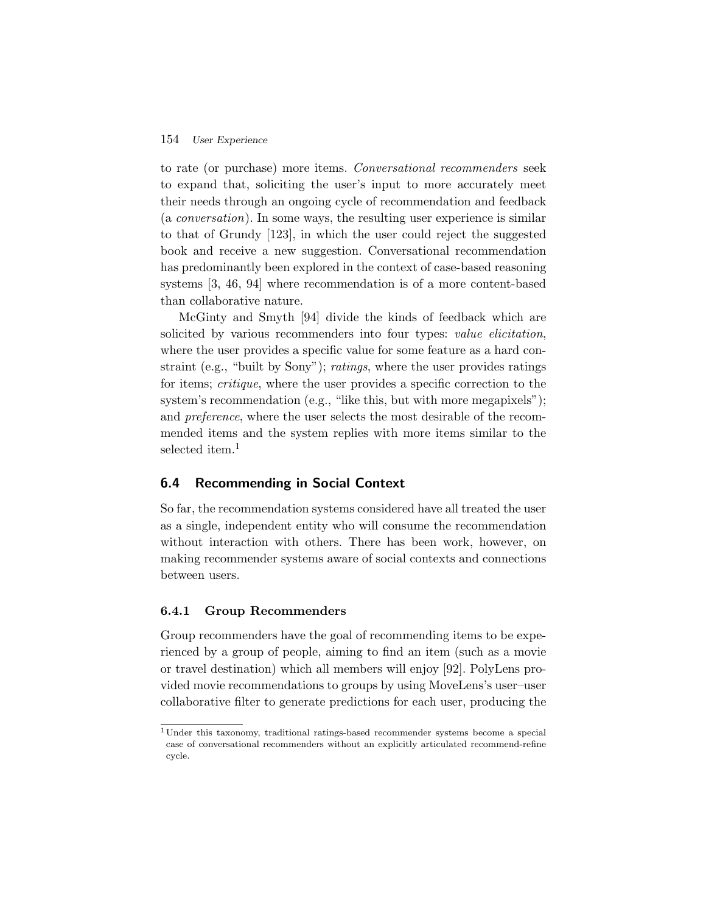to rate (or purchase) more items. *Conversational recommenders* seek to expand that, soliciting the user's input to more accurately meet their needs through an ongoing cycle of recommendation and feedback (a *conversation*). In some ways, the resulting user experience is similar to that of Grundy [123], in which the user could reject the suggested book and receive a new suggestion. Conversational recommendation has predominantly been explored in the context of case-based reasoning systems [3, 46, 94] where recommendation is of a more content-based than collaborative nature.

McGinty and Smyth [94] divide the kinds of feedback which are solicited by various recommenders into four types: *value elicitation*, where the user provides a specific value for some feature as a hard constraint (e.g., "built by Sony"); *ratings*, where the user provides ratings for items; *critique*, where the user provides a specific correction to the system's recommendation (e.g., "like this, but with more megapixels"); and *preference*, where the user selects the most desirable of the recommended items and the system replies with more items similar to the selected item.[1]

## 6.4 Recommending in Social Context

So far, the recommendation systems considered have all treated the user as a single, independent entity who will consume the recommendation without interaction with others. There has been work, however, on making recommender systems aware of social contexts and connections between users.

### 6.4.1 Group Recommenders

Group recommenders have the goal of recommending items to be experienced by a group of people, aiming to find an item (such as a movie or travel destination) which all members will enjoy [92]. PolyLens provided movie recommendations to groups by using MoveLens's user–user collaborative filter to generate predictions for each user, producing the

[1] Under this taxonomy, traditional ratings-based recommender systems become a special case of conversational recommenders without an explicitly articulated recommend-refine cycle.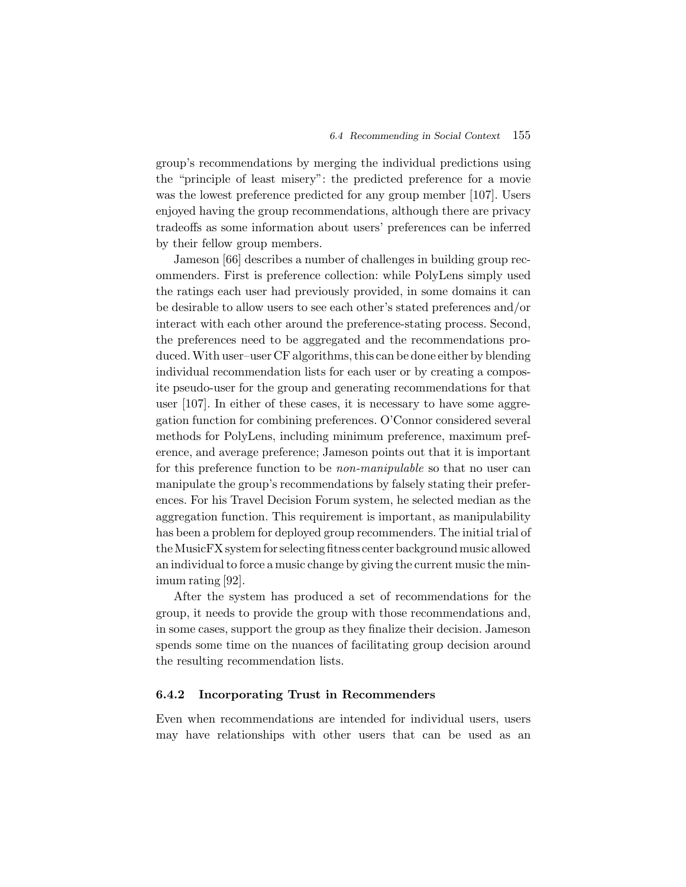group's recommendations by merging the individual predictions using the "principle of least misery": the predicted preference for a movie was the lowest preference predicted for any group member [107]. Users enjoyed having the group recommendations, although there are privacy tradeoffs as some information about users' preferences can be inferred by their fellow group members.

Jameson [66] describes a number of challenges in building group recommenders. First is preference collection: while PolyLens simply used the ratings each user had previously provided, in some domains it can be desirable to allow users to see each other's stated preferences and/or interact with each other around the preference-stating process. Second, the preferences need to be aggregated and the recommendations produced. With user–user CF algorithms, this can be done either by blending individual recommendation lists for each user or by creating a composite pseudo-user for the group and generating recommendations for that user [107]. In either of these cases, it is necessary to have some aggregation function for combining preferences. O'Connor considered several methods for PolyLens, including minimum preference, maximum preference, and average preference; Jameson points out that it is important for this preference function to be *non-manipulable* so that no user can manipulate the group's recommendations by falsely stating their preferences. For his Travel Decision Forum system, he selected median as the aggregation function. This requirement is important, as manipulability has been a problem for deployed group recommenders. The initial trial of the MusicFX system for selecting fitness center background music allowed an individual to force a music change by giving the current music the minimum rating [92].

After the system has produced a set of recommendations for the group, it needs to provide the group with those recommendations and, in some cases, support the group as they finalize their decision. Jameson spends some time on the nuances of facilitating group decision around the resulting recommendation lists.

### 6.4.2 Incorporating Trust in Recommenders

Even when recommendations are intended for individual users, users may have relationships with other users that can be used as an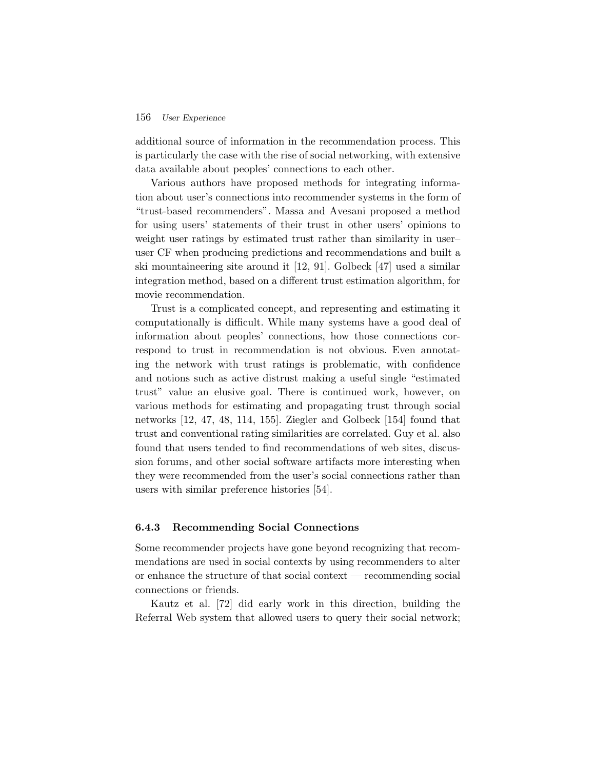additional source of information in the recommendation process. This is particularly the case with the rise of social networking, with extensive data available about peoples' connections to each other.

Various authors have proposed methods for integrating information about user's connections into recommender systems in the form of "trust-based recommenders". Massa and Avesani proposed a method for using users' statements of their trust in other users' opinions to weight user ratings by estimated trust rather than similarity in user–user CF when producing predictions and recommendations and built a ski mountaineering site around it [12, 91]. Golbeck [47] used a similar integration method, based on a different trust estimation algorithm, for movie recommendation.

Trust is a complicated concept, and representing and estimating it computationally is difficult. While many systems have a good deal of information about peoples' connections, how those connections correspond to trust in recommendation is not obvious. Even annotating the network with trust ratings is problematic, with confidence and notions such as active distrust making a useful single "estimated trust" value an elusive goal. There is continued work, however, on various methods for estimating and propagating trust through social networks [12, 47, 48, 114, 155]. Ziegler and Golbeck [154] found that trust and conventional rating similarities are correlated. Guy et al. also found that users tended to find recommendations of web sites, discussion forums, and other social software artifacts more interesting when they were recommended from the user's social connections rather than users with similar preference histories [54].

### 6.4.3 Recommending Social Connections

Some recommender projects have gone beyond recognizing that recommendations are used in social contexts by using recommenders to alter or enhance the structure of that social context — recommending social connections or friends.

Kautz et al. [72] did early work in this direction, building the Referral Web system that allowed users to query their social network;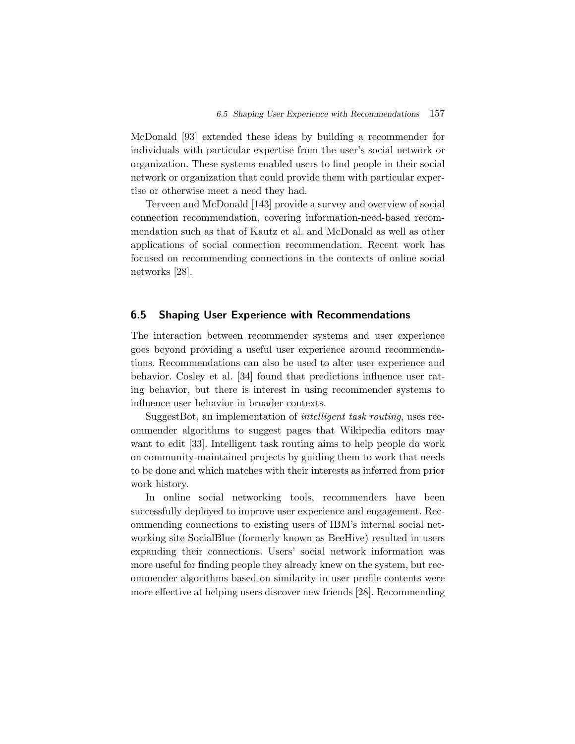McDonald [93] extended these ideas by building a recommender for individuals with particular expertise from the user's social network or organization. These systems enabled users to find people in their social network or organization that could provide them with particular expertise or otherwise meet a need they had.

Terveen and McDonald [143] provide a survey and overview of social connection recommendation, covering information-need-based recommendation such as that of Kautz et al. and McDonald as well as other applications of social connection recommendation. Recent work has focused on recommending connections in the contexts of online social networks [28].

## 6.5 Shaping User Experience with Recommendations

The interaction between recommender systems and user experience goes beyond providing a useful user experience around recommendations. Recommendations can also be used to alter user experience and behavior. Cosley et al. [34] found that predictions influence user rating behavior, but there is interest in using recommender systems to influence user behavior in broader contexts.

SuggestBot, an implementation of *intelligent task routing*, uses recommender algorithms to suggest pages that Wikipedia editors may want to edit [33]. Intelligent task routing aims to help people do work on community-maintained projects by guiding them to work that needs to be done and which matches with their interests as inferred from prior work history.

In online social networking tools, recommenders have been successfully deployed to improve user experience and engagement. Recommending connections to existing users of IBM's internal social networking site SocialBlue (formerly known as BeeHive) resulted in users expanding their connections. Users' social network information was more useful for finding people they already knew on the system, but recommender algorithms based on similarity in user profile contents were more effective at helping users discover new friends [28]. Recommending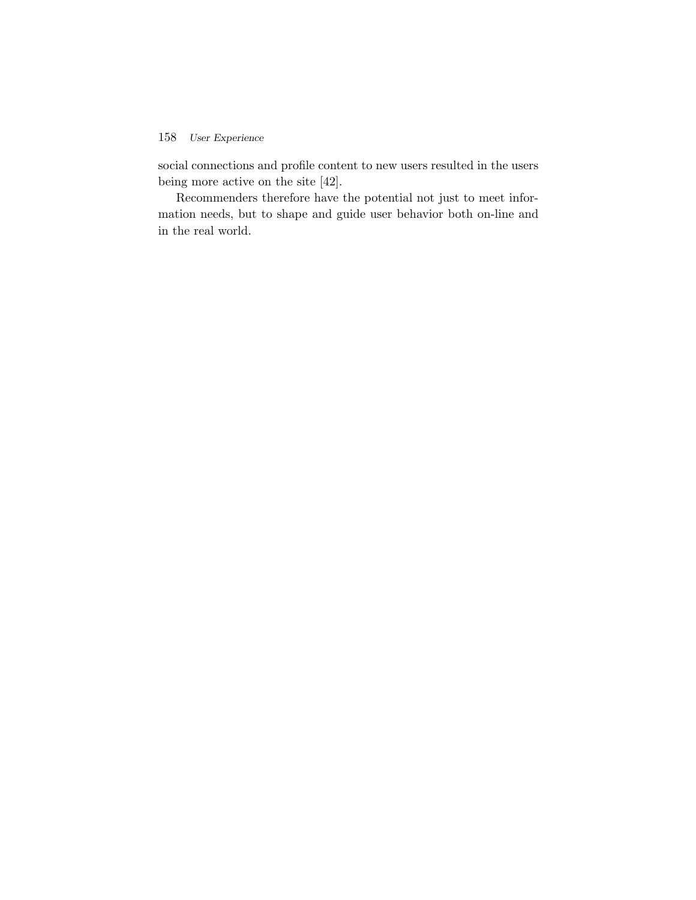social connections and profile content to new users resulted in the users being more active on the site [42].

Recommenders therefore have the potential not just to meet information needs, but to shape and guide user behavior both on-line and in the real world.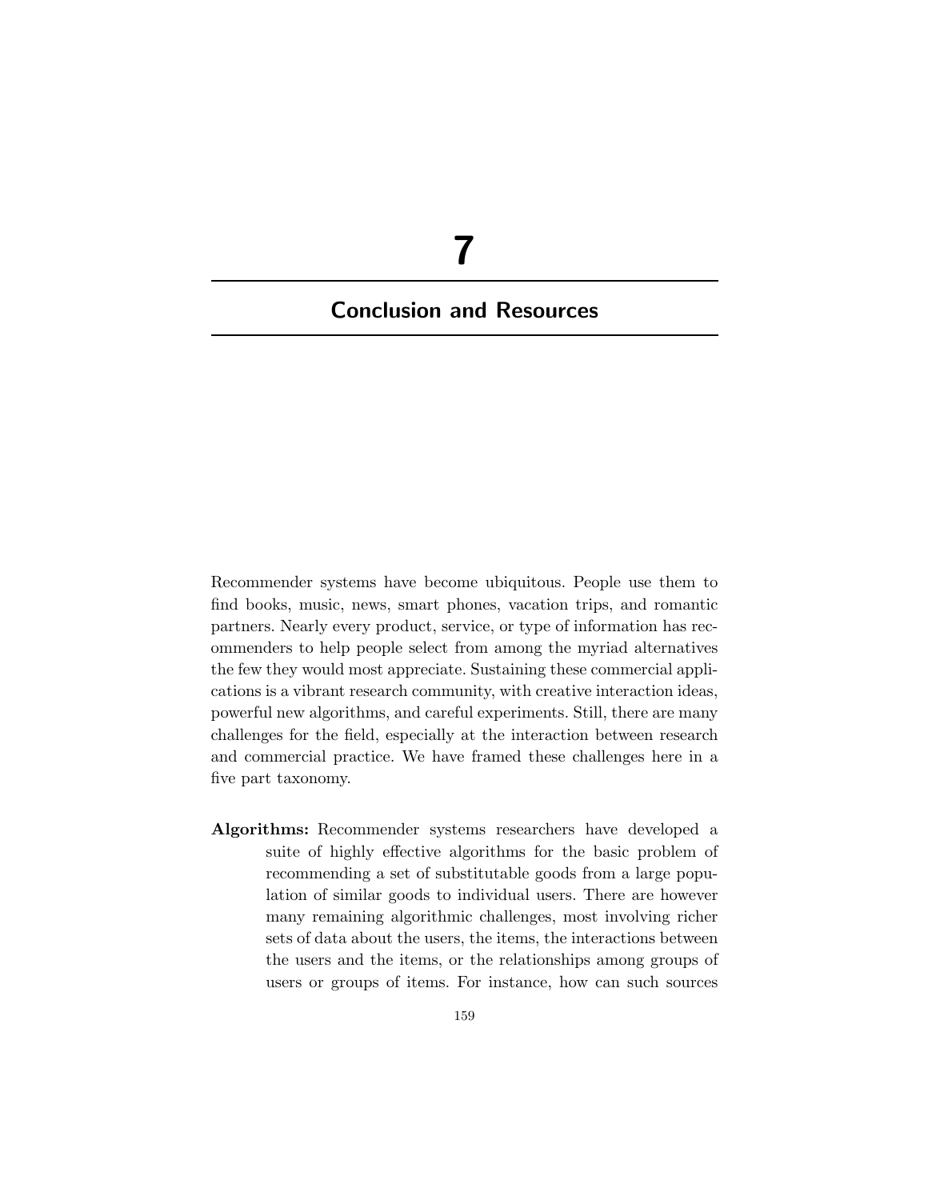# 7

## Conclusion and Resources

Recommender systems have become ubiquitous. People use them to find books, music, news, smart phones, vacation trips, and romantic partners. Nearly every product, service, or type of information has recommenders to help people select from among the myriad alternatives the few they would most appreciate. Sustaining these commercial applications is a vibrant research community, with creative interaction ideas, powerful new algorithms, and careful experiments. Still, there are many challenges for the field, especially at the interaction between research and commercial practice. We have framed these challenges here in a five part taxonomy.

**Algorithms:** Recommender systems researchers have developed a suite of highly effective algorithms for the basic problem of recommending a set of substitutable goods from a large population of similar goods to individual users. There are however many remaining algorithmic challenges, most involving richer sets of data about the users, the items, the interactions between the users and the items, or the relationships among groups of users or groups of items. For instance, how can such sources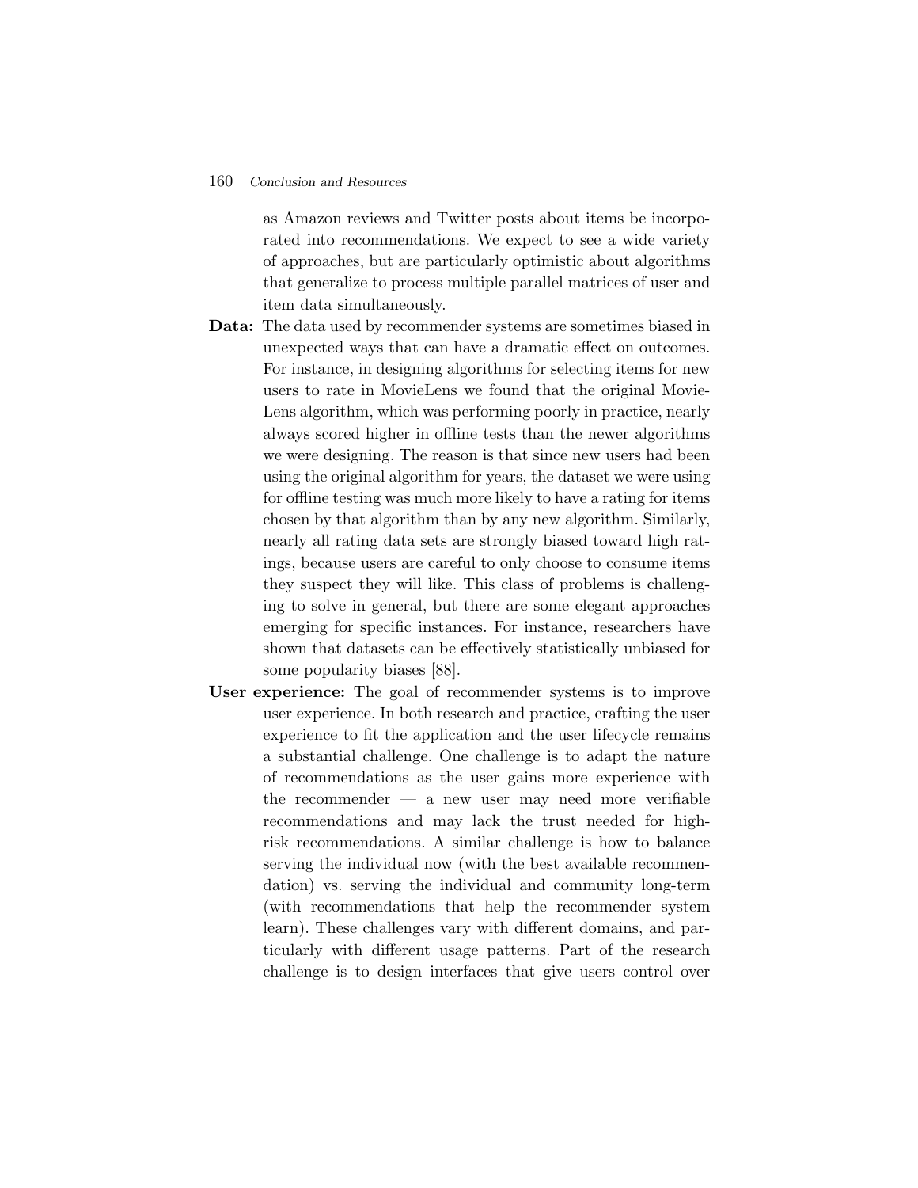as Amazon reviews and Twitter posts about items be incorporated into recommendations. We expect to see a wide variety of approaches, but are particularly optimistic about algorithms that generalize to process multiple parallel matrices of user and item data simultaneously.

**Data:** The data used by recommender systems are sometimes biased in unexpected ways that can have a dramatic effect on outcomes. For instance, in designing algorithms for selecting items for new users to rate in MovieLens we found that the original MovieLens algorithm, which was performing poorly in practice, nearly always scored higher in offline tests than the newer algorithms we were designing. The reason is that since new users had been using the original algorithm for years, the dataset we were using for offline testing was much more likely to have a rating for items chosen by that algorithm than by any new algorithm. Similarly, nearly all rating data sets are strongly biased toward high ratings, because users are careful to only choose to consume items they suspect they will like. This class of problems is challenging to solve in general, but there are some elegant approaches emerging for specific instances. For instance, researchers have shown that datasets can be effectively statistically unbiased for some popularity biases [88].

**User experience:** The goal of recommender systems is to improve user experience. In both research and practice, crafting the user experience to fit the application and the user lifecycle remains a substantial challenge. One challenge is to adapt the nature of recommendations as the user gains more experience with the recommender — a new user may need more verifiable recommendations and may lack the trust needed for high-risk recommendations. A similar challenge is how to balance serving the individual now (with the best available recommendation) vs. serving the individual and community long-term (with recommendations that help the recommender system learn). These challenges vary with different domains, and particularly with different usage patterns. Part of the research challenge is to design interfaces that give users control over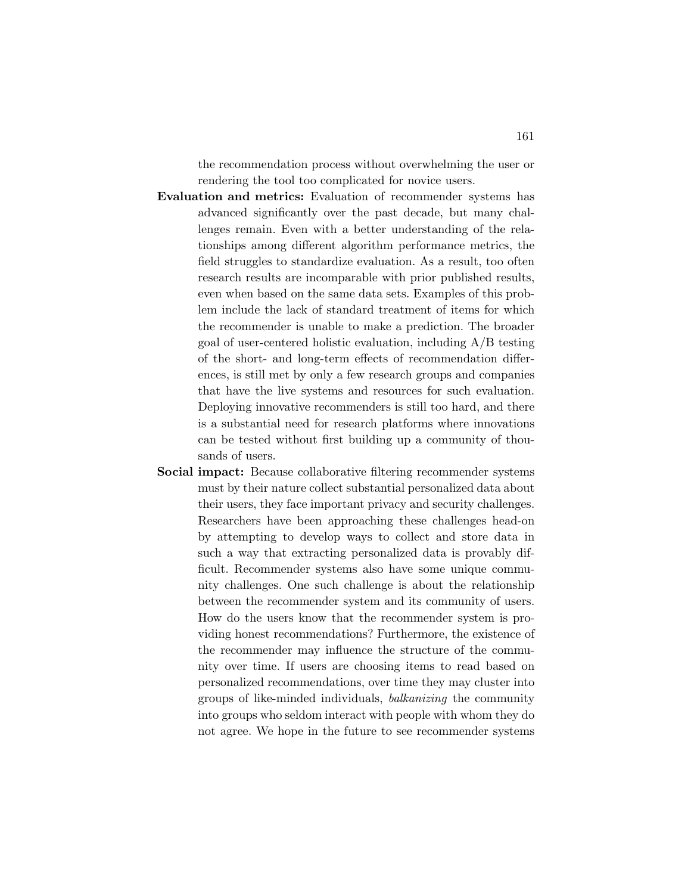the recommendation process without overwhelming the user or rendering the tool too complicated for novice users.

**Evaluation and metrics:** Evaluation of recommender systems has advanced significantly over the past decade, but many challenges remain. Even with a better understanding of the relationships among different algorithm performance metrics, the field struggles to standardize evaluation. As a result, too often research results are incomparable with prior published results, even when based on the same data sets. Examples of this problem include the lack of standard treatment of items for which the recommender is unable to make a prediction. The broader goal of user-centered holistic evaluation, including A/B testing of the short- and long-term effects of recommendation differences, is still met by only a few research groups and companies that have the live systems and resources for such evaluation. Deploying innovative recommenders is still too hard, and there is a substantial need for research platforms where innovations can be tested without first building up a community of thousands of users.

**Social impact:** Because collaborative filtering recommender systems must by their nature collect substantial personalized data about their users, they face important privacy and security challenges. Researchers have been approaching these challenges head-on by attempting to develop ways to collect and store data in such a way that extracting personalized data is provably difficult. Recommender systems also have some unique community challenges. One such challenge is about the relationship between the recommender system and its community of users. How do the users know that the recommender system is providing honest recommendations? Furthermore, the existence of the recommender may influence the structure of the community over time. If users are choosing items to read based on personalized recommendations, over time they may cluster into groups of like-minded individuals, *balkanizing* the community into groups who seldom interact with people with whom they do not agree. We hope in the future to see recommender systems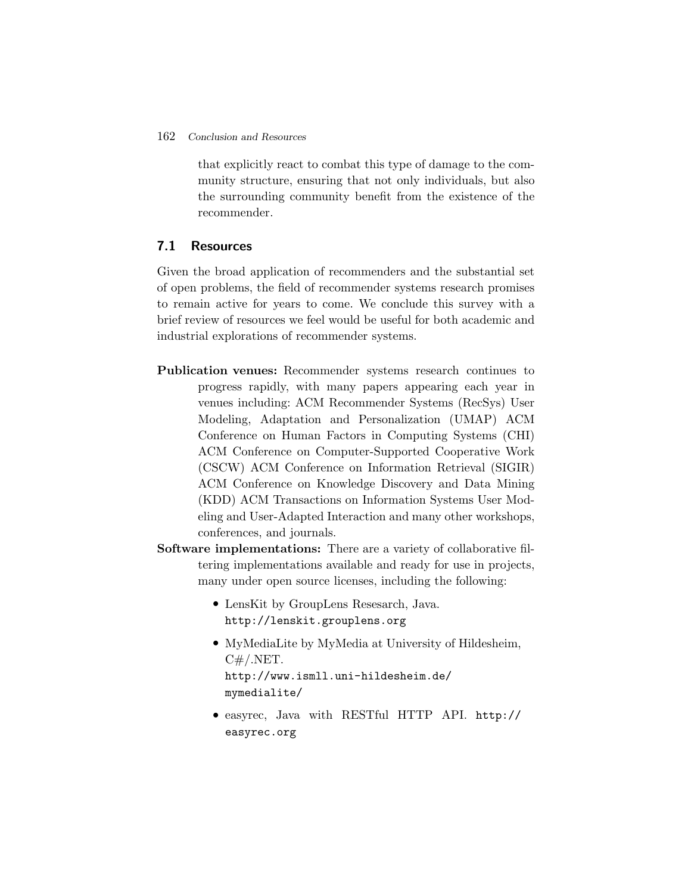that explicitly react to combat this type of damage to the community structure, ensuring that not only individuals, but also the surrounding community benefit from the existence of the recommender.

## 7.1 Resources

Given the broad application of recommenders and the substantial set of open problems, the field of recommender systems research promises to remain active for years to come. We conclude this survey with a brief review of resources we feel would be useful for both academic and industrial explorations of recommender systems.

**Publication venues:** Recommender systems research continues to progress rapidly, with many papers appearing each year in venues including: ACM Recommender Systems (RecSys) User Modeling, Adaptation and Personalization (UMAP) ACM Conference on Human Factors in Computing Systems (CHI) ACM Conference on Computer-Supported Cooperative Work (CSCW) ACM Conference on Information Retrieval (SIGIR) ACM Conference on Knowledge Discovery and Data Mining (KDD) ACM Transactions on Information Systems User Modeling and User-Adapted Interaction and many other workshops, conferences, and journals.

**Software implementations:** There are a variety of collaborative filtering implementations available and ready for use in projects, many under open source licenses, including the following:

- LensKit by GroupLens Resesarch, Java. `http://lenskit.grouplens.org`
- MyMediaLite by MyMedia at University of Hildesheim, C#/.NET. `http://www.ismll.uni-hildesheim.de/mymedialite/`
- easyrec, Java with RESTful HTTP API. `http://easyrec.org`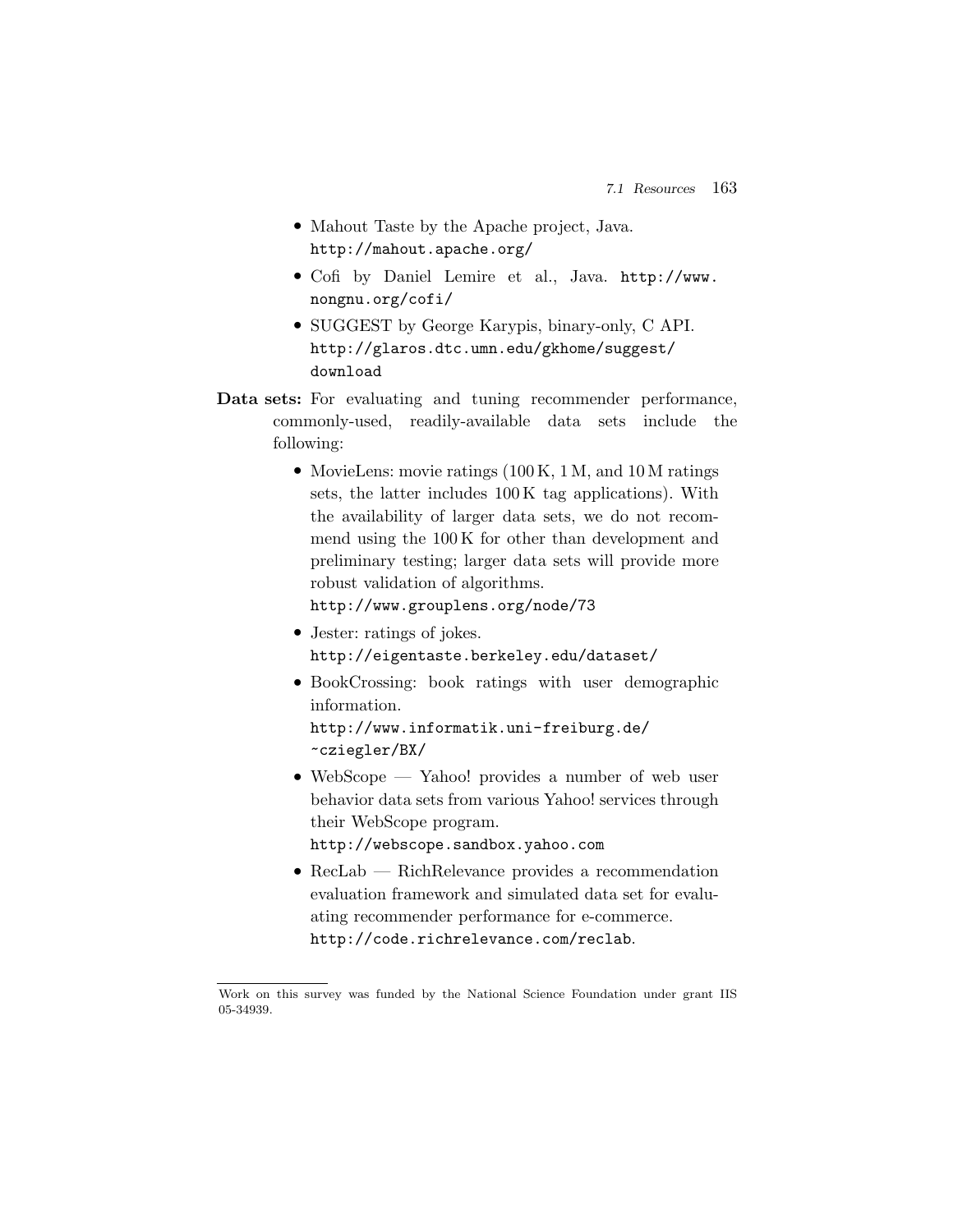- Mahout Taste by the Apache project, Java. http://mahout.apache.org/
- Cofi by Daniel Lemire et al., Java. http://www.nongnu.org/cofi/
- SUGGEST by George Karypis, binary-only, C API. http://glaros.dtc.umn.edu/gkhome/suggest/download

**Data sets:** For evaluating and tuning recommender performance, commonly-used, readily-available data sets include the following:

- MovieLens: movie ratings (100 K, 1 M, and 10 M ratings sets, the latter includes 100 K tag applications). With the availability of larger data sets, we do not recommend using the 100 K for other than development and preliminary testing; larger data sets will provide more robust validation of algorithms. http://www.grouplens.org/node/73
- Jester: ratings of jokes. http://eigentaste.berkeley.edu/dataset/
- BookCrossing: book ratings with user demographic information. http://www.informatik.uni-freiburg.de/~cziegler/BX/
- WebScope — Yahoo! provides a number of web user behavior data sets from various Yahoo! services through their WebScope program. http://webscope.sandbox.yahoo.com
- RecLab — RichRelevance provides a recommendation evaluation framework and simulated data set for evaluating recommender performance for e-commerce. http://code.richrelevance.com/reclab.

---

Work on this survey was funded by the National Science Foundation under grant IIS 05-34939.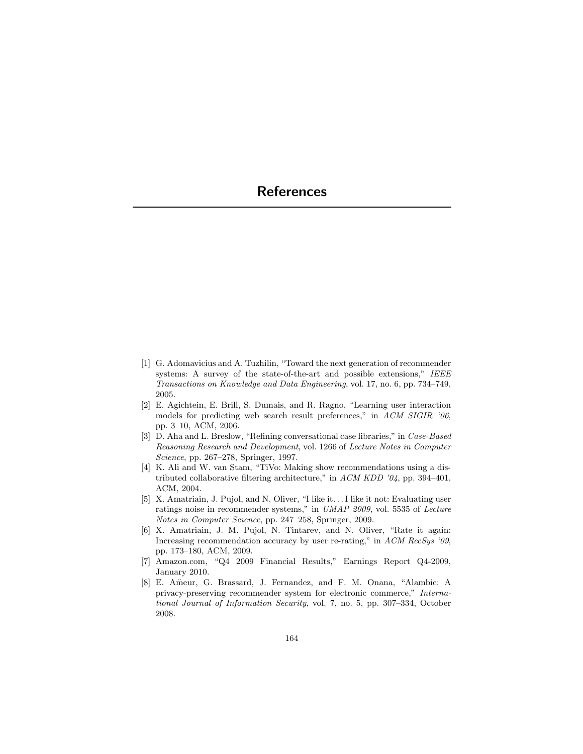# References

[1] G. Adomavicius and A. Tuzhilin, "Toward the next generation of recommender systems: A survey of the state-of-the-art and possible extensions," *IEEE Transactions on Knowledge and Data Engineering*, vol. 17, no. 6, pp. 734–749, 2005.

[2] E. Agichtein, E. Brill, S. Dumais, and R. Ragno, "Learning user interaction models for predicting web search result preferences," in *ACM SIGIR '06*, pp. 3–10, ACM, 2006.

[3] D. Aha and L. Breslow, "Refining conversational case libraries," in *Case-Based Reasoning Research and Development*, vol. 1266 of *Lecture Notes in Computer Science*, pp. 267–278, Springer, 1997.

[4] K. Ali and W. van Stam, "TiVo: Making show recommendations using a distributed collaborative filtering architecture," in *ACM KDD '04*, pp. 394–401, ACM, 2004.

[5] X. Amatriain, J. Pujol, and N. Oliver, "I like it... I like it not: Evaluating user ratings noise in recommender systems," in *UMAP 2009*, vol. 5535 of *Lecture Notes in Computer Science*, pp. 247–258, Springer, 2009.

[6] X. Amatriain, J. M. Pujol, N. Tintarev, and N. Oliver, "Rate it again: Increasing recommendation accuracy by user re-rating," in *ACM RecSys '09*, pp. 173–180, ACM, 2009.

[7] Amazon.com, "Q4 2009 Financial Results," Earnings Report Q4-2009, January 2010.

[8] E. Aïmeur, G. Brassard, J. Fernandez, and F. M. Onana, "Alambic: A privacy-preserving recommender system for electronic commerce," *International Journal of Information Security*, vol. 7, no. 5, pp. 307–334, October 2008.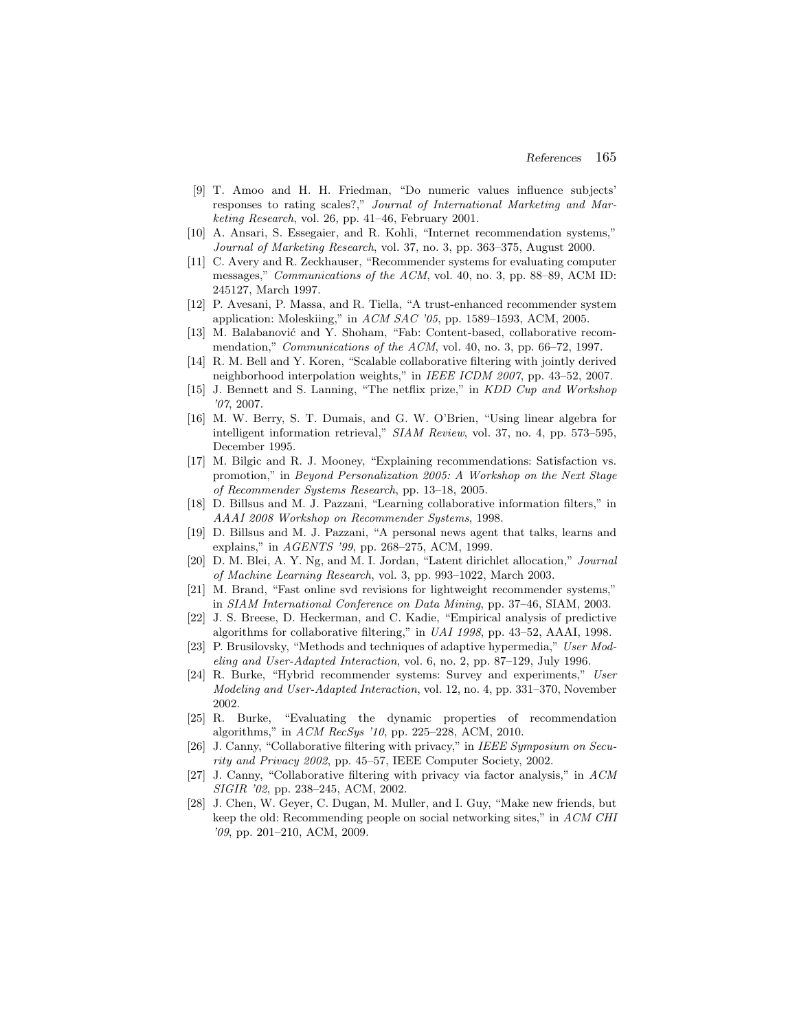[9] T. Amoo and H. H. Friedman, "Do numeric values influence subjects' responses to rating scales?," *Journal of International Marketing and Marketing Research*, vol. 26, pp. 41–46, February 2001.

[10] A. Ansari, S. Essegaier, and R. Kohli, "Internet recommendation systems," *Journal of Marketing Research*, vol. 37, no. 3, pp. 363–375, August 2000.

[11] C. Avery and R. Zeckhauser, "Recommender systems for evaluating computer messages," *Communications of the ACM*, vol. 40, no. 3, pp. 88–89, ACM ID: 245127, March 1997.

[12] P. Avesani, P. Massa, and R. Tiella, "A trust-enhanced recommender system application: Moleskiing," in *ACM SAC '05*, pp. 1589–1593, ACM, 2005.

[13] M. Balabanović and Y. Shoham, "Fab: Content-based, collaborative recommendation," *Communications of the ACM*, vol. 40, no. 3, pp. 66–72, 1997.

[14] R. M. Bell and Y. Koren, "Scalable collaborative filtering with jointly derived neighborhood interpolation weights," in *IEEE ICDM 2007*, pp. 43–52, 2007.

[15] J. Bennett and S. Lanning, "The netflix prize," in *KDD Cup and Workshop '07*, 2007.

[16] M. W. Berry, S. T. Dumais, and G. W. O'Brien, "Using linear algebra for intelligent information retrieval," *SIAM Review*, vol. 37, no. 4, pp. 573–595, December 1995.

[17] M. Bilgic and R. J. Mooney, "Explaining recommendations: Satisfaction vs. promotion," in *Beyond Personalization 2005: A Workshop on the Next Stage of Recommender Systems Research*, pp. 13–18, 2005.

[18] D. Billsus and M. J. Pazzani, "Learning collaborative information filters," in *AAAI 2008 Workshop on Recommender Systems*, 1998.

[19] D. Billsus and M. J. Pazzani, "A personal news agent that talks, learns and explains," in *AGENTS '99*, pp. 268–275, ACM, 1999.

[20] D. M. Blei, A. Y. Ng, and M. I. Jordan, "Latent dirichlet allocation," *Journal of Machine Learning Research*, vol. 3, pp. 993–1022, March 2003.

[21] M. Brand, "Fast online svd revisions for lightweight recommender systems," in *SIAM International Conference on Data Mining*, pp. 37–46, SIAM, 2003.

[22] J. S. Breese, D. Heckerman, and C. Kadie, "Empirical analysis of predictive algorithms for collaborative filtering," in *UAI 1998*, pp. 43–52, AAAI, 1998.

[23] P. Brusilovsky, "Methods and techniques of adaptive hypermedia," *User Modeling and User-Adapted Interaction*, vol. 6, no. 2, pp. 87–129, July 1996.

[24] R. Burke, "Hybrid recommender systems: Survey and experiments," *User Modeling and User-Adapted Interaction*, vol. 12, no. 4, pp. 331–370, November 2002.

[25] R. Burke, "Evaluating the dynamic properties of recommendation algorithms," in *ACM RecSys '10*, pp. 225–228, ACM, 2010.

[26] J. Canny, "Collaborative filtering with privacy," in *IEEE Symposium on Security and Privacy 2002*, pp. 45–57, IEEE Computer Society, 2002.

[27] J. Canny, "Collaborative filtering with privacy via factor analysis," in *ACM SIGIR '02*, pp. 238–245, ACM, 2002.

[28] J. Chen, W. Geyer, C. Dugan, M. Muller, and I. Guy, "Make new friends, but keep the old: Recommending people on social networking sites," in *ACM CHI '09*, pp. 201–210, ACM, 2009.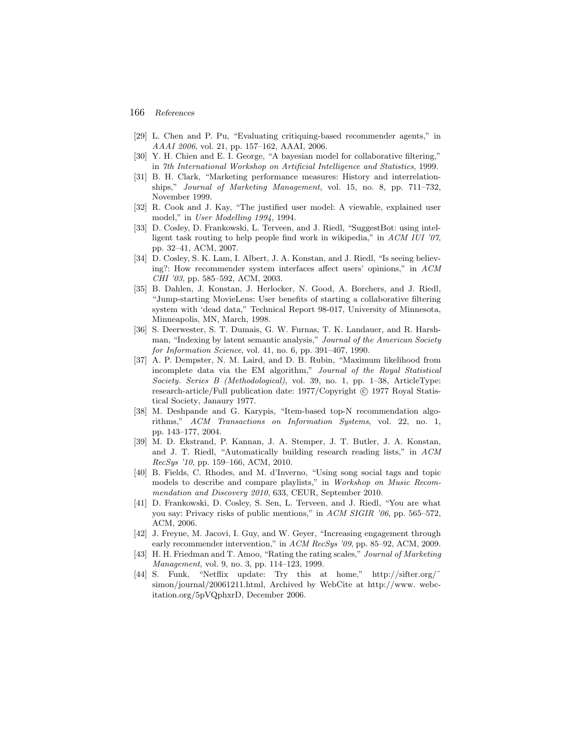[29] L. Chen and P. Pu, "Evaluating critiquing-based recommender agents," in *AAAI 2006*, vol. 21, pp. 157–162, AAAI, 2006.

[30] Y. H. Chien and E. I. George, "A bayesian model for collaborative filtering," in *7th International Workshop on Artificial Intelligence and Statistics*, 1999.

[31] B. H. Clark, "Marketing performance measures: History and interrelationships," *Journal of Marketing Management*, vol. 15, no. 8, pp. 711–732, November 1999.

[32] R. Cook and J. Kay, "The justified user model: A viewable, explained user model," in *User Modelling 1994*, 1994.

[33] D. Cosley, D. Frankowski, L. Terveen, and J. Riedl, "SuggestBot: using intelligent task routing to help people find work in wikipedia," in *ACM IUI '07*, pp. 32–41, ACM, 2007.

[34] D. Cosley, S. K. Lam, I. Albert, J. A. Konstan, and J. Riedl, "Is seeing believing?: How recommender system interfaces affect users' opinions," in *ACM CHI '03*, pp. 585–592, ACM, 2003.

[35] B. Dahlen, J. Konstan, J. Herlocker, N. Good, A. Borchers, and J. Riedl, "Jump-starting MovieLens: User benefits of starting a collaborative filtering system with 'dead data," Technical Report 98-017, University of Minnesota, Minneapolis, MN, March, 1998.

[36] S. Deerwester, S. T. Dumais, G. W. Furnas, T. K. Landauer, and R. Harshman, "Indexing by latent semantic analysis," *Journal of the American Society for Information Science*, vol. 41, no. 6, pp. 391–407, 1990.

[37] A. P. Dempster, N. M. Laird, and D. B. Rubin, "Maximum likelihood from incomplete data via the EM algorithm," *Journal of the Royal Statistical Society. Series B (Methodological)*, vol. 39, no. 1, pp. 1–38, ArticleType: research-article/Full publication date: 1977/Copyright © 1977 Royal Statistical Society, Janaury 1977.

[38] M. Deshpande and G. Karypis, "Item-based top-N recommendation algorithms," *ACM Transactions on Information Systems*, vol. 22, no. 1, pp. 143–177, 2004.

[39] M. D. Ekstrand, P. Kannan, J. A. Stemper, J. T. Butler, J. A. Konstan, and J. T. Riedl, "Automatically building research reading lists," in *ACM RecSys '10*, pp. 159–166, ACM, 2010.

[40] B. Fields, C. Rhodes, and M. d'Inverno, "Using song social tags and topic models to describe and compare playlists," in *Workshop on Music Recommendation and Discovery 2010*, 633, CEUR, September 2010.

[41] D. Frankowski, D. Cosley, S. Sen, L. Terveen, and J. Riedl, "You are what you say: Privacy risks of public mentions," in *ACM SIGIR '06*, pp. 565–572, ACM, 2006.

[42] J. Freyne, M. Jacovi, I. Guy, and W. Geyer, "Increasing engagement through early recommender intervention," in *ACM RecSys '09*, pp. 85–92, ACM, 2009.

[43] H. H. Friedman and T. Amoo, "Rating the rating scales," *Journal of Marketing Management*, vol. 9, no. 3, pp. 114–123, 1999.

[44] S. Funk, "Netflix update: Try this at home," http://sifter.org/~simon/journal/20061211.html, Archived by WebCite at http://www.webcitation.org/5pVQphxrD, December 2006.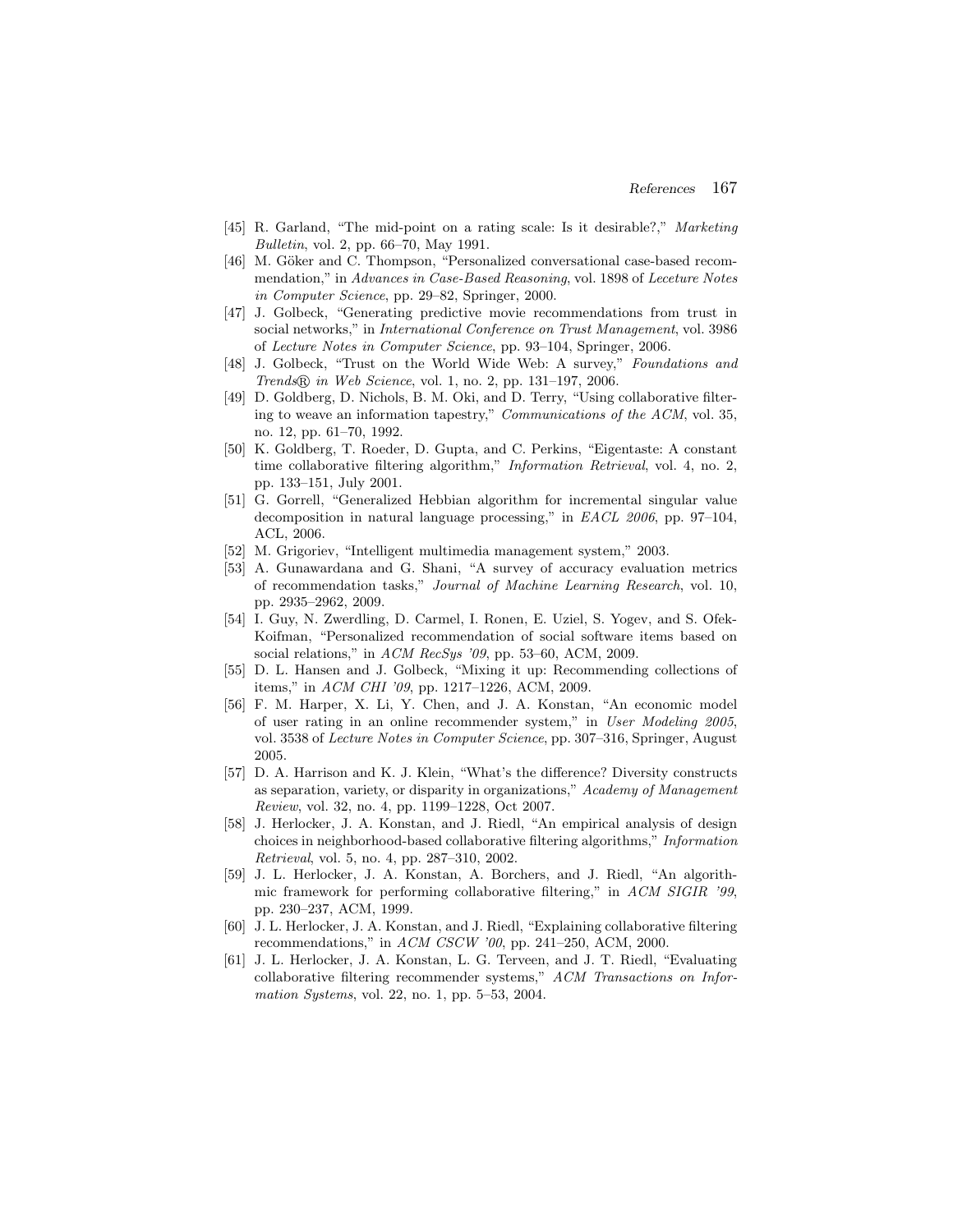[45] R. Garland, "The mid-point on a rating scale: Is it desirable?," *Marketing Bulletin*, vol. 2, pp. 66–70, May 1991.

[46] M. Göker and C. Thompson, "Personalized conversational case-based recommendation," in *Advances in Case-Based Reasoning*, vol. 1898 of *Leceture Notes in Computer Science*, pp. 29–82, Springer, 2000.

[47] J. Golbeck, "Generating predictive movie recommendations from trust in social networks," in *International Conference on Trust Management*, vol. 3986 of *Lecture Notes in Computer Science*, pp. 93–104, Springer, 2006.

[48] J. Golbeck, "Trust on the World Wide Web: A survey," *Foundations and Trends® in Web Science*, vol. 1, no. 2, pp. 131–197, 2006.

[49] D. Goldberg, D. Nichols, B. M. Oki, and D. Terry, "Using collaborative filtering to weave an information tapestry," *Communications of the ACM*, vol. 35, no. 12, pp. 61–70, 1992.

[50] K. Goldberg, T. Roeder, D. Gupta, and C. Perkins, "Eigentaste: A constant time collaborative filtering algorithm," *Information Retrieval*, vol. 4, no. 2, pp. 133–151, July 2001.

[51] G. Gorrell, "Generalized Hebbian algorithm for incremental singular value decomposition in natural language processing," in *EACL 2006*, pp. 97–104, ACL, 2006.

[52] M. Grigoriev, "Intelligent multimedia management system," 2003.

[53] A. Gunawardana and G. Shani, "A survey of accuracy evaluation metrics of recommendation tasks," *Journal of Machine Learning Research*, vol. 10, pp. 2935–2962, 2009.

[54] I. Guy, N. Zwerdling, D. Carmel, I. Ronen, E. Uziel, S. Yogev, and S. Ofek-Koifman, "Personalized recommendation of social software items based on social relations," in *ACM RecSys '09*, pp. 53–60, ACM, 2009.

[55] D. L. Hansen and J. Golbeck, "Mixing it up: Recommending collections of items," in *ACM CHI '09*, pp. 1217–1226, ACM, 2009.

[56] F. M. Harper, X. Li, Y. Chen, and J. A. Konstan, "An economic model of user rating in an online recommender system," in *User Modeling 2005*, vol. 3538 of *Lecture Notes in Computer Science*, pp. 307–316, Springer, August 2005.

[57] D. A. Harrison and K. J. Klein, "What's the difference? Diversity constructs as separation, variety, or disparity in organizations," *Academy of Management Review*, vol. 32, no. 4, pp. 1199–1228, Oct 2007.

[58] J. Herlocker, J. A. Konstan, and J. Riedl, "An empirical analysis of design choices in neighborhood-based collaborative filtering algorithms," *Information Retrieval*, vol. 5, no. 4, pp. 287–310, 2002.

[59] J. L. Herlocker, J. A. Konstan, A. Borchers, and J. Riedl, "An algorithmic framework for performing collaborative filtering," in *ACM SIGIR '99*, pp. 230–237, ACM, 1999.

[60] J. L. Herlocker, J. A. Konstan, and J. Riedl, "Explaining collaborative filtering recommendations," in *ACM CSCW '00*, pp. 241–250, ACM, 2000.

[61] J. L. Herlocker, J. A. Konstan, L. G. Terveen, and J. T. Riedl, "Evaluating collaborative filtering recommender systems," *ACM Transactions on Information Systems*, vol. 22, no. 1, pp. 5–53, 2004.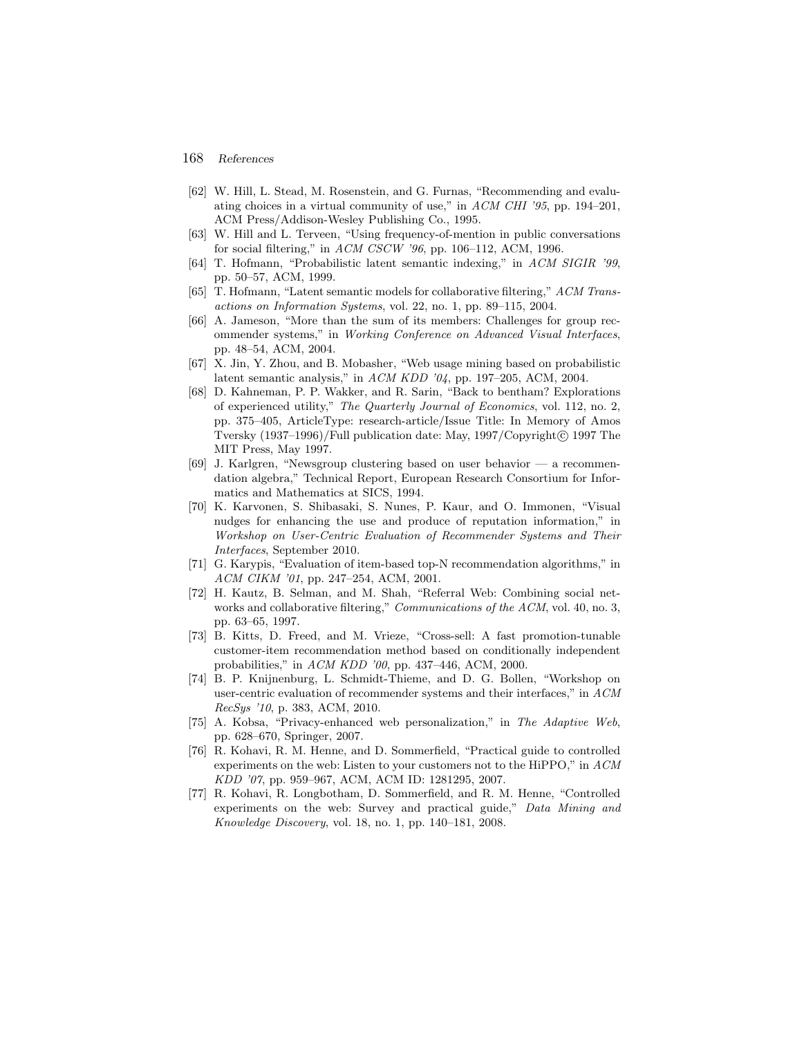[62] W. Hill, L. Stead, M. Rosenstein, and G. Furnas, "Recommending and evaluating choices in a virtual community of use," in *ACM CHI '95*, pp. 194–201, ACM Press/Addison-Wesley Publishing Co., 1995.

[63] W. Hill and L. Terveen, "Using frequency-of-mention in public conversations for social filtering," in *ACM CSCW '96*, pp. 106–112, ACM, 1996.

[64] T. Hofmann, "Probabilistic latent semantic indexing," in *ACM SIGIR '99*, pp. 50–57, ACM, 1999.

[65] T. Hofmann, "Latent semantic models for collaborative filtering," *ACM Transactions on Information Systems*, vol. 22, no. 1, pp. 89–115, 2004.

[66] A. Jameson, "More than the sum of its members: Challenges for group recommender systems," in *Working Conference on Advanced Visual Interfaces*, pp. 48–54, ACM, 2004.

[67] X. Jin, Y. Zhou, and B. Mobasher, "Web usage mining based on probabilistic latent semantic analysis," in *ACM KDD '04*, pp. 197–205, ACM, 2004.

[68] D. Kahneman, P. P. Wakker, and R. Sarin, "Back to bentham? Explorations of experienced utility," *The Quarterly Journal of Economics*, vol. 112, no. 2, pp. 375–405, ArticleType: research-article/Issue Title: In Memory of Amos Tversky (1937–1996)/Full publication date: May, 1997/Copyright© 1997 The MIT Press, May 1997.

[69] J. Karlgren, "Newsgroup clustering based on user behavior — a recommendation algebra," Technical Report, European Research Consortium for Informatics and Mathematics at SICS, 1994.

[70] K. Karvonen, S. Shibasaki, S. Nunes, P. Kaur, and O. Immonen, "Visual nudges for enhancing the use and produce of reputation information," in *Workshop on User-Centric Evaluation of Recommender Systems and Their Interfaces*, September 2010.

[71] G. Karypis, "Evaluation of item-based top-N recommendation algorithms," in *ACM CIKM '01*, pp. 247–254, ACM, 2001.

[72] H. Kautz, B. Selman, and M. Shah, "Referral Web: Combining social networks and collaborative filtering," *Communications of the ACM*, vol. 40, no. 3, pp. 63–65, 1997.

[73] B. Kitts, D. Freed, and M. Vrieze, "Cross-sell: A fast promotion-tunable customer-item recommendation method based on conditionally independent probabilities," in *ACM KDD '00*, pp. 437–446, ACM, 2000.

[74] B. P. Knijnenburg, L. Schmidt-Thieme, and D. G. Bollen, "Workshop on user-centric evaluation of recommender systems and their interfaces," in *ACM RecSys '10*, p. 383, ACM, 2010.

[75] A. Kobsa, "Privacy-enhanced web personalization," in *The Adaptive Web*, pp. 628–670, Springer, 2007.

[76] R. Kohavi, R. M. Henne, and D. Sommerfield, "Practical guide to controlled experiments on the web: Listen to your customers not to the HiPPO," in *ACM KDD '07*, pp. 959–967, ACM, ACM ID: 1281295, 2007.

[77] R. Kohavi, R. Longbotham, D. Sommerfield, and R. M. Henne, "Controlled experiments on the web: Survey and practical guide," *Data Mining and Knowledge Discovery*, vol. 18, no. 1, pp. 140–181, 2008.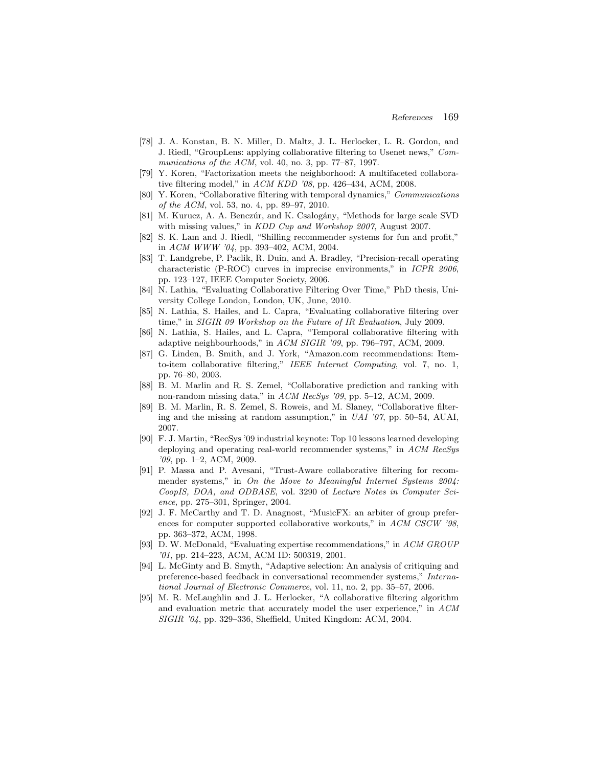[78] J. A. Konstan, B. N. Miller, D. Maltz, J. L. Herlocker, L. R. Gordon, and J. Riedl, "GroupLens: applying collaborative filtering to Usenet news," *Communications of the ACM*, vol. 40, no. 3, pp. 77–87, 1997.

[79] Y. Koren, "Factorization meets the neighborhood: A multifaceted collaborative filtering model," in *ACM KDD '08*, pp. 426–434, ACM, 2008.

[80] Y. Koren, "Collaborative filtering with temporal dynamics," *Communications of the ACM*, vol. 53, no. 4, pp. 89–97, 2010.

[81] M. Kurucz, A. A. Benczúr, and K. Csalogány, "Methods for large scale SVD with missing values," in *KDD Cup and Workshop 2007*, August 2007.

[82] S. K. Lam and J. Riedl, "Shilling recommender systems for fun and profit," in *ACM WWW '04*, pp. 393–402, ACM, 2004.

[83] T. Landgrebe, P. Paclik, R. Duin, and A. Bradley, "Precision-recall operating characteristic (P-ROC) curves in imprecise environments," in *ICPR 2006*, pp. 123–127, IEEE Computer Society, 2006.

[84] N. Lathia, "Evaluating Collaborative Filtering Over Time," PhD thesis, University College London, London, UK, June, 2010.

[85] N. Lathia, S. Hailes, and L. Capra, "Evaluating collaborative filtering over time," in *SIGIR 09 Workshop on the Future of IR Evaluation*, July 2009.

[86] N. Lathia, S. Hailes, and L. Capra, "Temporal collaborative filtering with adaptive neighbourhoods," in *ACM SIGIR '09*, pp. 796–797, ACM, 2009.

[87] G. Linden, B. Smith, and J. York, "Amazon.com recommendations: Item-to-item collaborative filtering," *IEEE Internet Computing*, vol. 7, no. 1, pp. 76–80, 2003.

[88] B. M. Marlin and R. S. Zemel, "Collaborative prediction and ranking with non-random missing data," in *ACM RecSys '09*, pp. 5–12, ACM, 2009.

[89] B. M. Marlin, R. S. Zemel, S. Roweis, and M. Slaney, "Collaborative filtering and the missing at random assumption," in *UAI '07*, pp. 50–54, AUAI, 2007.

[90] F. J. Martin, "RecSys '09 industrial keynote: Top 10 lessons learned developing deploying and operating real-world recommender systems," in *ACM RecSys '09*, pp. 1–2, ACM, 2009.

[91] P. Massa and P. Avesani, "Trust-Aware collaborative filtering for recommender systems," in *On the Move to Meaningful Internet Systems 2004: CoopIS, DOA, and ODBASE*, vol. 3290 of *Lecture Notes in Computer Science*, pp. 275–301, Springer, 2004.

[92] J. F. McCarthy and T. D. Anagnost, "MusicFX: an arbiter of group preferences for computer supported collaborative workouts," in *ACM CSCW '98*, pp. 363–372, ACM, 1998.

[93] D. W. McDonald, "Evaluating expertise recommendations," in *ACM GROUP '01*, pp. 214–223, ACM, ACM ID: 500319, 2001.

[94] L. McGinty and B. Smyth, "Adaptive selection: An analysis of critiquing and preference-based feedback in conversational recommender systems," *International Journal of Electronic Commerce*, vol. 11, no. 2, pp. 35–57, 2006.

[95] M. R. McLaughlin and J. L. Herlocker, "A collaborative filtering algorithm and evaluation metric that accurately model the user experience," in *ACM SIGIR '04*, pp. 329–336, Sheffield, United Kingdom: ACM, 2004.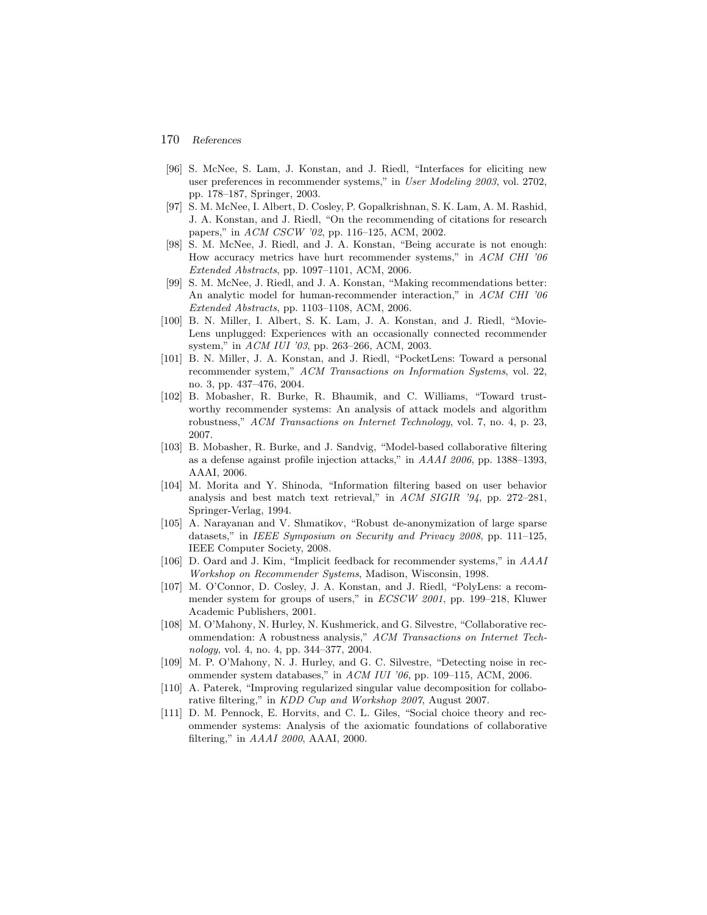[96] S. McNee, S. Lam, J. Konstan, and J. Riedl, "Interfaces for eliciting new user preferences in recommender systems," in *User Modeling 2003*, vol. 2702, pp. 178–187, Springer, 2003.

[97] S. M. McNee, I. Albert, D. Cosley, P. Gopalkrishnan, S. K. Lam, A. M. Rashid, J. A. Konstan, and J. Riedl, "On the recommending of citations for research papers," in *ACM CSCW '02*, pp. 116–125, ACM, 2002.

[98] S. M. McNee, J. Riedl, and J. A. Konstan, "Being accurate is not enough: How accuracy metrics have hurt recommender systems," in *ACM CHI '06 Extended Abstracts*, pp. 1097–1101, ACM, 2006.

[99] S. M. McNee, J. Riedl, and J. A. Konstan, "Making recommendations better: An analytic model for human-recommender interaction," in *ACM CHI '06 Extended Abstracts*, pp. 1103–1108, ACM, 2006.

[100] B. N. Miller, I. Albert, S. K. Lam, J. A. Konstan, and J. Riedl, "MovieLens unplugged: Experiences with an occasionally connected recommender system," in *ACM IUI '03*, pp. 263–266, ACM, 2003.

[101] B. N. Miller, J. A. Konstan, and J. Riedl, "PocketLens: Toward a personal recommender system," *ACM Transactions on Information Systems*, vol. 22, no. 3, pp. 437–476, 2004.

[102] B. Mobasher, R. Burke, R. Bhaumik, and C. Williams, "Toward trustworthy recommender systems: An analysis of attack models and algorithm robustness," *ACM Transactions on Internet Technology*, vol. 7, no. 4, p. 23, 2007.

[103] B. Mobasher, R. Burke, and J. Sandvig, "Model-based collaborative filtering as a defense against profile injection attacks," in *AAAI 2006*, pp. 1388–1393, AAAI, 2006.

[104] M. Morita and Y. Shinoda, "Information filtering based on user behavior analysis and best match text retrieval," in *ACM SIGIR '94*, pp. 272–281, Springer-Verlag, 1994.

[105] A. Narayanan and V. Shmatikov, "Robust de-anonymization of large sparse datasets," in *IEEE Symposium on Security and Privacy 2008*, pp. 111–125, IEEE Computer Society, 2008.

[106] D. Oard and J. Kim, "Implicit feedback for recommender systems," in *AAAI Workshop on Recommender Systems*, Madison, Wisconsin, 1998.

[107] M. O'Connor, D. Cosley, J. A. Konstan, and J. Riedl, "PolyLens: a recommender system for groups of users," in *ECSCW 2001*, pp. 199–218, Kluwer Academic Publishers, 2001.

[108] M. O'Mahony, N. Hurley, N. Kushmerick, and G. Silvestre, "Collaborative recommendation: A robustness analysis," *ACM Transactions on Internet Technology*, vol. 4, no. 4, pp. 344–377, 2004.

[109] M. P. O'Mahony, N. J. Hurley, and G. C. Silvestre, "Detecting noise in recommender system databases," in *ACM IUI '06*, pp. 109–115, ACM, 2006.

[110] A. Paterek, "Improving regularized singular value decomposition for collaborative filtering," in *KDD Cup and Workshop 2007*, August 2007.

[111] D. M. Pennock, E. Horvits, and C. L. Giles, "Social choice theory and recommender systems: Analysis of the axiomatic foundations of collaborative filtering," in *AAAI 2000*, AAAI, 2000.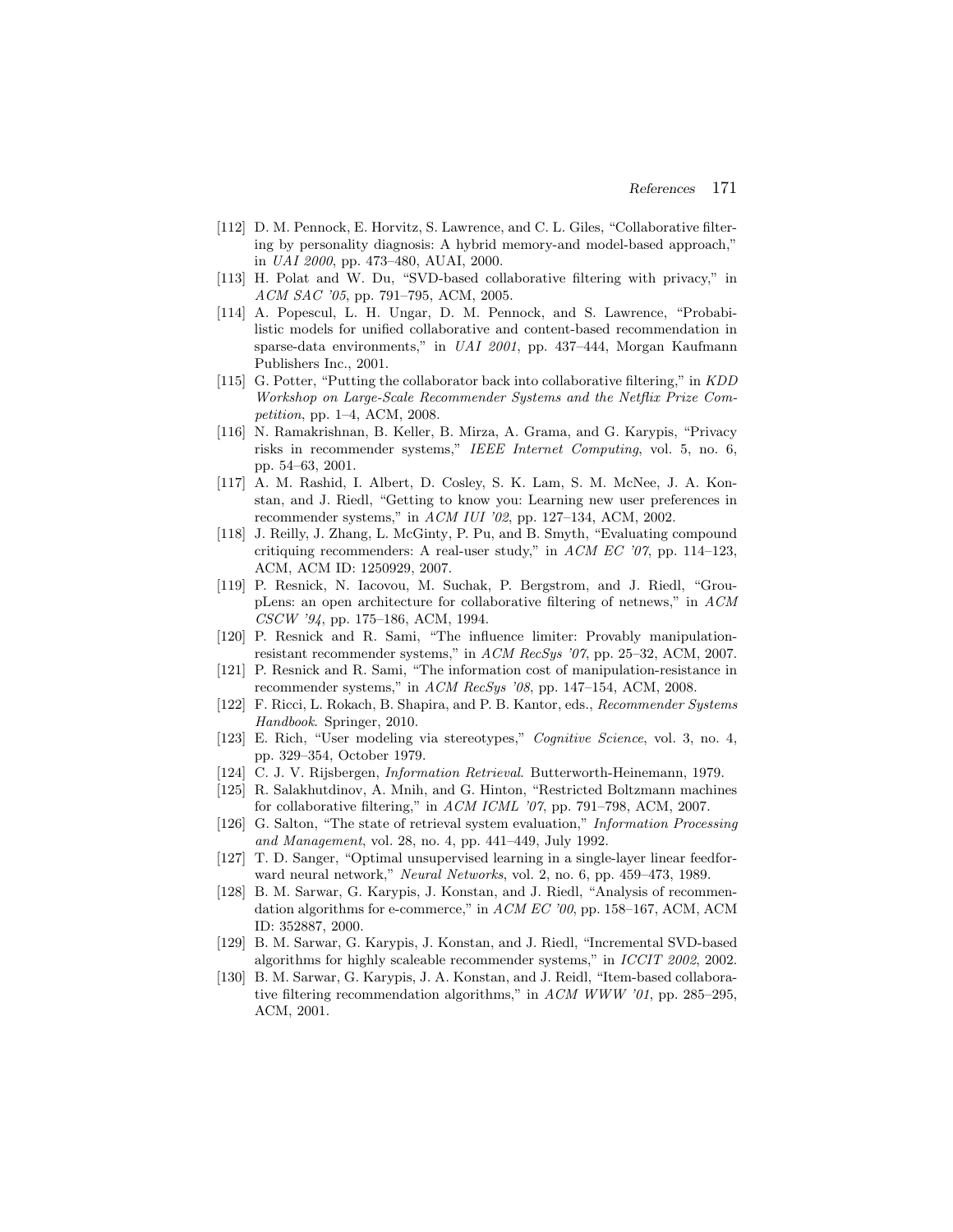[112] D. M. Pennock, E. Horvitz, S. Lawrence, and C. L. Giles, "Collaborative filtering by personality diagnosis: A hybrid memory-and model-based approach," in *UAI 2000*, pp. 473–480, AUAI, 2000.

[113] H. Polat and W. Du, "SVD-based collaborative filtering with privacy," in *ACM SAC '05*, pp. 791–795, ACM, 2005.

[114] A. Popescul, L. H. Ungar, D. M. Pennock, and S. Lawrence, "Probabilistic models for unified collaborative and content-based recommendation in sparse-data environments," in *UAI 2001*, pp. 437–444, Morgan Kaufmann Publishers Inc., 2001.

[115] G. Potter, "Putting the collaborator back into collaborative filtering," in *KDD Workshop on Large-Scale Recommender Systems and the Netflix Prize Competition*, pp. 1–4, ACM, 2008.

[116] N. Ramakrishnan, B. Keller, B. Mirza, A. Grama, and G. Karypis, "Privacy risks in recommender systems," *IEEE Internet Computing*, vol. 5, no. 6, pp. 54–63, 2001.

[117] A. M. Rashid, I. Albert, D. Cosley, S. K. Lam, S. M. McNee, J. A. Konstan, and J. Riedl, "Getting to know you: Learning new user preferences in recommender systems," in *ACM IUI '02*, pp. 127–134, ACM, 2002.

[118] J. Reilly, J. Zhang, L. McGinty, P. Pu, and B. Smyth, "Evaluating compound critiquing recommenders: A real-user study," in *ACM EC '07*, pp. 114–123, ACM, ACM ID: 1250929, 2007.

[119] P. Resnick, N. Iacovou, M. Suchak, P. Bergstrom, and J. Riedl, "GroupLens: an open architecture for collaborative filtering of netnews," in *ACM CSCW '94*, pp. 175–186, ACM, 1994.

[120] P. Resnick and R. Sami, "The influence limiter: Provably manipulation-resistant recommender systems," in *ACM RecSys '07*, pp. 25–32, ACM, 2007.

[121] P. Resnick and R. Sami, "The information cost of manipulation-resistance in recommender systems," in *ACM RecSys '08*, pp. 147–154, ACM, 2008.

[122] F. Ricci, L. Rokach, B. Shapira, and P. B. Kantor, eds., *Recommender Systems Handbook*. Springer, 2010.

[123] E. Rich, "User modeling via stereotypes," *Cognitive Science*, vol. 3, no. 4, pp. 329–354, October 1979.

[124] C. J. V. Rijsbergen, *Information Retrieval*. Butterworth-Heinemann, 1979.

[125] R. Salakhutdinov, A. Mnih, and G. Hinton, "Restricted Boltzmann machines for collaborative filtering," in *ACM ICML '07*, pp. 791–798, ACM, 2007.

[126] G. Salton, "The state of retrieval system evaluation," *Information Processing and Management*, vol. 28, no. 4, pp. 441–449, July 1992.

[127] T. D. Sanger, "Optimal unsupervised learning in a single-layer linear feedforward neural network," *Neural Networks*, vol. 2, no. 6, pp. 459–473, 1989.

[128] B. M. Sarwar, G. Karypis, J. Konstan, and J. Riedl, "Analysis of recommendation algorithms for e-commerce," in *ACM EC '00*, pp. 158–167, ACM, ACM ID: 352887, 2000.

[129] B. M. Sarwar, G. Karypis, J. Konstan, and J. Riedl, "Incremental SVD-based algorithms for highly scaleable recommender systems," in *ICCIT 2002*, 2002.

[130] B. M. Sarwar, G. Karypis, J. A. Konstan, and J. Reidl, "Item-based collaborative filtering recommendation algorithms," in *ACM WWW '01*, pp. 285–295, ACM, 2001.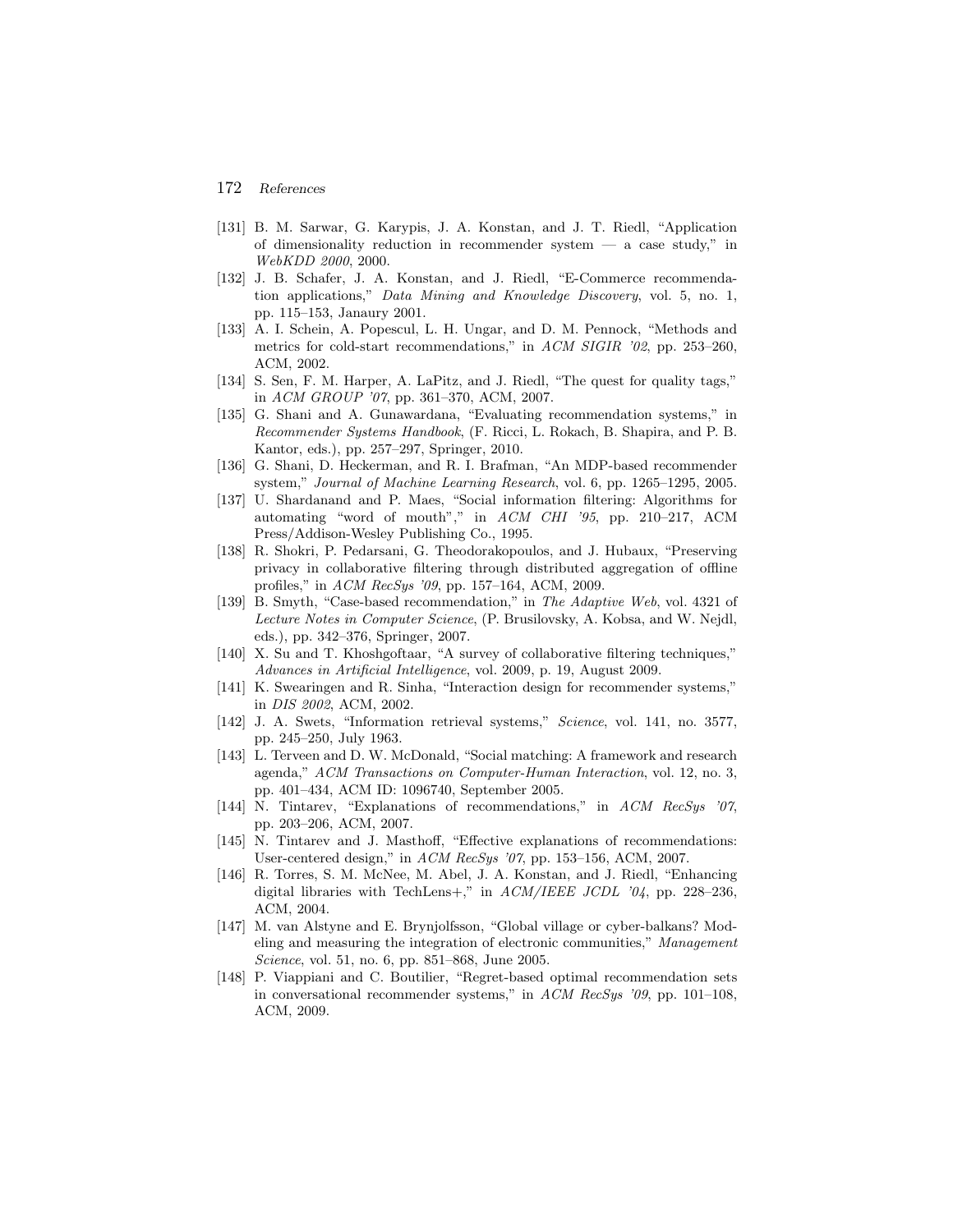[131] B. M. Sarwar, G. Karypis, J. A. Konstan, and J. T. Riedl, "Application of dimensionality reduction in recommender system — a case study," in *WebKDD 2000*, 2000.

[132] J. B. Schafer, J. A. Konstan, and J. Riedl, "E-Commerce recommendation applications," *Data Mining and Knowledge Discovery*, vol. 5, no. 1, pp. 115–153, Janaury 2001.

[133] A. I. Schein, A. Popescul, L. H. Ungar, and D. M. Pennock, "Methods and metrics for cold-start recommendations," in *ACM SIGIR '02*, pp. 253–260, ACM, 2002.

[134] S. Sen, F. M. Harper, A. LaPitz, and J. Riedl, "The quest for quality tags," in *ACM GROUP '07*, pp. 361–370, ACM, 2007.

[135] G. Shani and A. Gunawardana, "Evaluating recommendation systems," in *Recommender Systems Handbook*, (F. Ricci, L. Rokach, B. Shapira, and P. B. Kantor, eds.), pp. 257–297, Springer, 2010.

[136] G. Shani, D. Heckerman, and R. I. Brafman, "An MDP-based recommender system," *Journal of Machine Learning Research*, vol. 6, pp. 1265–1295, 2005.

[137] U. Shardanand and P. Maes, "Social information filtering: Algorithms for automating "word of mouth"," in *ACM CHI '95*, pp. 210–217, ACM Press/Addison-Wesley Publishing Co., 1995.

[138] R. Shokri, P. Pedarsani, G. Theodorakopoulos, and J. Hubaux, "Preserving privacy in collaborative filtering through distributed aggregation of offline profiles," in *ACM RecSys '09*, pp. 157–164, ACM, 2009.

[139] B. Smyth, "Case-based recommendation," in *The Adaptive Web*, vol. 4321 of *Lecture Notes in Computer Science*, (P. Brusilovsky, A. Kobsa, and W. Nejdl, eds.), pp. 342–376, Springer, 2007.

[140] X. Su and T. Khoshgoftaar, "A survey of collaborative filtering techniques," *Advances in Artificial Intelligence*, vol. 2009, p. 19, August 2009.

[141] K. Swearingen and R. Sinha, "Interaction design for recommender systems," in *DIS 2002*, ACM, 2002.

[142] J. A. Swets, "Information retrieval systems," *Science*, vol. 141, no. 3577, pp. 245–250, July 1963.

[143] L. Terveen and D. W. McDonald, "Social matching: A framework and research agenda," *ACM Transactions on Computer-Human Interaction*, vol. 12, no. 3, pp. 401–434, ACM ID: 1096740, September 2005.

[144] N. Tintarev, "Explanations of recommendations," in *ACM RecSys '07*, pp. 203–206, ACM, 2007.

[145] N. Tintarev and J. Masthoff, "Effective explanations of recommendations: User-centered design," in *ACM RecSys '07*, pp. 153–156, ACM, 2007.

[146] R. Torres, S. M. McNee, M. Abel, J. A. Konstan, and J. Riedl, "Enhancing digital libraries with TechLens+," in *ACM/IEEE JCDL '04*, pp. 228–236, ACM, 2004.

[147] M. van Alstyne and E. Brynjolfsson, "Global village or cyber-balkans? Modeling and measuring the integration of electronic communities," *Management Science*, vol. 51, no. 6, pp. 851–868, June 2005.

[148] P. Viappiani and C. Boutilier, "Regret-based optimal recommendation sets in conversational recommender systems," in *ACM RecSys '09*, pp. 101–108, ACM, 2009.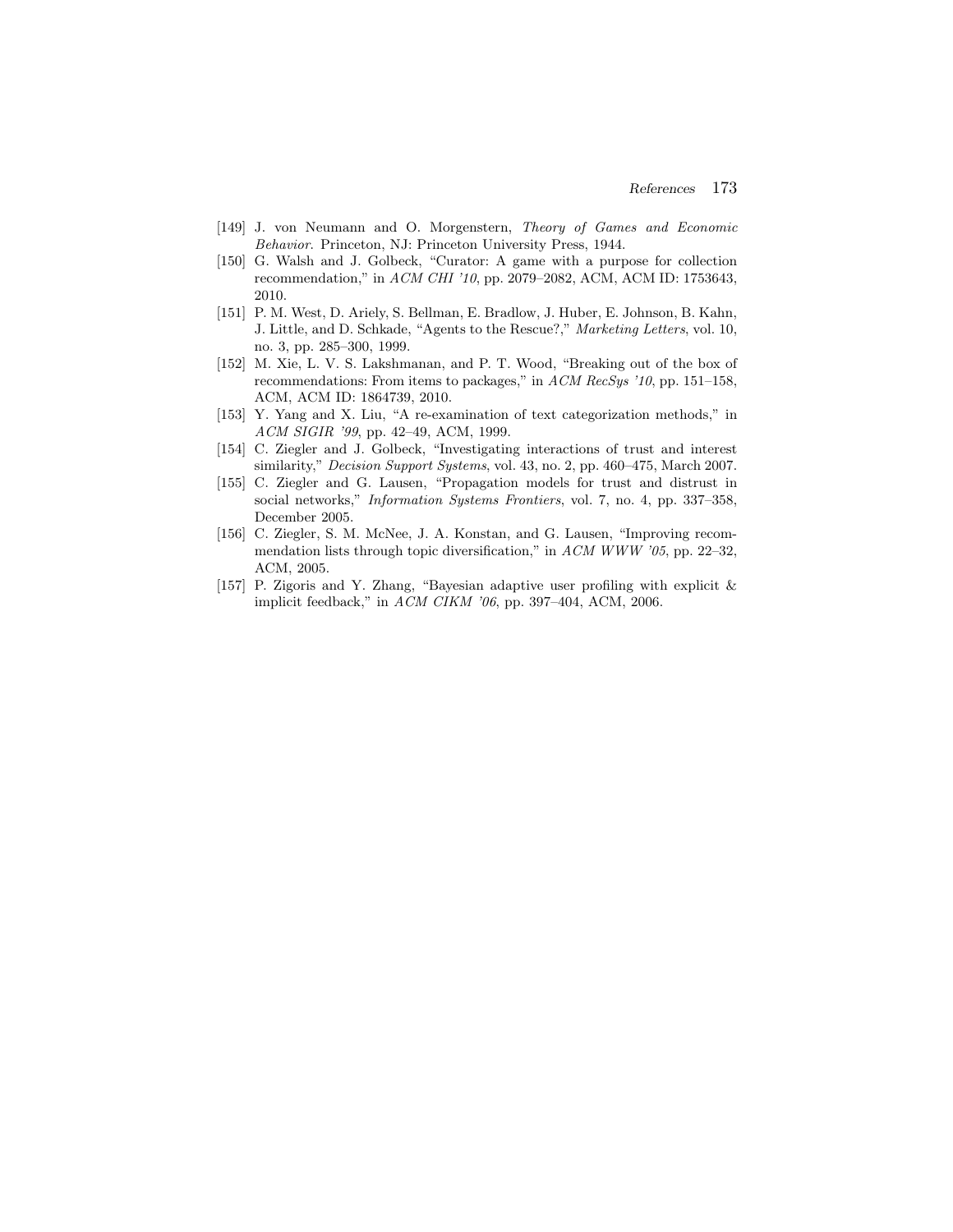[149] J. von Neumann and O. Morgenstern, *Theory of Games and Economic Behavior*. Princeton, NJ: Princeton University Press, 1944.

[150] G. Walsh and J. Golbeck, "Curator: A game with a purpose for collection recommendation," in *ACM CHI '10*, pp. 2079–2082, ACM, ACM ID: 1753643, 2010.

[151] P. M. West, D. Ariely, S. Bellman, E. Bradlow, J. Huber, E. Johnson, B. Kahn, J. Little, and D. Schkade, "Agents to the Rescue?," *Marketing Letters*, vol. 10, no. 3, pp. 285–300, 1999.

[152] M. Xie, L. V. S. Lakshmanan, and P. T. Wood, "Breaking out of the box of recommendations: From items to packages," in *ACM RecSys '10*, pp. 151–158, ACM, ACM ID: 1864739, 2010.

[153] Y. Yang and X. Liu, "A re-examination of text categorization methods," in *ACM SIGIR '99*, pp. 42–49, ACM, 1999.

[154] C. Ziegler and J. Golbeck, "Investigating interactions of trust and interest similarity," *Decision Support Systems*, vol. 43, no. 2, pp. 460–475, March 2007.

[155] C. Ziegler and G. Lausen, "Propagation models for trust and distrust in social networks," *Information Systems Frontiers*, vol. 7, no. 4, pp. 337–358, December 2005.

[156] C. Ziegler, S. M. McNee, J. A. Konstan, and G. Lausen, "Improving recommendation lists through topic diversification," in *ACM WWW '05*, pp. 22–32, ACM, 2005.

[157] P. Zigoris and Y. Zhang, "Bayesian adaptive user profiling with explicit & implicit feedback," in *ACM CIKM '06*, pp. 397–404, ACM, 2006.